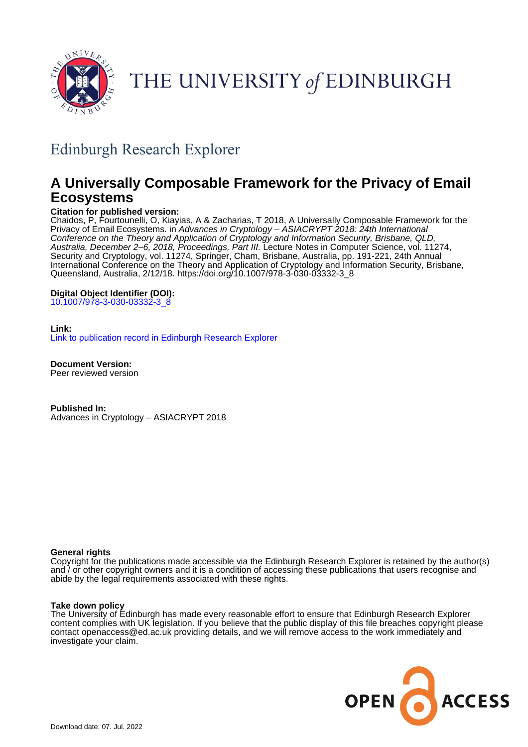THE UNIVERSITY of EDINBURGH

## Edinburgh Research Explorer

# A Universally Composable Framework for the Privacy of Email Ecosystems

**Citation for published version:**
Chaidos, P, Fourtounelli, O, Kiayias, A & Zacharias, T 2018, A Universally Composable Framework for the Privacy of Email Ecosystems. in *Advances in Cryptology – ASIACRYPT 2018: 24th International Conference on the Theory and Application of Cryptology and Information Security, Brisbane, QLD, Australia, December 2–6, 2018, Proceedings, Part III.* Lecture Notes in Computer Science, vol. 11274, Security and Cryptology, vol. 11274, Springer, Cham, Brisbane, Australia, pp. 191-221, 24th Annual International Conference on the Theory and Application of Cryptology and Information Security, Brisbane, Queensland, Australia, 2/12/18. https://doi.org/10.1007/978-3-030-03332-3_8

**Digital Object Identifier (DOI):**
10.1007/978-3-030-03332-3_8

**Link:**
Link to publication record in Edinburgh Research Explorer

**Document Version:**
Peer reviewed version

**Published In:**
Advances in Cryptology – ASIACRYPT 2018

**General rights**
Copyright for the publications made accessible via the Edinburgh Research Explorer is retained by the author(s) and / or other copyright owners and it is a condition of accessing these publications that users recognise and abide by the legal requirements associated with these rights.

**Take down policy**
The University of Edinburgh has made every reasonable effort to ensure that Edinburgh Research Explorer content complies with UK legislation. If you believe that the public display of this file breaches copyright please contact openaccess@ed.ac.uk providing details, and we will remove access to the work immediately and investigate your claim.

OPEN ACCESS

Download date: 07. Jul. 2022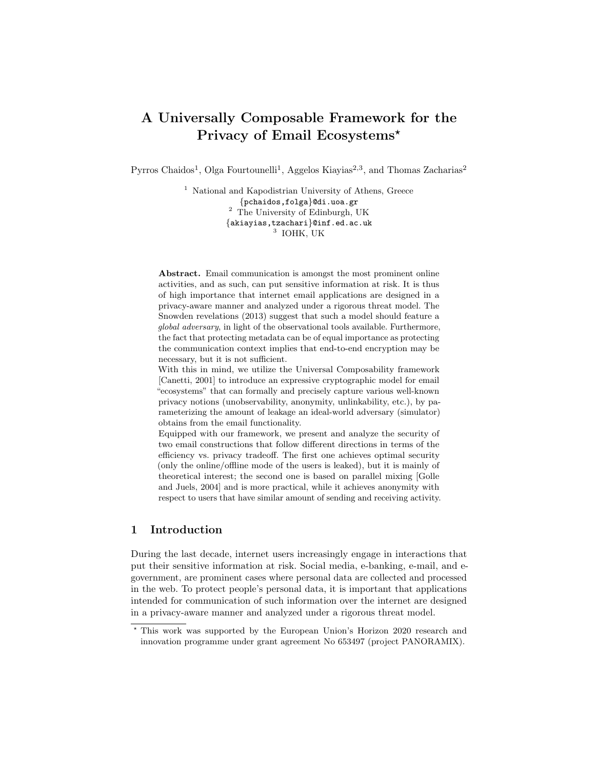# A Universally Composable Framework for the Privacy of Email Ecosystems*

Pyrros Chaidos[1], Olga Fourtounelli[1], Aggelos Kiayias[2,3], and Thomas Zacharias[2]

[1] National and Kapodistrian University of Athens, Greece
{pchaidos,folga}@di.uoa.gr
[2] The University of Edinburgh, UK
{akiayias,tzachari}@inf.ed.ac.uk
[3] IOHK, UK

**Abstract.** Email communication is amongst the most prominent online activities, and as such, can put sensitive information at risk. It is thus of high importance that internet email applications are designed in a privacy-aware manner and analyzed under a rigorous threat model. The Snowden revelations (2013) suggest that such a model should feature a *global adversary*, in light of the observational tools available. Furthermore, the fact that protecting metadata can be of equal importance as protecting the communication context implies that end-to-end encryption may be necessary, but it is not sufficient.

With this in mind, we utilize the Universal Composability framework [Canetti, 2001] to introduce an expressive cryptographic model for email "ecosystems" that can formally and precisely capture various well-known privacy notions (unobservability, anonymity, unlinkability, etc.), by parameterizing the amount of leakage an ideal-world adversary (simulator) obtains from the email functionality.

Equipped with our framework, we present and analyze the security of two email constructions that follow different directions in terms of the efficiency vs. privacy tradeoff. The first one achieves optimal security (only the online/offline mode of the users is leaked), but it is mainly of theoretical interest; the second one is based on parallel mixing [Golle and Juels, 2004] and is more practical, while it achieves anonymity with respect to users that have similar amount of sending and receiving activity.

## 1 Introduction

During the last decade, internet users increasingly engage in interactions that put their sensitive information at risk. Social media, e-banking, e-mail, and e-government, are prominent cases where personal data are collected and processed in the web. To protect people's personal data, it is important that applications intended for communication of such information over the internet are designed in a privacy-aware manner and analyzed under a rigorous threat model.

* This work was supported by the European Union's Horizon 2020 research and innovation programme under grant agreement No 653497 (project PANORAMIX).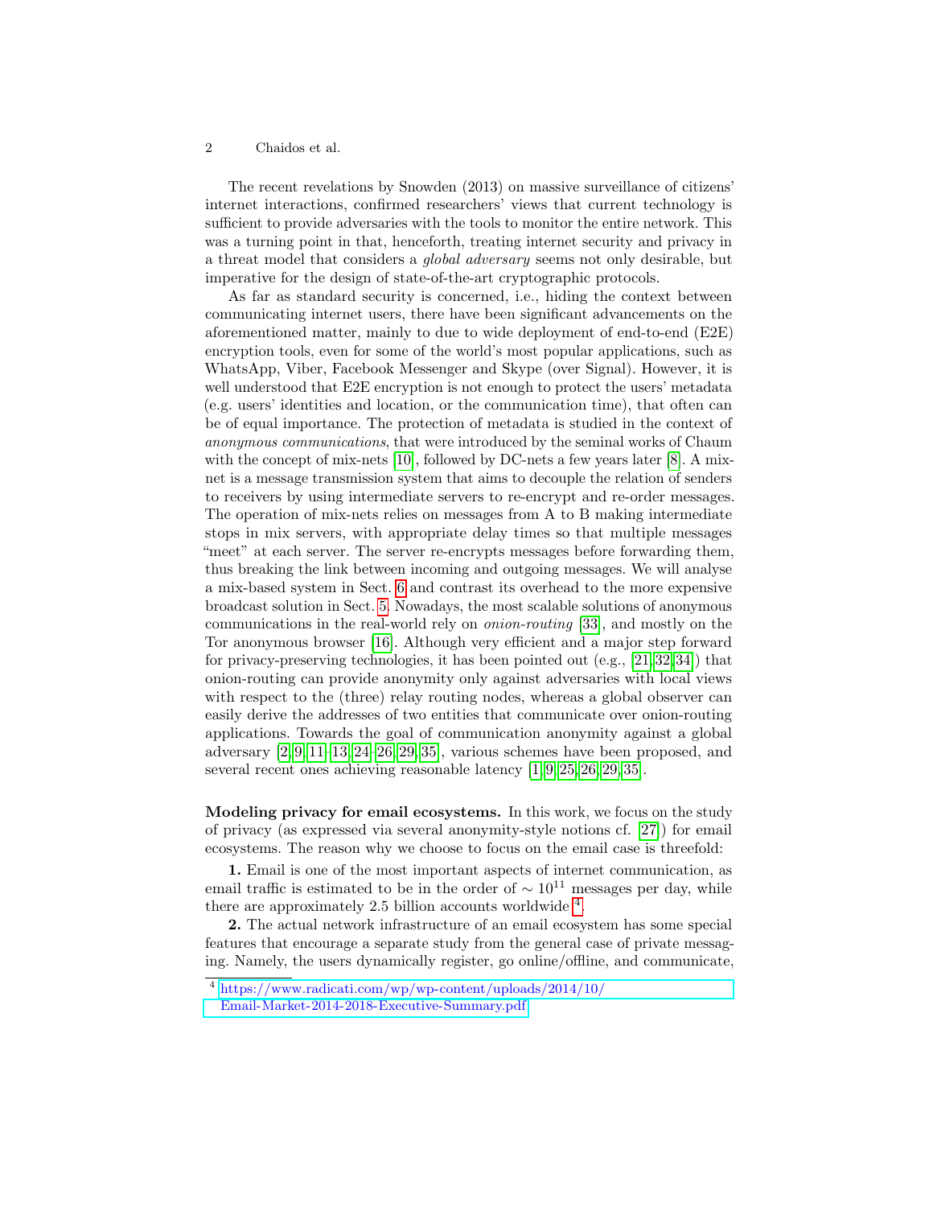The recent revelations by Snowden (2013) on massive surveillance of citizens' internet interactions, confirmed researchers' views that current technology is sufficient to provide adversaries with the tools to monitor the entire network. This was a turning point in that, henceforth, treating internet security and privacy in a threat model that considers a *global adversary* seems not only desirable, but imperative for the design of state-of-the-art cryptographic protocols.

As far as standard security is concerned, i.e., hiding the context between communicating internet users, there have been significant advancements on the aforementioned matter, mainly to due to wide deployment of end-to-end (E2E) encryption tools, even for some of the world's most popular applications, such as WhatsApp, Viber, Facebook Messenger and Skype (over Signal). However, it is well understood that E2E encryption is not enough to protect the users' metadata (e.g. users' identities and location, or the communication time), that often can be of equal importance. The protection of metadata is studied in the context of *anonymous communications*, that were introduced by the seminal works of Chaum with the concept of mix-nets [10], followed by DC-nets a few years later [8]. A mix-net is a message transmission system that aims to decouple the relation of senders to receivers by using intermediate servers to re-encrypt and re-order messages. The operation of mix-nets relies on messages from A to B making intermediate stops in mix servers, with appropriate delay times so that multiple messages "meet" at each server. The server re-encrypts messages before forwarding them, thus breaking the link between incoming and outgoing messages. We will analyse a mix-based system in Sect. 6 and contrast its overhead to the more expensive broadcast solution in Sect. 5. Nowadays, the most scalable solutions of anonymous communications in the real-world rely on *onion-routing* [33], and mostly on the Tor anonymous browser [16]. Although very efficient and a major step forward for privacy-preserving technologies, it has been pointed out (e.g., [21,32,34]) that onion-routing can provide anonymity only against adversaries with local views with respect to the (three) relay routing nodes, whereas a global observer can easily derive the addresses of two entities that communicate over onion-routing applications. Towards the goal of communication anonymity against a global adversary [2,9,11–13,24–26,29,35], various schemes have been proposed, and several recent ones achieving reasonable latency [1,9,25,26,29,35].

**Modeling privacy for email ecosystems.** In this work, we focus on the study of privacy (as expressed via several anonymity-style notions cf. [27]) for email ecosystems. The reason why we choose to focus on the email case is threefold:

**1.** Email is one of the most important aspects of internet communication, as email traffic is estimated to be in the order of $\sim 10^{11}$ messages per day, while there are approximately 2.5 billion accounts worldwide [4].

**2.** The actual network infrastructure of an email ecosystem has some special features that encourage a separate study from the general case of private messaging. Namely, the users dynamically register, go online/offline, and communicate,

[4] https://www.radicati.com/wp/wp-content/uploads/2014/10/Email-Market-2014-2018-Executive-Summary.pdf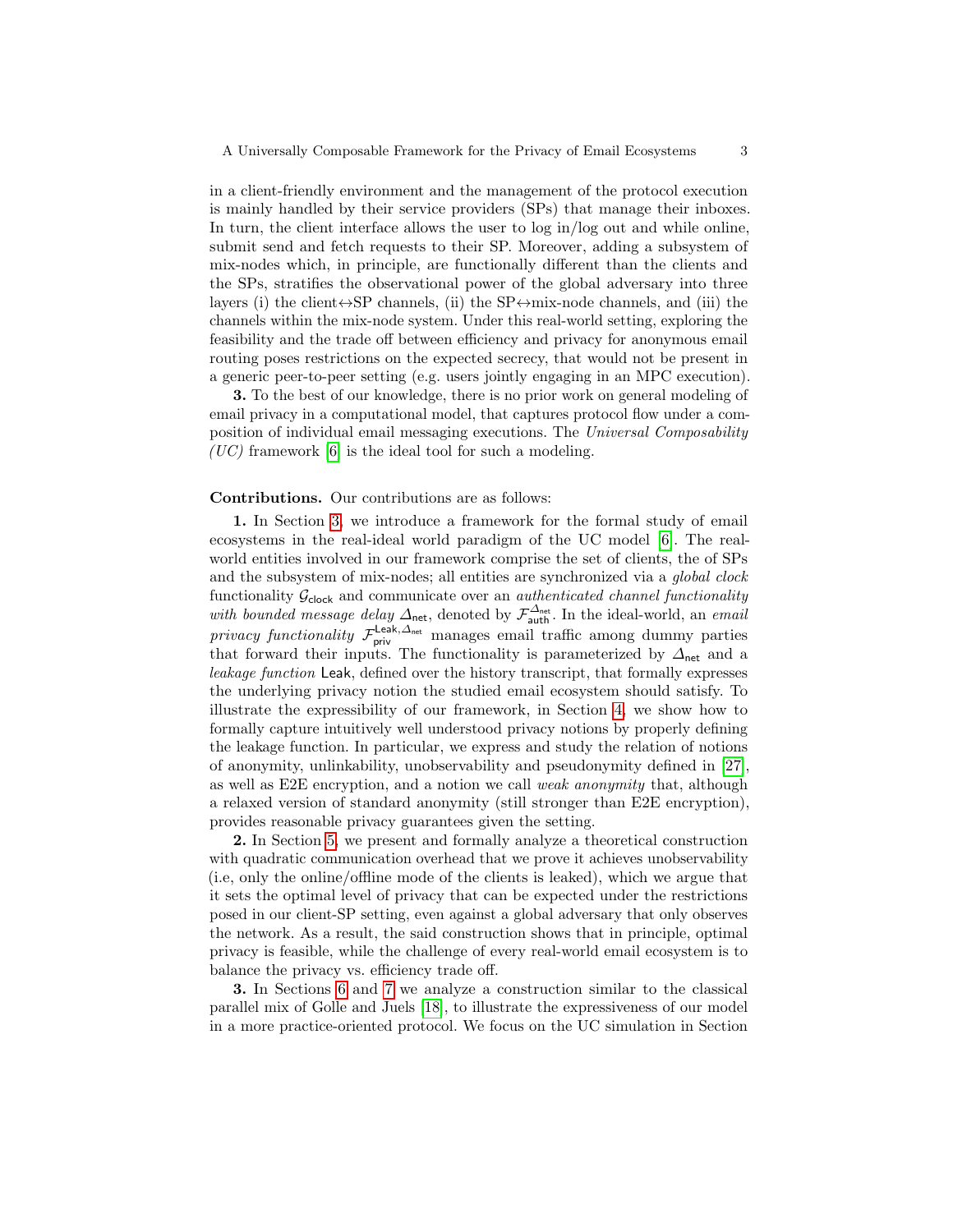in a client-friendly environment and the management of the protocol execution is mainly handled by their service providers (SPs) that manage their inboxes. In turn, the client interface allows the user to log in/log out and while online, submit send and fetch requests to their SP. Moreover, adding a subsystem of mix-nodes which, in principle, are functionally different than the clients and the SPs, stratifies the observational power of the global adversary into three layers (i) the client$\leftrightarrow$SP channels, (ii) the SP$\leftrightarrow$mix-node channels, and (iii) the channels within the mix-node system. Under this real-world setting, exploring the feasibility and the trade off between efficiency and privacy for anonymous email routing poses restrictions on the expected secrecy, that would not be present in a generic peer-to-peer setting (e.g. users jointly engaging in an MPC execution).

**3.** To the best of our knowledge, there is no prior work on general modeling of email privacy in a computational model, that captures protocol flow under a composition of individual email messaging executions. The *Universal Composability (UC)* framework [6] is the ideal tool for such a modeling.

**Contributions.** Our contributions are as follows:

**1.** In Section 3, we introduce a framework for the formal study of email ecosystems in the real-ideal world paradigm of the UC model [6]. The real-world entities involved in our framework comprise the set of clients, the of SPs and the subsystem of mix-nodes; all entities are synchronized via a *global clock* functionality $\mathcal{G}_{\mathsf{clock}}$ and communicate over an *authenticated channel functionality with bounded message delay* $\Delta_{\mathsf{net}}$, denoted by $\mathcal{F}_{\mathsf{auth}}^{\Delta_{\mathsf{net}}}$. In the ideal-world, an *email privacy functionality* $\mathcal{F}_{\mathsf{priv}}^{\mathsf{Leak},\Delta_{\mathsf{net}}}$ manages email traffic among dummy parties that forward their inputs. The functionality is parameterized by $\Delta_{\mathsf{net}}$ and a *leakage function* $\mathsf{Leak}$, defined over the history transcript, that formally expresses the underlying privacy notion the studied email ecosystem should satisfy. To illustrate the expressibility of our framework, in Section 4, we show how to formally capture intuitively well understood privacy notions by properly defining the leakage function. In particular, we express and study the relation of notions of anonymity, unlinkability, unobservability and pseudonymity defined in [27], as well as E2E encryption, and a notion we call *weak anonymity* that, although a relaxed version of standard anonymity (still stronger than E2E encryption), provides reasonable privacy guarantees given the setting.

**2.** In Section 5, we present and formally analyze a theoretical construction with quadratic communication overhead that we prove it achieves unobservability (i.e, only the online/offline mode of the clients is leaked), which we argue that it sets the optimal level of privacy that can be expected under the restrictions posed in our client-SP setting, even against a global adversary that only observes the network. As a result, the said construction shows that in principle, optimal privacy is feasible, while the challenge of every real-world email ecosystem is to balance the privacy vs. efficiency trade off.

**3.** In Sections 6 and 7 we analyze a construction similar to the classical parallel mix of Golle and Juels [18], to illustrate the expressiveness of our model in a more practice-oriented protocol. We focus on the UC simulation in Section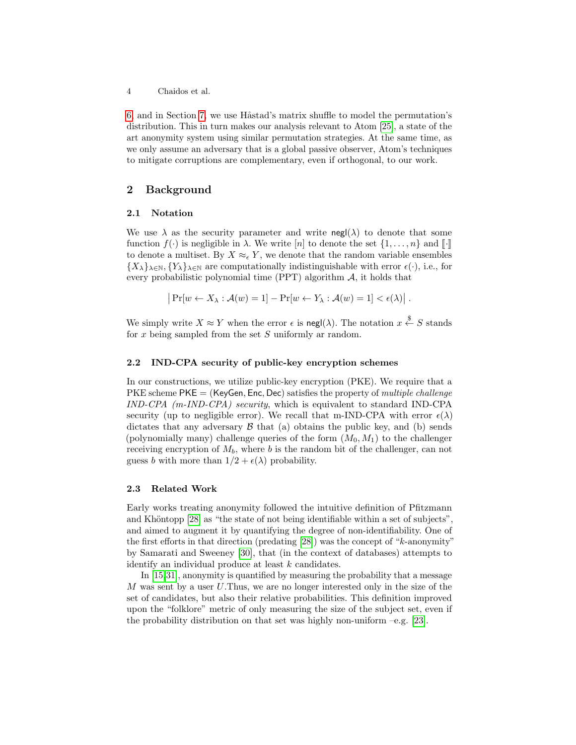6, and in Section 7, we use Håstad's matrix shuffle to model the permutation's distribution. This in turn makes our analysis relevant to Atom [25], a state of the art anonymity system using similar permutation strategies. At the same time, as we only assume an adversary that is a global passive observer, Atom's techniques to mitigate corruptions are complementary, even if orthogonal, to our work.

## 2 Background

### 2.1 Notation

We use $\lambda$ as the security parameter and write $\mathsf{negl}(\lambda)$ to denote that some function $f(\cdot)$ is negligible in $\lambda$. We write $[n]$ to denote the set $\{1, \ldots, n\}$ and $[\![\cdot]\!]$ to denote a multiset. By $X \approx_\epsilon Y$, we denote that the random variable ensembles $\{X_\lambda\}_{\lambda\in\mathbb{N}}, \{Y_\lambda\}_{\lambda\in\mathbb{N}}$ are computationally indistinguishable with error $\epsilon(\cdot)$, i.e., for every probabilistic polynomial time (PPT) algorithm $\mathcal{A}$, it holds that

$$\big|\Pr[w \leftarrow X_\lambda : \mathcal{A}(w) = 1] - \Pr[w \leftarrow Y_\lambda : \mathcal{A}(w) = 1] < \epsilon(\lambda)\big| \,.$$

We simply write $X \approx Y$ when the error $\epsilon$ is $\mathsf{negl}(\lambda)$. The notation $x \overset{\$}{\leftarrow} S$ stands for $x$ being sampled from the set $S$ uniformly ar random.

### 2.2 IND-CPA security of public-key encryption schemes

In our constructions, we utilize public-key encryption (PKE). We require that a PKE scheme $\mathsf{PKE} = (\mathsf{KeyGen}, \mathsf{Enc}, \mathsf{Dec})$ satisfies the property of *multiple challenge IND-CPA (m-IND-CPA) security*, which is equivalent to standard IND-CPA security (up to negligible error). We recall that m-IND-CPA with error $\epsilon(\lambda)$ dictates that any adversary $\mathcal{B}$ that (a) obtains the public key, and (b) sends (polynomially many) challenge queries of the form $(M_0, M_1)$ to the challenger receiving encryption of $M_b$, where $b$ is the random bit of the challenger, can not guess $b$ with more than $1/2 + \epsilon(\lambda)$ probability.

### 2.3 Related Work

Early works treating anonymity followed the intuitive definition of Pfitzmann and Khöntopp [28] as "the state of not being identifiable within a set of subjects", and aimed to augment it by quantifying the degree of non-identifiability. One of the first efforts in that direction (predating [28]) was the concept of "$k$-anonymity" by Samarati and Sweeney [30], that (in the context of databases) attempts to identify an individual produce at least $k$ candidates.

In [15,31], anonymity is quantified by measuring the probability that a message $M$ was sent by a user $U$.Thus, we are no longer interested only in the size of the set of candidates, but also their relative probabilities. This definition improved upon the "folklore" metric of only measuring the size of the subject set, even if the probability distribution on that set was highly non-uniform –e.g. [23].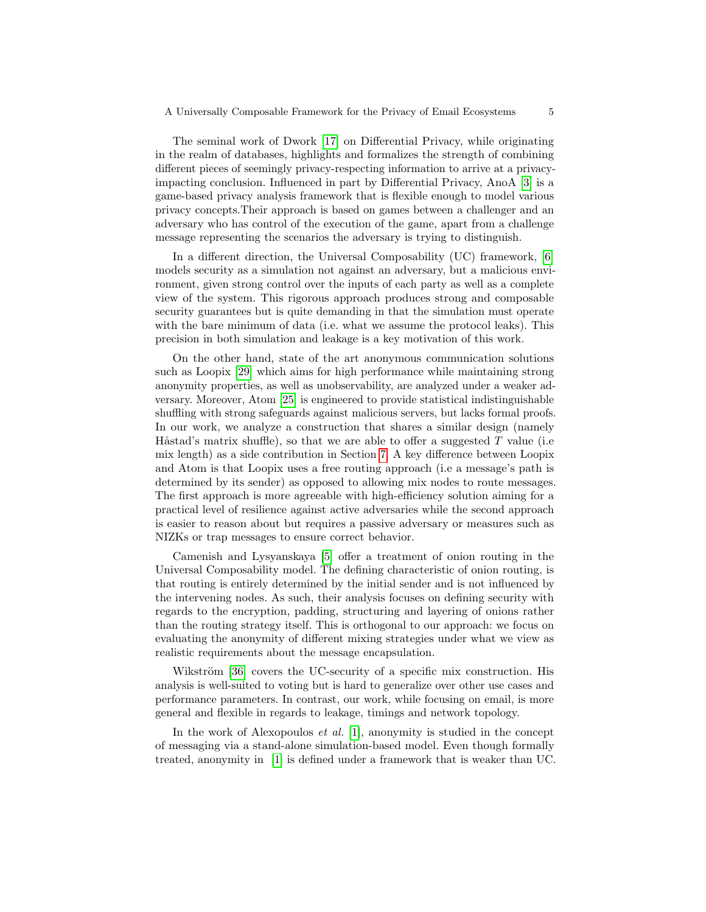The seminal work of Dwork [17] on Differential Privacy, while originating in the realm of databases, highlights and formalizes the strength of combining different pieces of seemingly privacy-respecting information to arrive at a privacy-impacting conclusion. Influenced in part by Differential Privacy, AnoA [3] is a game-based privacy analysis framework that is flexible enough to model various privacy concepts.Their approach is based on games between a challenger and an adversary who has control of the execution of the game, apart from a challenge message representing the scenarios the adversary is trying to distinguish.

In a different direction, the Universal Composability (UC) framework, [6] models security as a simulation not against an adversary, but a malicious environment, given strong control over the inputs of each party as well as a complete view of the system. This rigorous approach produces strong and composable security guarantees but is quite demanding in that the simulation must operate with the bare minimum of data (i.e. what we assume the protocol leaks). This precision in both simulation and leakage is a key motivation of this work.

On the other hand, state of the art anonymous communication solutions such as Loopix [29] which aims for high performance while maintaining strong anonymity properties, as well as unobservability, are analyzed under a weaker adversary. Moreover, Atom [25] is engineered to provide statistical indistinguishable shuffling with strong safeguards against malicious servers, but lacks formal proofs. In our work, we analyze a construction that shares a similar design (namely Håstad's matrix shuffle), so that we are able to offer a suggested $T$ value (i.e mix length) as a side contribution in Section 7. A key difference between Loopix and Atom is that Loopix uses a free routing approach (i.e a message's path is determined by its sender) as opposed to allowing mix nodes to route messages. The first approach is more agreeable with high-efficiency solution aiming for a practical level of resilience against active adversaries while the second approach is easier to reason about but requires a passive adversary or measures such as NIZKs or trap messages to ensure correct behavior.

Camenish and Lysyanskaya [5] offer a treatment of onion routing in the Universal Composability model. The defining characteristic of onion routing, is that routing is entirely determined by the initial sender and is not influenced by the intervening nodes. As such, their analysis focuses on defining security with regards to the encryption, padding, structuring and layering of onions rather than the routing strategy itself. This is orthogonal to our approach: we focus on evaluating the anonymity of different mixing strategies under what we view as realistic requirements about the message encapsulation.

Wikström [36] covers the UC-security of a specific mix construction. His analysis is well-suited to voting but is hard to generalize over other use cases and performance parameters. In contrast, our work, while focusing on email, is more general and flexible in regards to leakage, timings and network topology.

In the work of Alexopoulos *et al.* [1], anonymity is studied in the concept of messaging via a stand-alone simulation-based model. Even though formally treated, anonymity in [1] is defined under a framework that is weaker than UC.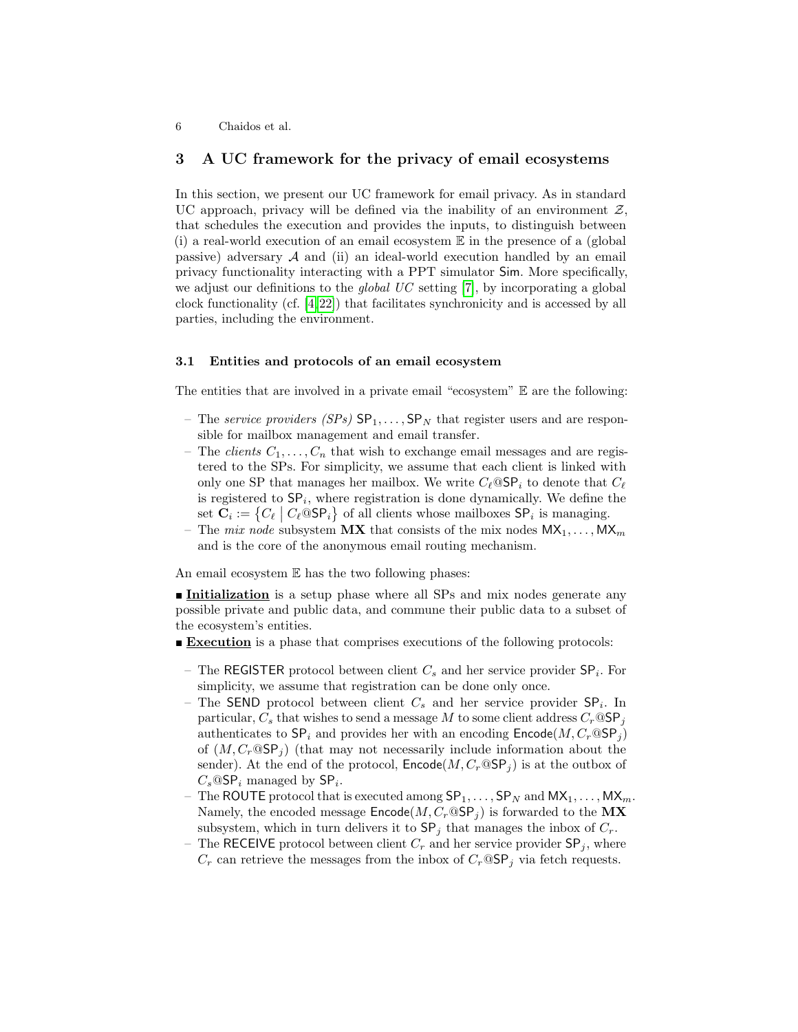## 3 A UC framework for the privacy of email ecosystems

In this section, we present our UC framework for email privacy. As in standard UC approach, privacy will be defined via the inability of an environment $\mathcal{Z}$, that schedules the execution and provides the inputs, to distinguish between (i) a real-world execution of an email ecosystem $\mathbb{E}$ in the presence of a (global passive) adversary $\mathcal{A}$ and (ii) an ideal-world execution handled by an email privacy functionality interacting with a PPT simulator $\mathsf{Sim}$. More specifically, we adjust our definitions to the *global UC* setting [7], by incorporating a global clock functionality (cf. [4,22]) that facilitates synchronicity and is accessed by all parties, including the environment.

### 3.1 Entities and protocols of an email ecosystem

The entities that are involved in a private email "ecosystem" $\mathbb{E}$ are the following:

- The *service providers (SPs)* $\mathsf{SP}_1, \ldots, \mathsf{SP}_N$ that register users and are responsible for mailbox management and email transfer.
- The *clients* $C_1, \ldots, C_n$ that wish to exchange email messages and are registered to the SPs. For simplicity, we assume that each client is linked with only one SP that manages her mailbox. We write $C_\ell@\mathsf{SP}_i$ to denote that $C_\ell$ is registered to $\mathsf{SP}_i$, where registration is done dynamically. We define the set $\mathbf{C}_i := \{C_\ell \mid C_\ell@\mathsf{SP}_i\}$ of all clients whose mailboxes $\mathsf{SP}_i$ is managing.
- The *mix node* subsystem $\mathbf{MX}$ that consists of the mix nodes $\mathsf{MX}_1, \ldots, \mathsf{MX}_m$ and is the core of the anonymous email routing mechanism.

An email ecosystem $\mathbb{E}$ has the two following phases:

■ **<u>Initialization</u>** is a setup phase where all SPs and mix nodes generate any possible private and public data, and commune their public data to a subset of the ecosystem's entities.

■ **<u>Execution</u>** is a phase that comprises executions of the following protocols:

- The $\mathsf{REGISTER}$ protocol between client $C_s$ and her service provider $\mathsf{SP}_i$. For simplicity, we assume that registration can be done only once.
- The $\mathsf{SEND}$ protocol between client $C_s$ and her service provider $\mathsf{SP}_i$. In particular, $C_s$ that wishes to send a message $M$ to some client address $C_r@\mathsf{SP}_j$ authenticates to $\mathsf{SP}_i$ and provides her with an encoding $\mathsf{Encode}(M, C_r@\mathsf{SP}_j)$ of $(M, C_r@\mathsf{SP}_j)$ (that may not necessarily include information about the sender). At the end of the protocol, $\mathsf{Encode}(M, C_r@\mathsf{SP}_j)$ is at the outbox of $C_s@\mathsf{SP}_i$ managed by $\mathsf{SP}_i$.
- The $\mathsf{ROUTE}$ protocol that is executed among $\mathsf{SP}_1, \ldots, \mathsf{SP}_N$ and $\mathsf{MX}_1, \ldots, \mathsf{MX}_m$. Namely, the encoded message $\mathsf{Encode}(M, C_r@\mathsf{SP}_j)$ is forwarded to the $\mathbf{MX}$ subsystem, which in turn delivers it to $\mathsf{SP}_j$ that manages the inbox of $C_r$.
- The $\mathsf{RECEIVE}$ protocol between client $C_r$ and her service provider $\mathsf{SP}_j$, where $C_r$ can retrieve the messages from the inbox of $C_r@\mathsf{SP}_j$ via fetch requests.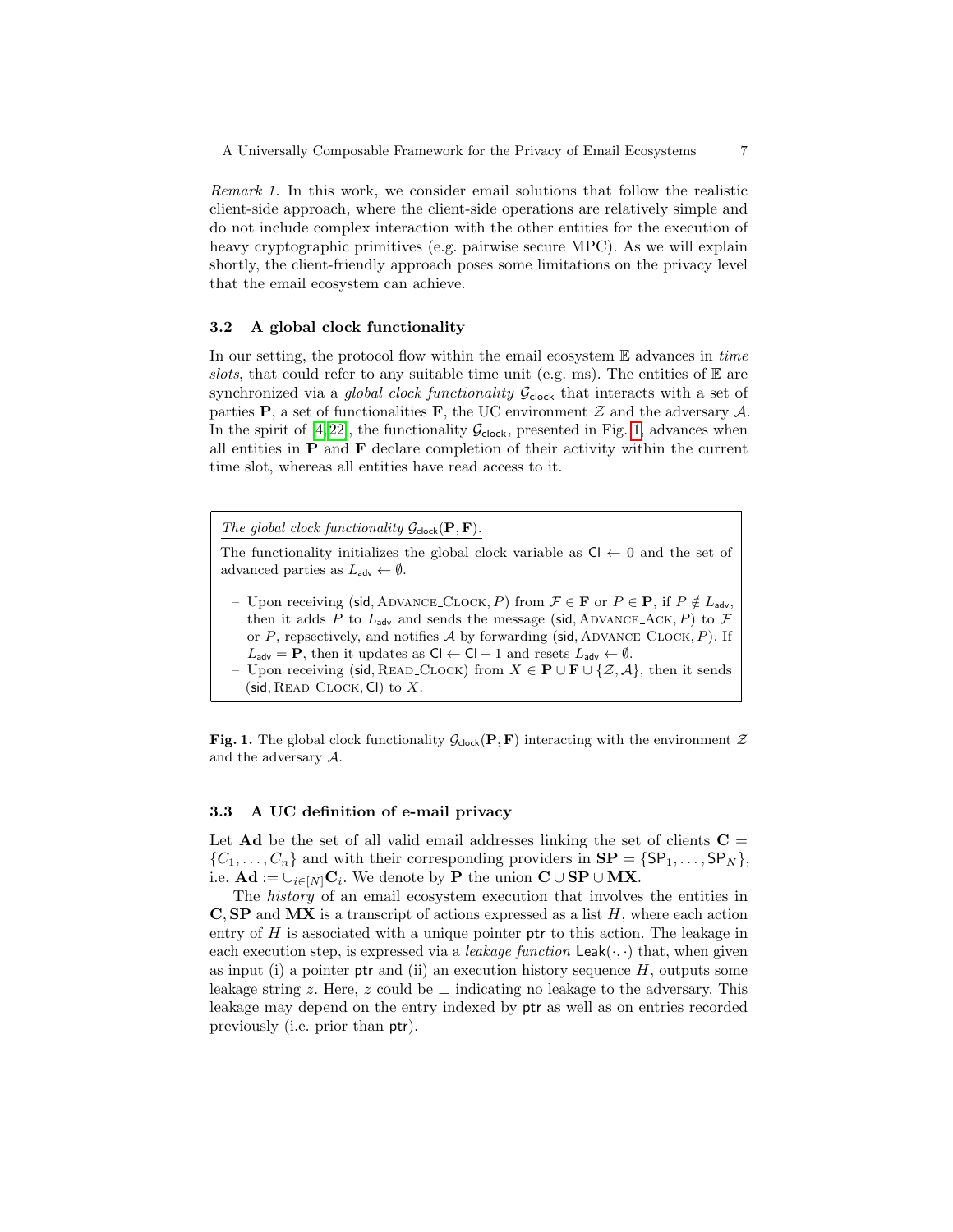*Remark 1.* In this work, we consider email solutions that follow the realistic client-side approach, where the client-side operations are relatively simple and do not include complex interaction with the other entities for the execution of heavy cryptographic primitives (e.g. pairwise secure MPC). As we will explain shortly, the client-friendly approach poses some limitations on the privacy level that the email ecosystem can achieve.

### 3.2 A global clock functionality

In our setting, the protocol flow within the email ecosystem $\mathbb{E}$ advances in *time slots*, that could refer to any suitable time unit (e.g. ms). The entities of $\mathbb{E}$ are synchronized via a *global clock functionality* $\mathcal{G}_{\mathsf{clock}}$ that interacts with a set of parties $\mathbf{P}$, a set of functionalities $\mathbf{F}$, the UC environment $\mathcal{Z}$ and the adversary $\mathcal{A}$. In the spirit of [4,22], the functionality $\mathcal{G}_{\mathsf{clock}}$, presented in Fig. 1, advances when all entities in $\mathbf{P}$ and $\mathbf{F}$ declare completion of their activity within the current time slot, whereas all entities have read access to it.

> *The global clock functionality* $\mathcal{G}_{\mathsf{clock}}(\mathbf{P}, \mathbf{F})$.
>
> The functionality initializes the global clock variable as $\mathsf{Cl} \leftarrow 0$ and the set of advanced parties as $L_{\mathsf{adv}} \leftarrow \emptyset$.
>
> – Upon receiving $(\mathsf{sid}, \textsc{Advance\_Clock}, P)$ from $\mathcal{F} \in \mathbf{F}$ or $P \in \mathbf{P}$, if $P \notin L_{\mathsf{adv}}$, then it adds $P$ to $L_{\mathsf{adv}}$ and sends the message $(\mathsf{sid}, \textsc{Advance\_Ack}, P)$ to $\mathcal{F}$ or $P$, repsectively, and notifies $\mathcal{A}$ by forwarding $(\mathsf{sid}, \textsc{Advance\_Clock}, P)$. If $L_{\mathsf{adv}} = \mathbf{P}$, then it updates as $\mathsf{Cl} \leftarrow \mathsf{Cl} + 1$ and resets $L_{\mathsf{adv}} \leftarrow \emptyset$.
> – Upon receiving $(\mathsf{sid}, \textsc{Read\_Clock})$ from $X \in \mathbf{P} \cup \mathbf{F} \cup \{\mathcal{Z}, \mathcal{A}\}$, then it sends $(\mathsf{sid}, \textsc{Read\_Clock}, \mathsf{Cl})$ to $X$.

**Fig. 1.** The global clock functionality $\mathcal{G}_{\mathsf{clock}}(\mathbf{P}, \mathbf{F})$ interacting with the environment $\mathcal{Z}$ and the adversary $\mathcal{A}$.

### 3.3 A UC definition of e-mail privacy

Let $\mathbf{Ad}$ be the set of all valid email addresses linking the set of clients $\mathbf{C} = \{C_1, \ldots, C_n\}$ and with their corresponding providers in $\mathbf{SP} = \{\mathsf{SP}_1, \ldots, \mathsf{SP}_N\}$, i.e. $\mathbf{Ad} := \cup_{i \in [N]} \mathbf{C}_i$. We denote by $\mathbf{P}$ the union $\mathbf{C} \cup \mathbf{SP} \cup \mathbf{MX}$.

The *history* of an email ecosystem execution that involves the entities in $\mathbf{C}, \mathbf{SP}$ and $\mathbf{MX}$ is a transcript of actions expressed as a list $H$, where each action entry of $H$ is associated with a unique pointer $\mathsf{ptr}$ to this action. The leakage in each execution step, is expressed via a *leakage function* $\mathsf{Leak}(\cdot, \cdot)$ that, when given as input (i) a pointer $\mathsf{ptr}$ and (ii) an execution history sequence $H$, outputs some leakage string $z$. Here, $z$ could be $\perp$ indicating no leakage to the adversary. This leakage may depend on the entry indexed by $\mathsf{ptr}$ as well as on entries recorded previously (i.e. prior than $\mathsf{ptr}$).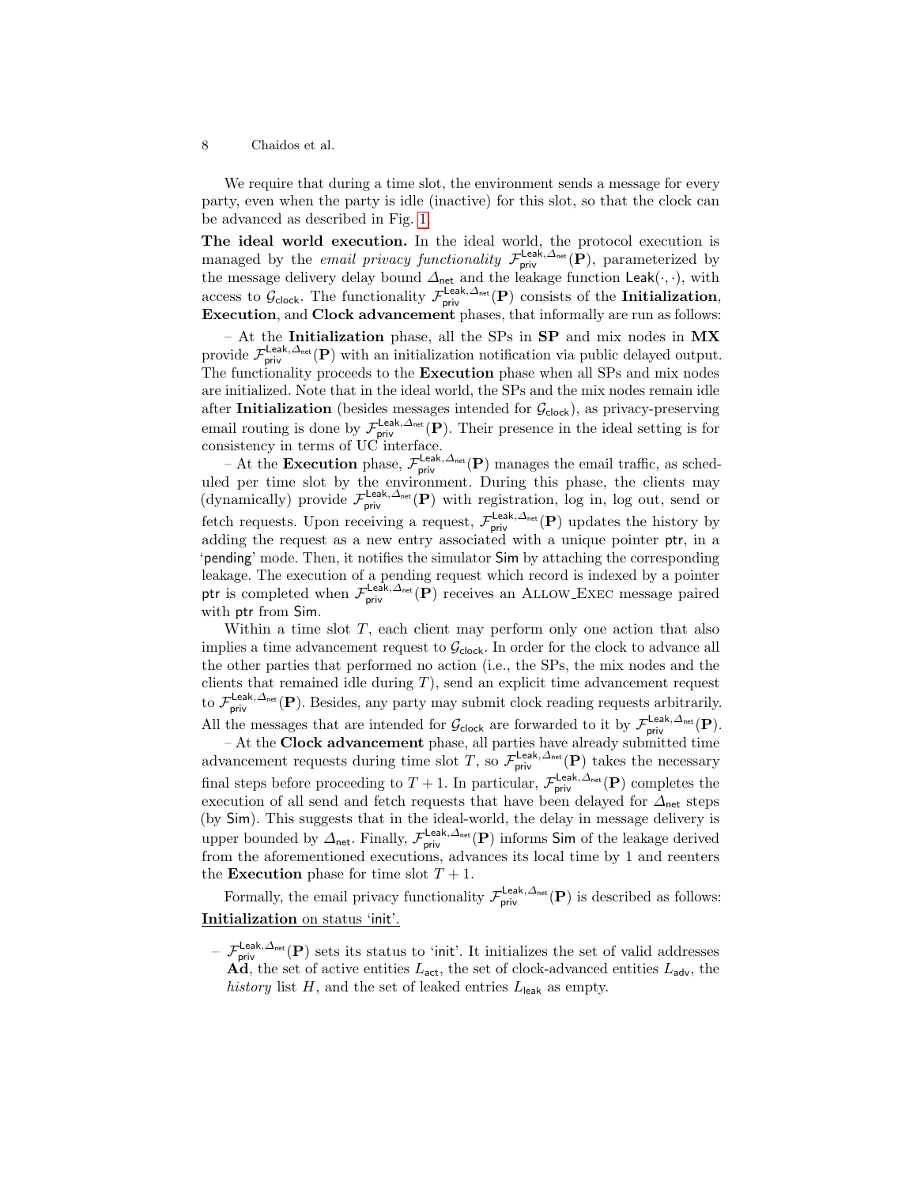We require that during a time slot, the environment sends a message for every party, even when the party is idle (inactive) for this slot, so that the clock can be advanced as described in Fig. 1.

**The ideal world execution.** In the ideal world, the protocol execution is managed by the *email privacy functionality* $\mathcal{F}_{\mathsf{priv}}^{\mathsf{Leak},\Delta_{\mathsf{net}}}(\mathbf{P})$, parameterized by the message delivery delay bound $\Delta_{\mathsf{net}}$ and the leakage function $\mathsf{Leak}(\cdot,\cdot)$, with access to $\mathcal{G}_{\mathsf{clock}}$. The functionality $\mathcal{F}_{\mathsf{priv}}^{\mathsf{Leak},\Delta_{\mathsf{net}}}(\mathbf{P})$ consists of the **Initialization**, **Execution**, and **Clock advancement** phases, that informally are run as follows:

– At the **Initialization** phase, all the SPs in $\mathbf{SP}$ and mix nodes in $\mathbf{MX}$ provide $\mathcal{F}_{\mathsf{priv}}^{\mathsf{Leak},\Delta_{\mathsf{net}}}(\mathbf{P})$ with an initialization notification via public delayed output. The functionality proceeds to the **Execution** phase when all SPs and mix nodes are initialized. Note that in the ideal world, the SPs and the mix nodes remain idle after **Initialization** (besides messages intended for $\mathcal{G}_{\mathsf{clock}}$), as privacy-preserving email routing is done by $\mathcal{F}_{\mathsf{priv}}^{\mathsf{Leak},\Delta_{\mathsf{net}}}(\mathbf{P})$. Their presence in the ideal setting is for consistency in terms of UC interface.

– At the **Execution** phase, $\mathcal{F}_{\mathsf{priv}}^{\mathsf{Leak},\Delta_{\mathsf{net}}}(\mathbf{P})$ manages the email traffic, as scheduled per time slot by the environment. During this phase, the clients may (dynamically) provide $\mathcal{F}_{\mathsf{priv}}^{\mathsf{Leak},\Delta_{\mathsf{net}}}(\mathbf{P})$ with registration, log in, log out, send or fetch requests. Upon receiving a request, $\mathcal{F}_{\mathsf{priv}}^{\mathsf{Leak},\Delta_{\mathsf{net}}}(\mathbf{P})$ updates the history by adding the request as a new entry associated with a unique pointer $\mathsf{ptr}$, in a '$\mathsf{pending}$' mode. Then, it notifies the simulator $\mathsf{Sim}$ by attaching the corresponding leakage. The execution of a pending request which record is indexed by a pointer $\mathsf{ptr}$ is completed when $\mathcal{F}_{\mathsf{priv}}^{\mathsf{Leak},\Delta_{\mathsf{net}}}(\mathbf{P})$ receives an ALLOW_EXEC message paired with $\mathsf{ptr}$ from $\mathsf{Sim}$.

Within a time slot $T$, each client may perform only one action that also implies a time advancement request to $\mathcal{G}_{\mathsf{clock}}$. In order for the clock to advance all the other parties that performed no action (i.e., the SPs, the mix nodes and the clients that remained idle during $T$), send an explicit time advancement request to $\mathcal{F}_{\mathsf{priv}}^{\mathsf{Leak},\Delta_{\mathsf{net}}}(\mathbf{P})$. Besides, any party may submit clock reading requests arbitrarily. All the messages that are intended for $\mathcal{G}_{\mathsf{clock}}$ are forwarded to it by $\mathcal{F}_{\mathsf{priv}}^{\mathsf{Leak},\Delta_{\mathsf{net}}}(\mathbf{P})$.

– At the **Clock advancement** phase, all parties have already submitted time advancement requests during time slot $T$, so $\mathcal{F}_{\mathsf{priv}}^{\mathsf{Leak},\Delta_{\mathsf{net}}}(\mathbf{P})$ takes the necessary final steps before proceeding to $T+1$. In particular, $\mathcal{F}_{\mathsf{priv}}^{\mathsf{Leak},\Delta_{\mathsf{net}}}(\mathbf{P})$ completes the execution of all send and fetch requests that have been delayed for $\Delta_{\mathsf{net}}$ steps (by $\mathsf{Sim}$). This suggests that in the ideal-world, the delay in message delivery is upper bounded by $\Delta_{\mathsf{net}}$. Finally, $\mathcal{F}_{\mathsf{priv}}^{\mathsf{Leak},\Delta_{\mathsf{net}}}(\mathbf{P})$ informs $\mathsf{Sim}$ of the leakage derived from the aforementioned executions, advances its local time by 1 and reenters the **Execution** phase for time slot $T+1$.

Formally, the email privacy functionality $\mathcal{F}_{\mathsf{priv}}^{\mathsf{Leak},\Delta_{\mathsf{net}}}(\mathbf{P})$ is described as follows:

**Initialization** on status '$\mathsf{init}$'.

- $\mathcal{F}_{\mathsf{priv}}^{\mathsf{Leak},\Delta_{\mathsf{net}}}(\mathbf{P})$ sets its status to '$\mathsf{init}$'. It initializes the set of valid addresses $\mathbf{Ad}$, the set of active entities $L_{\mathsf{act}}$, the set of clock-advanced entities $L_{\mathsf{adv}}$, the *history* list $H$, and the set of leaked entries $L_{\mathsf{leak}}$ as empty.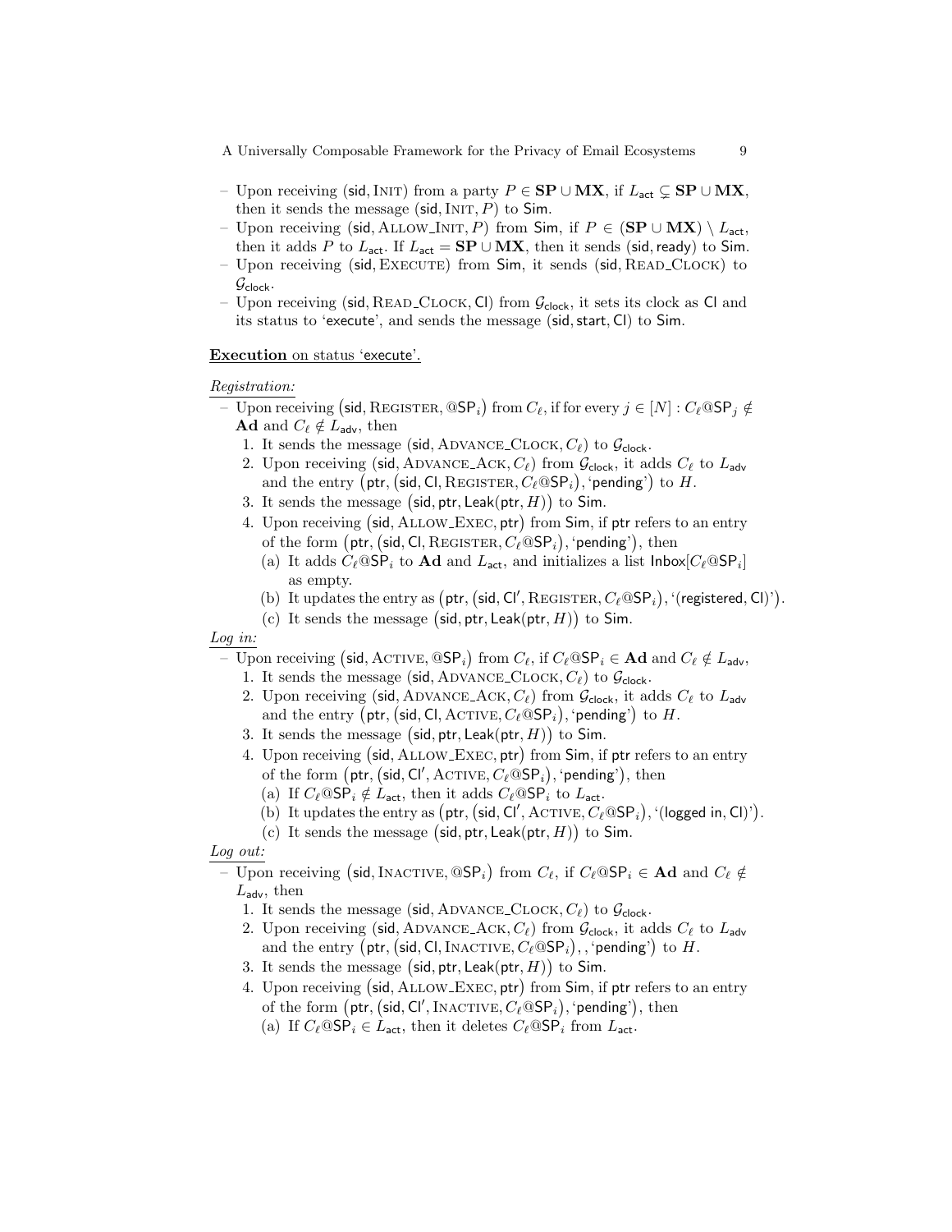– Upon receiving $(\mathsf{sid}, \text{INIT})$ from a party $P \in \mathbf{SP} \cup \mathbf{MX}$, if $L_{\mathsf{act}} \subsetneq \mathbf{SP} \cup \mathbf{MX}$, then it sends the message $(\mathsf{sid}, \text{INIT}, P)$ to $\mathsf{Sim}$.

– Upon receiving $(\mathsf{sid}, \text{ALLOW\_INIT}, P)$ from $\mathsf{Sim}$, if $P \in (\mathbf{SP} \cup \mathbf{MX}) \setminus L_{\mathsf{act}}$, then it adds $P$ to $L_{\mathsf{act}}$. If $L_{\mathsf{act}} = \mathbf{SP} \cup \mathbf{MX}$, then it sends $(\mathsf{sid}, \mathsf{ready})$ to $\mathsf{Sim}$.

– Upon receiving $(\mathsf{sid}, \text{EXECUTE})$ from $\mathsf{Sim}$, it sends $(\mathsf{sid}, \text{READ\_CLOCK})$ to $\mathcal{G}_{\mathsf{clock}}$.

– Upon receiving $(\mathsf{sid}, \text{READ\_CLOCK}, \mathsf{Cl})$ from $\mathcal{G}_{\mathsf{clock}}$, it sets its clock as $\mathsf{Cl}$ and its status to '$\mathsf{execute}$', and sends the message $(\mathsf{sid}, \mathsf{start}, \mathsf{Cl})$ to $\mathsf{Sim}$.

<u>**Execution** on status '$\mathsf{execute}$'.</u>

<u>*Registration:*</u>

– Upon receiving $(\mathsf{sid}, \text{REGISTER}, @\mathsf{SP}_i)$ from $C_\ell$, if for every $j \in [N] : C_\ell@\mathsf{SP}_j \notin \mathbf{Ad}$ and $C_\ell \notin L_{\mathsf{adv}}$, then
  1. It sends the message $(\mathsf{sid}, \text{ADVANCE\_CLOCK}, C_\ell)$ to $\mathcal{G}_{\mathsf{clock}}$.
  2. Upon receiving $(\mathsf{sid}, \text{ADVANCE\_ACK}, C_\ell)$ from $\mathcal{G}_{\mathsf{clock}}$, it adds $C_\ell$ to $L_{\mathsf{adv}}$ and the entry $\big(\mathsf{ptr}, (\mathsf{sid}, \mathsf{Cl}, \text{REGISTER}, C_\ell@\mathsf{SP}_i), \text{'}\mathsf{pending}\text{'}\big)$ to $H$.
  3. It sends the message $\big(\mathsf{sid}, \mathsf{ptr}, \mathsf{Leak}(\mathsf{ptr}, H)\big)$ to $\mathsf{Sim}$.
  4. Upon receiving $(\mathsf{sid}, \text{ALLOW\_EXEC}, \mathsf{ptr})$ from $\mathsf{Sim}$, if $\mathsf{ptr}$ refers to an entry of the form $\big(\mathsf{ptr}, (\mathsf{sid}, \mathsf{Cl}, \text{REGISTER}, C_\ell@\mathsf{SP}_i), \text{'}\mathsf{pending}\text{'}\big)$, then
     (a) It adds $C_\ell@\mathsf{SP}_i$ to $\mathbf{Ad}$ and $L_{\mathsf{act}}$, and initializes a list $\mathsf{Inbox}[C_\ell@\mathsf{SP}_i]$ as empty.
     (b) It updates the entry as $\big(\mathsf{ptr}, (\mathsf{sid}, \mathsf{Cl}', \text{REGISTER}, C_\ell@\mathsf{SP}_i), \text{'}(\mathsf{registered}, \mathsf{Cl})\text{'}\big)$.
     (c) It sends the message $\big(\mathsf{sid}, \mathsf{ptr}, \mathsf{Leak}(\mathsf{ptr}, H)\big)$ to $\mathsf{Sim}$.

<u>*Log in:*</u>

– Upon receiving $(\mathsf{sid}, \text{ACTIVE}, @\mathsf{SP}_i)$ from $C_\ell$, if $C_\ell@\mathsf{SP}_i \in \mathbf{Ad}$ and $C_\ell \notin L_{\mathsf{adv}}$,
  1. It sends the message $(\mathsf{sid}, \text{ADVANCE\_CLOCK}, C_\ell)$ to $\mathcal{G}_{\mathsf{clock}}$.
  2. Upon receiving $(\mathsf{sid}, \text{ADVANCE\_ACK}, C_\ell)$ from $\mathcal{G}_{\mathsf{clock}}$, it adds $C_\ell$ to $L_{\mathsf{adv}}$ and the entry $\big(\mathsf{ptr}, (\mathsf{sid}, \mathsf{Cl}, \text{ACTIVE}, C_\ell@\mathsf{SP}_i), \text{'}\mathsf{pending}\text{'}\big)$ to $H$.
  3. It sends the message $\big(\mathsf{sid}, \mathsf{ptr}, \mathsf{Leak}(\mathsf{ptr}, H)\big)$ to $\mathsf{Sim}$.
  4. Upon receiving $(\mathsf{sid}, \text{ALLOW\_EXEC}, \mathsf{ptr})$ from $\mathsf{Sim}$, if $\mathsf{ptr}$ refers to an entry of the form $\big(\mathsf{ptr}, (\mathsf{sid}, \mathsf{Cl}', \text{ACTIVE}, C_\ell@\mathsf{SP}_i), \text{'}\mathsf{pending}\text{'}\big)$, then
     (a) If $C_\ell@\mathsf{SP}_i \notin L_{\mathsf{act}}$, then it adds $C_\ell@\mathsf{SP}_i$ to $L_{\mathsf{act}}$.
     (b) It updates the entry as $\big(\mathsf{ptr}, (\mathsf{sid}, \mathsf{Cl}', \text{ACTIVE}, C_\ell@\mathsf{SP}_i), \text{'}(\mathsf{logged\ in}, \mathsf{Cl})\text{'}\big)$.
     (c) It sends the message $\big(\mathsf{sid}, \mathsf{ptr}, \mathsf{Leak}(\mathsf{ptr}, H)\big)$ to $\mathsf{Sim}$.

<u>*Log out:*</u>

– Upon receiving $(\mathsf{sid}, \text{INACTIVE}, @\mathsf{SP}_i)$ from $C_\ell$, if $C_\ell@\mathsf{SP}_i \in \mathbf{Ad}$ and $C_\ell \notin L_{\mathsf{adv}}$, then
  1. It sends the message $(\mathsf{sid}, \text{ADVANCE\_CLOCK}, C_\ell)$ to $\mathcal{G}_{\mathsf{clock}}$.
  2. Upon receiving $(\mathsf{sid}, \text{ADVANCE\_ACK}, C_\ell)$ from $\mathcal{G}_{\mathsf{clock}}$, it adds $C_\ell$ to $L_{\mathsf{adv}}$ and the entry $\big(\mathsf{ptr}, (\mathsf{sid}, \mathsf{Cl}, \text{INACTIVE}, C_\ell@\mathsf{SP}_i), , \text{'}\mathsf{pending}\text{'}\big)$ to $H$.
  3. It sends the message $\big(\mathsf{sid}, \mathsf{ptr}, \mathsf{Leak}(\mathsf{ptr}, H)\big)$ to $\mathsf{Sim}$.
  4. Upon receiving $(\mathsf{sid}, \text{ALLOW\_EXEC}, \mathsf{ptr})$ from $\mathsf{Sim}$, if $\mathsf{ptr}$ refers to an entry of the form $\big(\mathsf{ptr}, (\mathsf{sid}, \mathsf{Cl}', \text{INACTIVE}, C_\ell@\mathsf{SP}_i), \text{'}\mathsf{pending}\text{'}\big)$, then
     (a) If $C_\ell@\mathsf{SP}_i \in L_{\mathsf{act}}$, then it deletes $C_\ell@\mathsf{SP}_i$ from $L_{\mathsf{act}}$.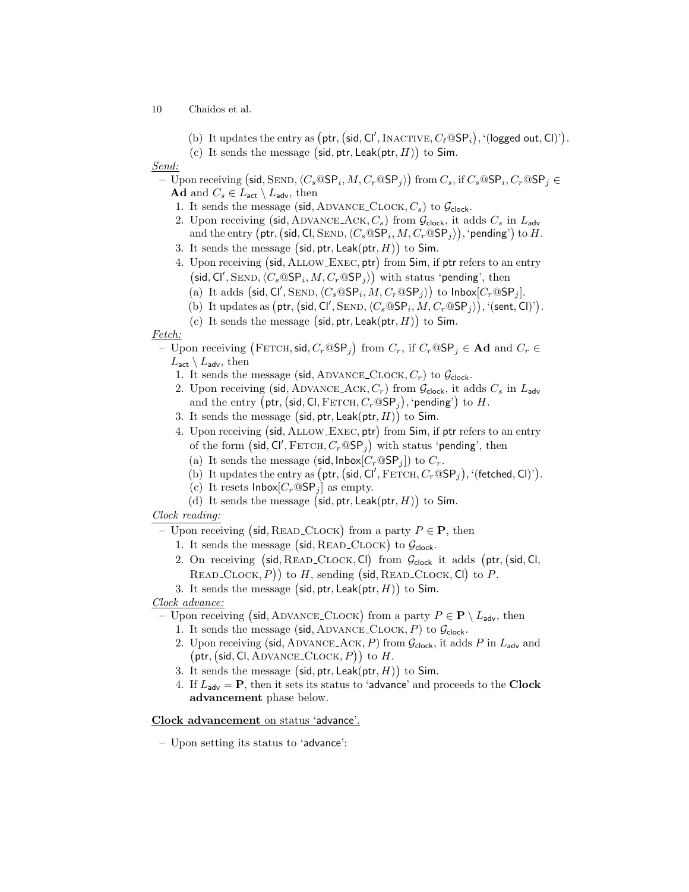(b) It updates the entry as $\big(\mathsf{ptr}, (\mathsf{sid}, \mathsf{Cl}', \textsc{Inactive}, C_\ell @\mathsf{SP}_i), \text{‘}(\mathsf{logged\ out}, \mathsf{Cl})\text{’}\big)$.

(c) It sends the message $\big(\mathsf{sid}, \mathsf{ptr}, \mathsf{Leak}(\mathsf{ptr}, H)\big)$ to $\mathsf{Sim}$.

*Send:*

– Upon receiving $\big(\mathsf{sid}, \textsc{Send}, \langle C_s @\mathsf{SP}_i, M, C_r @\mathsf{SP}_j\rangle\big)$ from $C_s$, if $C_s @\mathsf{SP}_i, C_r @\mathsf{SP}_j \in \mathbf{Ad}$ and $C_s \in L_{\mathsf{act}} \setminus L_{\mathsf{adv}}$, then

1. It sends the message $(\mathsf{sid}, \textsc{Advance\_Clock}, C_s)$ to $\mathcal{G}_{\mathsf{clock}}$.
2. Upon receiving $(\mathsf{sid}, \textsc{Advance\_Ack}, C_s)$ from $\mathcal{G}_{\mathsf{clock}}$, it adds $C_s$ in $L_{\mathsf{adv}}$ and the entry $\big(\mathsf{ptr}, (\mathsf{sid}, \mathsf{Cl}, \textsc{Send}, \langle C_s @\mathsf{SP}_i, M, C_r @\mathsf{SP}_j\rangle), \text{‘}\mathsf{pending}\text{’}\big)$ to $H$.
3. It sends the message $\big(\mathsf{sid}, \mathsf{ptr}, \mathsf{Leak}(\mathsf{ptr}, H)\big)$ to $\mathsf{Sim}$.
4. Upon receiving $\big(\mathsf{sid}, \textsc{Allow\_Exec}, \mathsf{ptr}\big)$ from $\mathsf{Sim}$, if $\mathsf{ptr}$ refers to an entry $\big(\mathsf{sid}, \mathsf{Cl}', \textsc{Send}, \langle C_s @\mathsf{SP}_i, M, C_r @\mathsf{SP}_j\rangle\big)$ with status ‘$\mathsf{pending}$’, then
   (a) It adds $\big(\mathsf{sid}, \mathsf{Cl}', \textsc{Send}, \langle C_s @\mathsf{SP}_i, M, C_r @\mathsf{SP}_j\rangle\big)$ to $\mathsf{Inbox}[C_r @\mathsf{SP}_j]$.
   (b) It updates as $\big(\mathsf{ptr}, (\mathsf{sid}, \mathsf{Cl}', \textsc{Send}, \langle C_s @\mathsf{SP}_i, M, C_r @\mathsf{SP}_j\rangle), \text{‘}(\mathsf{sent}, \mathsf{Cl})\text{’}\big)$.
   (c) It sends the message $\big(\mathsf{sid}, \mathsf{ptr}, \mathsf{Leak}(\mathsf{ptr}, H)\big)$ to $\mathsf{Sim}$.

*Fetch:*

– Upon receiving $\big(\textsc{Fetch}, \mathsf{sid}, C_r @\mathsf{SP}_j\big)$ from $C_r$, if $C_r @\mathsf{SP}_j \in \mathbf{Ad}$ and $C_r \in L_{\mathsf{act}} \setminus L_{\mathsf{adv}}$, then

1. It sends the message $(\mathsf{sid}, \textsc{Advance\_Clock}, C_r)$ to $\mathcal{G}_{\mathsf{clock}}$.
2. Upon receiving $(\mathsf{sid}, \textsc{Advance\_Ack}, C_r)$ from $\mathcal{G}_{\mathsf{clock}}$, it adds $C_s$ in $L_{\mathsf{adv}}$ and the entry $\big(\mathsf{ptr}, (\mathsf{sid}, \mathsf{Cl}, \textsc{Fetch}, C_r @\mathsf{SP}_j), \text{‘}\mathsf{pending}\text{’}\big)$ to $H$.
3. It sends the message $\big(\mathsf{sid}, \mathsf{ptr}, \mathsf{Leak}(\mathsf{ptr}, H)\big)$ to $\mathsf{Sim}$.
4. Upon receiving $\big(\mathsf{sid}, \textsc{Allow\_Exec}, \mathsf{ptr}\big)$ from $\mathsf{Sim}$, if $\mathsf{ptr}$ refers to an entry of the form $\big(\mathsf{sid}, \mathsf{Cl}', \textsc{Fetch}, C_r @\mathsf{SP}_j\big)$ with status ‘$\mathsf{pending}$’, then
   (a) It sends the message $(\mathsf{sid}, \mathsf{Inbox}[C_r @\mathsf{SP}_j])$ to $C_r$.
   (b) It updates the entry as $\big(\mathsf{ptr}, (\mathsf{sid}, \mathsf{Cl}', \textsc{Fetch}, C_r @\mathsf{SP}_j), \text{‘}(\mathsf{fetched}, \mathsf{Cl})\text{’}\big)$.
   (c) It resets $\mathsf{Inbox}[C_r @\mathsf{SP}_j]$ as empty.
   (d) It sends the message $\big(\mathsf{sid}, \mathsf{ptr}, \mathsf{Leak}(\mathsf{ptr}, H)\big)$ to $\mathsf{Sim}$.

*Clock reading:*

– Upon receiving $\big(\mathsf{sid}, \textsc{Read\_Clock}\big)$ from a party $P \in \mathbf{P}$, then

1. It sends the message $\big(\mathsf{sid}, \textsc{Read\_Clock}\big)$ to $\mathcal{G}_{\mathsf{clock}}$.
2. On receiving $\big(\mathsf{sid}, \textsc{Read\_Clock}, \mathsf{Cl}\big)$ from $\mathcal{G}_{\mathsf{clock}}$ it adds $\big(\mathsf{ptr}, (\mathsf{sid}, \mathsf{Cl}, \textsc{Read\_Clock}, P)\big)$ to $H$, sending $\big(\mathsf{sid}, \textsc{Read\_Clock}, \mathsf{Cl}\big)$ to $P$.
3. It sends the message $\big(\mathsf{sid}, \mathsf{ptr}, \mathsf{Leak}(\mathsf{ptr}, H)\big)$ to $\mathsf{Sim}$.

*Clock advance:*

– Upon receiving $\big(\mathsf{sid}, \textsc{Advance\_Clock}\big)$ from a party $P \in \mathbf{P} \setminus L_{\mathsf{adv}}$, then

1. It sends the message $(\mathsf{sid}, \textsc{Advance\_Clock}, P)$ to $\mathcal{G}_{\mathsf{clock}}$.
2. Upon receiving $(\mathsf{sid}, \textsc{Advance\_Ack}, P)$ from $\mathcal{G}_{\mathsf{clock}}$, it adds $P$ in $L_{\mathsf{adv}}$ and $\big(\mathsf{ptr}, (\mathsf{sid}, \mathsf{Cl}, \textsc{Advance\_Clock}, P)\big)$ to $H$.
3. It sends the message $\big(\mathsf{sid}, \mathsf{ptr}, \mathsf{Leak}(\mathsf{ptr}, H)\big)$ to $\mathsf{Sim}$.
4. If $L_{\mathsf{adv}} = \mathbf{P}$, then it sets its status to ‘$\mathsf{advance}$’ and proceeds to the **Clock advancement** phase below.

**Clock advancement** on status ‘$\mathsf{advance}$’.

– Upon setting its status to ‘$\mathsf{advance}$’: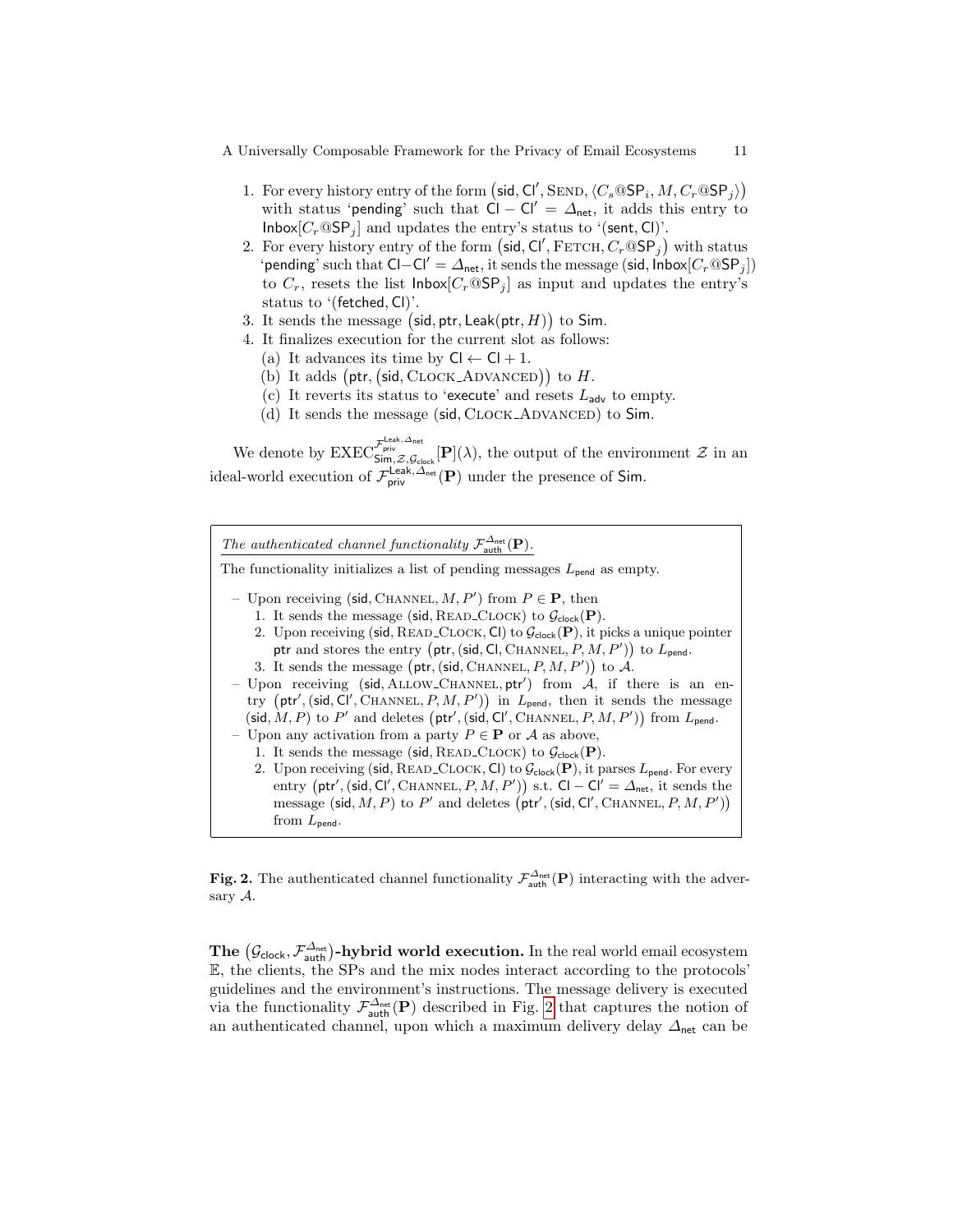1. For every history entry of the form $(\mathsf{sid}, \mathsf{Cl}', \textsc{Send}, \langle C_s@\mathsf{SP}_i, M, C_r@\mathsf{SP}_j\rangle)$ with status 'pending' such that $\mathsf{Cl} - \mathsf{Cl}' = \Delta_{\mathsf{net}}$, it adds this entry to $\mathsf{Inbox}[C_r@\mathsf{SP}_j]$ and updates the entry's status to '$(\mathsf{sent}, \mathsf{Cl})$'.
2. For every history entry of the form $(\mathsf{sid}, \mathsf{Cl}', \textsc{Fetch}, C_r@\mathsf{SP}_j)$ with status 'pending' such that $\mathsf{Cl}-\mathsf{Cl}' = \Delta_{\mathsf{net}}$, it sends the message $(\mathsf{sid}, \mathsf{Inbox}[C_r@\mathsf{SP}_j])$ to $C_r$, resets the list $\mathsf{Inbox}[C_r@\mathsf{SP}_j]$ as input and updates the entry's status to '$(\mathsf{fetched}, \mathsf{Cl})$'.
3. It sends the message $(\mathsf{sid}, \mathsf{ptr}, \mathsf{Leak}(\mathsf{ptr}, H))$ to $\mathsf{Sim}$.
4. It finalizes execution for the current slot as follows:
   (a) It advances its time by $\mathsf{Cl} \leftarrow \mathsf{Cl} + 1$.
   (b) It adds $(\mathsf{ptr}, (\mathsf{sid}, \textsc{Clock\_Advanced}))$ to $H$.
   (c) It reverts its status to 'execute' and resets $L_{\mathsf{adv}}$ to empty.
   (d) It sends the message $(\mathsf{sid}, \textsc{Clock\_Advanced})$ to $\mathsf{Sim}$.

We denote by $\mathrm{EXEC}^{\mathcal{F}_{\mathsf{priv}}^{\mathsf{Leak}, \Delta_{\mathsf{net}}}}_{\mathsf{Sim}, \mathcal{Z}, \mathcal{G}_{\mathsf{clock}}}[\mathbf{P}](\lambda)$, the output of the environment $\mathcal{Z}$ in an ideal-world execution of $\mathcal{F}_{\mathsf{priv}}^{\mathsf{Leak}, \Delta_{\mathsf{net}}}(\mathbf{P})$ under the presence of $\mathsf{Sim}$.

*The authenticated channel functionality* $\mathcal{F}_{\mathsf{auth}}^{\Delta_{\mathsf{net}}}(\mathbf{P})$.

The functionality initializes a list of pending messages $L_{\mathsf{pend}}$ as empty.

- Upon receiving $(\mathsf{sid}, \textsc{Channel}, M, P')$ from $P \in \mathbf{P}$, then
  1. It sends the message $(\mathsf{sid}, \textsc{Read\_Clock})$ to $\mathcal{G}_{\mathsf{clock}}(\mathbf{P})$.
  2. Upon receiving $(\mathsf{sid}, \textsc{Read\_Clock}, \mathsf{Cl})$ to $\mathcal{G}_{\mathsf{clock}}(\mathbf{P})$, it picks a unique pointer $\mathsf{ptr}$ and stores the entry $(\mathsf{ptr}, (\mathsf{sid}, \mathsf{Cl}, \textsc{Channel}, P, M, P'))$ to $L_{\mathsf{pend}}$.
  3. It sends the message $(\mathsf{ptr}, (\mathsf{sid}, \textsc{Channel}, P, M, P'))$ to $\mathcal{A}$.
- Upon receiving $(\mathsf{sid}, \textsc{Allow\_Channel}, \mathsf{ptr}')$ from $\mathcal{A}$, if there is an entry $(\mathsf{ptr}', (\mathsf{sid}, \mathsf{Cl}', \textsc{Channel}, P, M, P'))$ in $L_{\mathsf{pend}}$, then it sends the message $(\mathsf{sid}, M, P)$ to $P'$ and deletes $(\mathsf{ptr}', (\mathsf{sid}, \mathsf{Cl}', \textsc{Channel}, P, M, P'))$ from $L_{\mathsf{pend}}$.
- Upon any activation from a party $P \in \mathbf{P}$ or $\mathcal{A}$ as above,
  1. It sends the message $(\mathsf{sid}, \textsc{Read\_Clock})$ to $\mathcal{G}_{\mathsf{clock}}(\mathbf{P})$.
  2. Upon receiving $(\mathsf{sid}, \textsc{Read\_Clock}, \mathsf{Cl})$ to $\mathcal{G}_{\mathsf{clock}}(\mathbf{P})$, it parses $L_{\mathsf{pend}}$. For every entry $(\mathsf{ptr}', (\mathsf{sid}, \mathsf{Cl}', \textsc{Channel}, P, M, P'))$ s.t. $\mathsf{Cl} - \mathsf{Cl}' = \Delta_{\mathsf{net}}$, it sends the message $(\mathsf{sid}, M, P)$ to $P'$ and deletes $(\mathsf{ptr}', (\mathsf{sid}, \mathsf{Cl}', \textsc{Channel}, P, M, P'))$ from $L_{\mathsf{pend}}$.

**Fig. 2.** The authenticated channel functionality $\mathcal{F}_{\mathsf{auth}}^{\Delta_{\mathsf{net}}}(\mathbf{P})$ interacting with the adversary $\mathcal{A}$.

**The $(\mathcal{G}_{\mathsf{clock}}, \mathcal{F}_{\mathsf{auth}}^{\Delta_{\mathsf{net}}})$-hybrid world execution.** In the real world email ecosystem $\mathbb{E}$, the clients, the SPs and the mix nodes interact according to the protocols' guidelines and the environment's instructions. The message delivery is executed via the functionality $\mathcal{F}_{\mathsf{auth}}^{\Delta_{\mathsf{net}}}(\mathbf{P})$ described in Fig. 2 that captures the notion of an authenticated channel, upon which a maximum delivery delay $\Delta_{\mathsf{net}}$ can be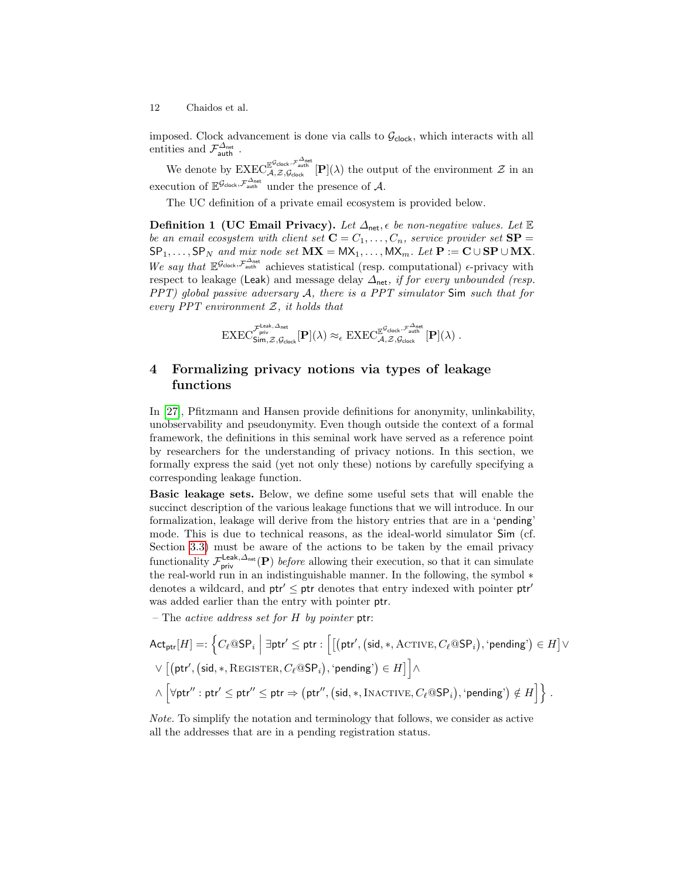imposed. Clock advancement is done via calls to $\mathcal{G}_{\mathsf{clock}}$, which interacts with all entities and $\mathcal{F}_{\mathsf{auth}}^{\Delta_{\mathsf{net}}}$.

We denote by $\mathrm{EXEC}_{\mathcal{A},\mathcal{Z},\mathcal{G}_{\mathsf{clock}}}^{\mathbb{E}^{\mathcal{G}_{\mathsf{clock}},\mathcal{F}_{\mathsf{auth}}^{\Delta_{\mathsf{net}}}}}[\mathbf{P}](\lambda)$ the output of the environment $\mathcal{Z}$ in an execution of $\mathbb{E}^{\mathcal{G}_{\mathsf{clock}},\mathcal{F}_{\mathsf{auth}}^{\Delta_{\mathsf{net}}}}$ under the presence of $\mathcal{A}$.

The UC definition of a private email ecosystem is provided below.

**Definition 1 (UC Email Privacy).** *Let $\Delta_{\mathsf{net}}, \epsilon$ be non-negative values. Let $\mathbb{E}$ be an email ecosystem with client set $\mathbf{C} = C_1, \ldots, C_n$, service provider set $\mathbf{SP} = \mathsf{SP}_1, \ldots, \mathsf{SP}_N$ and mix node set $\mathbf{MX} = \mathsf{MX}_1, \ldots, \mathsf{MX}_m$. Let $\mathbf{P} := \mathbf{C} \cup \mathbf{SP} \cup \mathbf{MX}$. We say that $\mathbb{E}^{\mathcal{G}_{\mathsf{clock}},\mathcal{F}_{\mathsf{auth}}^{\Delta_{\mathsf{net}}}}$ achieves statistical (resp. computational) $\epsilon$-privacy with* respect to leakage ($\mathsf{Leak}$) and message delay $\Delta_{\mathsf{net}}$, *if for every unbounded (resp. PPT) global passive adversary $\mathcal{A}$, there is a PPT simulator $\mathsf{Sim}$ such that for every PPT environment $\mathcal{Z}$, it holds that*

$$\mathrm{EXEC}_{\mathsf{Sim},\mathcal{Z},\mathcal{G}_{\mathsf{clock}}}^{\mathcal{F}_{\mathsf{priv}}^{\mathsf{Leak},\Delta_{\mathsf{net}}}}[\mathbf{P}](\lambda) \approx_{\epsilon} \mathrm{EXEC}_{\mathcal{A},\mathcal{Z},\mathcal{G}_{\mathsf{clock}}}^{\mathbb{E}^{\mathcal{G}_{\mathsf{clock}},\mathcal{F}_{\mathsf{auth}}^{\Delta_{\mathsf{net}}}}}[\mathbf{P}](\lambda) \, .$$

## 4 Formalizing privacy notions via types of leakage functions

In [27], Pfitzmann and Hansen provide definitions for anonymity, unlinkability, unobservability and pseudonymity. Even though outside the context of a formal framework, the definitions in this seminal work have served as a reference point by researchers for the understanding of privacy notions. In this section, we formally express the said (yet not only these) notions by carefully specifying a corresponding leakage function.

**Basic leakage sets.** Below, we define some useful sets that will enable the succinct description of the various leakage functions that we will introduce. In our formalization, leakage will derive from the history entries that are in a '$\mathsf{pending}$' mode. This is due to technical reasons, as the ideal-world simulator $\mathsf{Sim}$ (cf. Section 3.3) must be aware of the actions to be taken by the email privacy functionality $\mathcal{F}_{\mathsf{priv}}^{\mathsf{Leak},\Delta_{\mathsf{net}}}(\mathbf{P})$ *before* allowing their execution, so that it can simulate the real-world run in an indistinguishable manner. In the following, the symbol $*$ denotes a wildcard, and $\mathsf{ptr}' \leq \mathsf{ptr}$ denotes that entry indexed with pointer $\mathsf{ptr}'$ was added earlier than the entry with pointer $\mathsf{ptr}$.

– The *active address set for $H$ by pointer* $\mathsf{ptr}$:

$$\begin{aligned}
\mathsf{Act}_{\mathsf{ptr}}[H] =: \Big\{ C_\ell@\mathsf{SP}_i \;\Big|\; & \exists \mathsf{ptr}' \leq \mathsf{ptr} : \Big[ \big[ \big(\mathsf{ptr}', (\mathsf{sid}, *, \textsc{Active}, C_\ell@\mathsf{SP}_i), \text{`}\mathsf{pending}\text{'}\big) \in H \big] \vee \\
& \vee \big[ \big(\mathsf{ptr}', (\mathsf{sid}, *, \textsc{Register}, C_\ell@\mathsf{SP}_i), \text{`}\mathsf{pending}\text{'}\big) \in H \big] \Big] \wedge \\
& \wedge \Big[ \forall \mathsf{ptr}'' : \mathsf{ptr}' \leq \mathsf{ptr}'' \leq \mathsf{ptr} \Rightarrow \big(\mathsf{ptr}'', (\mathsf{sid}, *, \textsc{Inactive}, C_\ell@\mathsf{SP}_i), \text{`}\mathsf{pending}\text{'}\big) \notin H \Big] \Big\} \, .
\end{aligned}$$

*Note.* To simplify the notation and terminology that follows, we consider as active all the addresses that are in a pending registration status.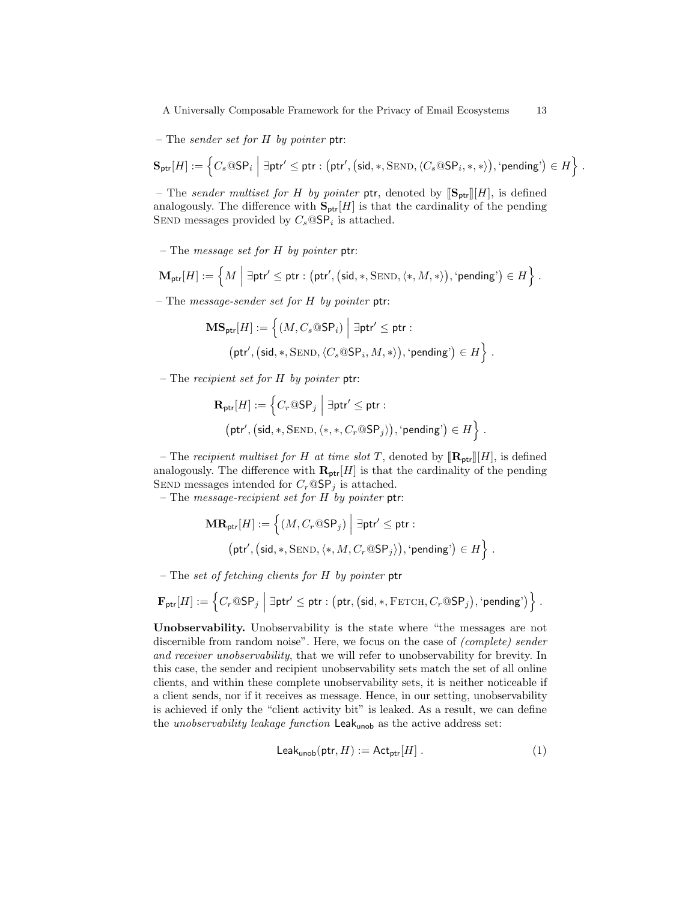– The *sender set for $H$ by pointer* $\mathsf{ptr}$:

$$\mathbf{S}_{\mathsf{ptr}}[H] := \Big\{ C_s@\mathsf{SP}_i \;\Big|\; \exists \mathsf{ptr}' \leq \mathsf{ptr} : \big(\mathsf{ptr}', \big(\mathsf{sid}, *, \textsc{Send}, \langle C_s@\mathsf{SP}_i, *, * \rangle\big), \text{'}\mathsf{pending}\text{'}\big) \in H \Big\} \;.$$

– The *sender multiset for $H$ by pointer* $\mathsf{ptr}$, denoted by $[\![\mathbf{S}_{\mathsf{ptr}}]\!][H]$, is defined analogously. The difference with $\mathbf{S}_{\mathsf{ptr}}[H]$ is that the cardinality of the pending SEND messages provided by $C_s@\mathsf{SP}_i$ is attached.

– The *message set for $H$ by pointer* $\mathsf{ptr}$:

$$\mathbf{M}_{\mathsf{ptr}}[H] := \Big\{ M \;\Big|\; \exists \mathsf{ptr}' \leq \mathsf{ptr} : \big(\mathsf{ptr}', \big(\mathsf{sid}, *, \textsc{Send}, \langle *, M, * \rangle\big), \text{'}\mathsf{pending}\text{'}\big) \in H \Big\} \;.$$

– The *message-sender set for $H$ by pointer* $\mathsf{ptr}$:

$$\mathbf{MS}_{\mathsf{ptr}}[H] := \Big\{ (M, C_s@\mathsf{SP}_i) \;\Big|\; \exists \mathsf{ptr}' \leq \mathsf{ptr} : \big(\mathsf{ptr}', \big(\mathsf{sid}, *, \textsc{Send}, \langle C_s@\mathsf{SP}_i, M, * \rangle\big), \text{'}\mathsf{pending}\text{'}\big) \in H \Big\} \;.$$

– The *recipient set for $H$ by pointer* $\mathsf{ptr}$:

$$\mathbf{R}_{\mathsf{ptr}}[H] := \Big\{ C_r@\mathsf{SP}_j \;\Big|\; \exists \mathsf{ptr}' \leq \mathsf{ptr} : \big(\mathsf{ptr}', \big(\mathsf{sid}, *, \textsc{Send}, \langle *, *, C_r@\mathsf{SP}_j \rangle\big), \text{'}\mathsf{pending}\text{'}\big) \in H \Big\} \;.$$

– The *recipient multiset for $H$ at time slot $T$*, denoted by $[\![\mathbf{R}_{\mathsf{ptr}}]\!][H]$, is defined analogously. The difference with $\mathbf{R}_{\mathsf{ptr}}[H]$ is that the cardinality of the pending SEND messages intended for $C_r@\mathsf{SP}_j$ is attached.

– The *message-recipient set for $H$ by pointer* $\mathsf{ptr}$:

$$\mathbf{MR}_{\mathsf{ptr}}[H] := \Big\{ (M, C_r@\mathsf{SP}_j) \;\Big|\; \exists \mathsf{ptr}' \leq \mathsf{ptr} : \big(\mathsf{ptr}', \big(\mathsf{sid}, *, \textsc{Send}, \langle *, M, C_r@\mathsf{SP}_j \rangle\big), \text{'}\mathsf{pending}\text{'}\big) \in H \Big\} \;.$$

– The *set of fetching clients for $H$ by pointer* $\mathsf{ptr}$

$$\mathbf{F}_{\mathsf{ptr}}[H] := \Big\{ C_r@\mathsf{SP}_j \;\Big|\; \exists \mathsf{ptr}' \leq \mathsf{ptr} : \big(\mathsf{ptr}, \big(\mathsf{sid}, *, \textsc{Fetch}, C_r@\mathsf{SP}_j\big), \text{'}\mathsf{pending}\text{'}\big) \Big\} \;.$$

**Unobservability.** Unobservability is the state where "the messages are not discernible from random noise". Here, we focus on the case of *(complete) sender and receiver unobservability*, that we will refer to unobservability for brevity. In this case, the sender and recipient unobservability sets match the set of all online clients, and within these complete unobservability sets, it is neither noticeable if a client sends, nor if it receives as message. Hence, in our setting, unobservability is achieved if only the "client activity bit" is leaked. As a result, we can define the *unobservability leakage function* $\mathsf{Leak}_{\mathsf{unob}}$ as the active address set:

$$\mathsf{Leak}_{\mathsf{unob}}(\mathsf{ptr}, H) := \mathsf{Act}_{\mathsf{ptr}}[H] \;. \tag{1}$$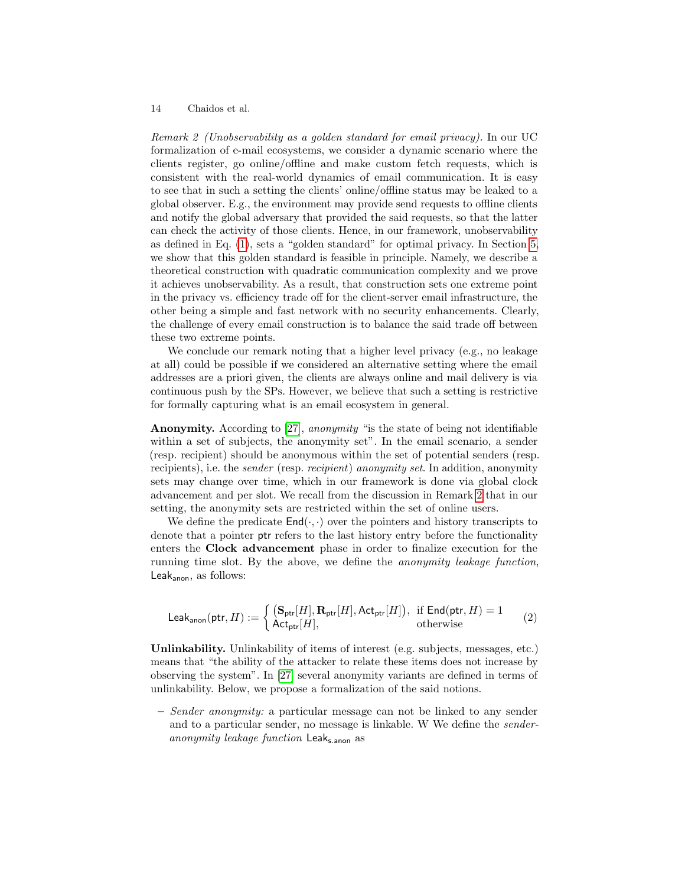*Remark 2 (Unobservability as a golden standard for email privacy).* In our UC formalization of e-mail ecosystems, we consider a dynamic scenario where the clients register, go online/offline and make custom fetch requests, which is consistent with the real-world dynamics of email communication. It is easy to see that in such a setting the clients' online/offline status may be leaked to a global observer. E.g., the environment may provide send requests to offline clients and notify the global adversary that provided the said requests, so that the latter can check the activity of those clients. Hence, in our framework, unobservability as defined in Eq. (1), sets a "golden standard" for optimal privacy. In Section 5, we show that this golden standard is feasible in principle. Namely, we describe a theoretical construction with quadratic communication complexity and we prove it achieves unobservability. As a result, that construction sets one extreme point in the privacy vs. efficiency trade off for the client-server email infrastructure, the other being a simple and fast network with no security enhancements. Clearly, the challenge of every email construction is to balance the said trade off between these two extreme points.

We conclude our remark noting that a higher level privacy (e.g., no leakage at all) could be possible if we considered an alternative setting where the email addresses are a priori given, the clients are always online and mail delivery is via continuous push by the SPs. However, we believe that such a setting is restrictive for formally capturing what is an email ecosystem in general.

**Anonymity.** According to [27], *anonymity* "is the state of being not identifiable within a set of subjects, the anonymity set". In the email scenario, a sender (resp. recipient) should be anonymous within the set of potential senders (resp. recipients), i.e. the *sender* (resp. *recipient*) *anonymity set*. In addition, anonymity sets may change over time, which in our framework is done via global clock advancement and per slot. We recall from the discussion in Remark 2 that in our setting, the anonymity sets are restricted within the set of online users.

We define the predicate $\mathsf{End}(\cdot,\cdot)$ over the pointers and history transcripts to denote that a pointer $\mathsf{ptr}$ refers to the last history entry before the functionality enters the **Clock advancement** phase in order to finalize execution for the running time slot. By the above, we define the *anonymity leakage function*, $\mathsf{Leak}_{\mathsf{anon}}$, as follows:

$$\mathsf{Leak}_{\mathsf{anon}}(\mathsf{ptr}, H) := \begin{cases} \left(\mathbf{S}_{\mathsf{ptr}}[H], \mathbf{R}_{\mathsf{ptr}}[H], \mathsf{Act}_{\mathsf{ptr}}[H]\right), & \text{if } \mathsf{End}(\mathsf{ptr}, H) = 1 \\ \mathsf{Act}_{\mathsf{ptr}}[H], & \text{otherwise} \end{cases} \tag{2}$$

**Unlinkability.** Unlinkability of items of interest (e.g. subjects, messages, etc.) means that "the ability of the attacker to relate these items does not increase by observing the system". In [27] several anonymity variants are defined in terms of unlinkability. Below, we propose a formalization of the said notions.

- *Sender anonymity:* a particular message can not be linked to any sender and to a particular sender, no message is linkable. W We define the *sender-anonymity leakage function* $\mathsf{Leak}_{\mathsf{s.anon}}$ as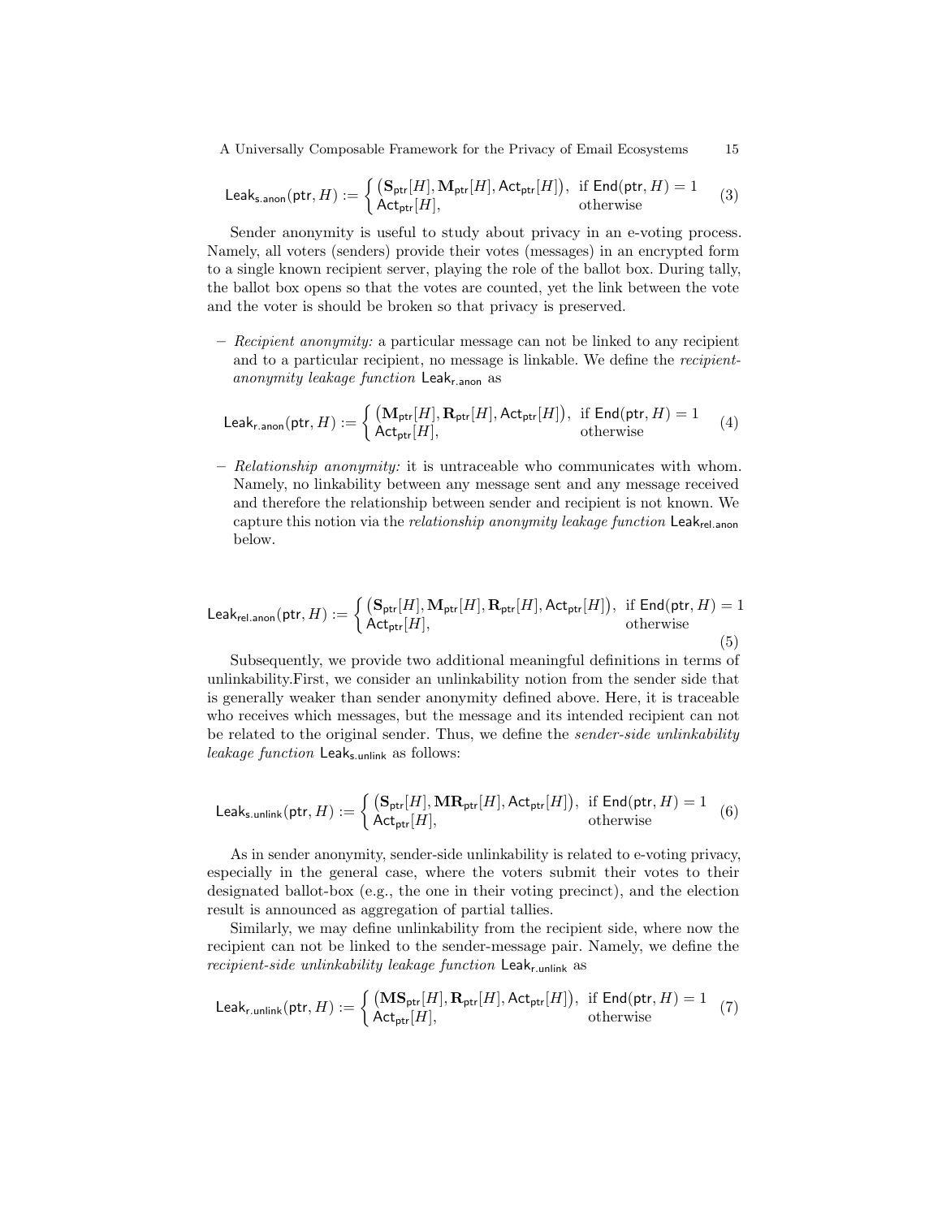$$\mathsf{Leak}_{\mathsf{s.anon}}(\mathsf{ptr}, H) := \begin{cases} \big(\mathbf{S}_{\mathsf{ptr}}[H], \mathbf{M}_{\mathsf{ptr}}[H], \mathsf{Act}_{\mathsf{ptr}}[H]\big), & \text{if } \mathsf{End}(\mathsf{ptr}, H) = 1 \\ \mathsf{Act}_{\mathsf{ptr}}[H], & \text{otherwise} \end{cases} \tag{3}$$

Sender anonymity is useful to study about privacy in an e-voting process. Namely, all voters (senders) provide their votes (messages) in an encrypted form to a single known recipient server, playing the role of the ballot box. During tally, the ballot box opens so that the votes are counted, yet the link between the vote and the voter is should be broken so that privacy is preserved.

– *Recipient anonymity:* a particular message can not be linked to any recipient and to a particular recipient, no message is linkable. We define the *recipient-anonymity leakage function* $\mathsf{Leak}_{\mathsf{r.anon}}$ as

$$\mathsf{Leak}_{\mathsf{r.anon}}(\mathsf{ptr}, H) := \begin{cases} \big(\mathbf{M}_{\mathsf{ptr}}[H], \mathbf{R}_{\mathsf{ptr}}[H], \mathsf{Act}_{\mathsf{ptr}}[H]\big), & \text{if } \mathsf{End}(\mathsf{ptr}, H) = 1 \\ \mathsf{Act}_{\mathsf{ptr}}[H], & \text{otherwise} \end{cases} \tag{4}$$

– *Relationship anonymity:* it is untraceable who communicates with whom. Namely, no linkability between any message sent and any message received and therefore the relationship between sender and recipient is not known. We capture this notion via the *relationship anonymity leakage function* $\mathsf{Leak}_{\mathsf{rel.anon}}$ below.

$$\mathsf{Leak}_{\mathsf{rel.anon}}(\mathsf{ptr}, H) := \begin{cases} \big(\mathbf{S}_{\mathsf{ptr}}[H], \mathbf{M}_{\mathsf{ptr}}[H], \mathbf{R}_{\mathsf{ptr}}[H], \mathsf{Act}_{\mathsf{ptr}}[H]\big), & \text{if } \mathsf{End}(\mathsf{ptr}, H) = 1 \\ \mathsf{Act}_{\mathsf{ptr}}[H], & \text{otherwise} \end{cases} \tag{5}$$

Subsequently, we provide two additional meaningful definitions in terms of unlinkability.First, we consider an unlinkability notion from the sender side that is generally weaker than sender anonymity defined above. Here, it is traceable who receives which messages, but the message and its intended recipient can not be related to the original sender. Thus, we define the *sender-side unlinkability leakage function* $\mathsf{Leak}_{\mathsf{s.unlink}}$ as follows:

$$\mathsf{Leak}_{\mathsf{s.unlink}}(\mathsf{ptr}, H) := \begin{cases} \big(\mathbf{S}_{\mathsf{ptr}}[H], \mathbf{MR}_{\mathsf{ptr}}[H], \mathsf{Act}_{\mathsf{ptr}}[H]\big), & \text{if } \mathsf{End}(\mathsf{ptr}, H) = 1 \\ \mathsf{Act}_{\mathsf{ptr}}[H], & \text{otherwise} \end{cases} \tag{6}$$

As in sender anonymity, sender-side unlinkability is related to e-voting privacy, especially in the general case, where the voters submit their votes to their designated ballot-box (e.g., the one in their voting precinct), and the election result is announced as aggregation of partial tallies.

Similarly, we may define unlinkability from the recipient side, where now the recipient can not be linked to the sender-message pair. Namely, we define the *recipient-side unlinkability leakage function* $\mathsf{Leak}_{\mathsf{r.unlink}}$ as

$$\mathsf{Leak}_{\mathsf{r.unlink}}(\mathsf{ptr}, H) := \begin{cases} \big(\mathbf{MS}_{\mathsf{ptr}}[H], \mathbf{R}_{\mathsf{ptr}}[H], \mathsf{Act}_{\mathsf{ptr}}[H]\big), & \text{if } \mathsf{End}(\mathsf{ptr}, H) = 1 \\ \mathsf{Act}_{\mathsf{ptr}}[H], & \text{otherwise} \end{cases} \tag{7}$$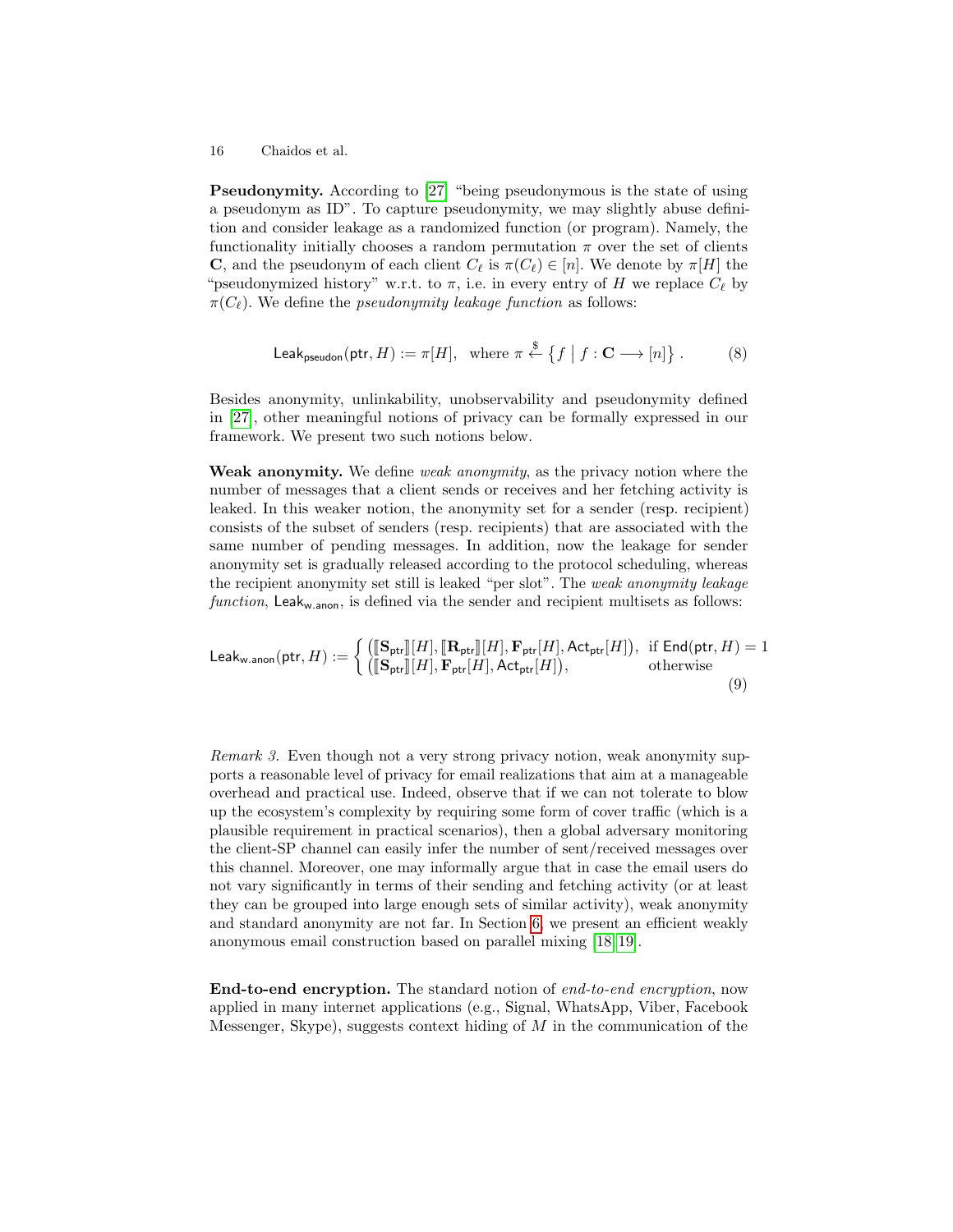**Pseudonymity.** According to [27] "being pseudonymous is the state of using a pseudonym as ID". To capture pseudonymity, we may slightly abuse definition and consider leakage as a randomized function (or program). Namely, the functionality initially chooses a random permutation $\pi$ over the set of clients $\mathbf{C}$, and the pseudonym of each client $C_\ell$ is $\pi(C_\ell) \in [n]$. We denote by $\pi[H]$ the "pseudonymized history" w.r.t. to $\pi$, i.e. in every entry of $H$ we replace $C_\ell$ by $\pi(C_\ell)$. We define the *pseudonymity leakage function* as follows:

$$\mathsf{Leak}_{\mathsf{pseudon}}(\mathsf{ptr}, H) := \pi[H], \quad \text{where } \pi \overset{\$}{\leftarrow} \left\{ f \;\middle|\; f : \mathbf{C} \longrightarrow [n] \right\}. \tag{8}$$

Besides anonymity, unlinkability, unobservability and pseudonymity defined in [27], other meaningful notions of privacy can be formally expressed in our framework. We present two such notions below.

**Weak anonymity.** We define *weak anonymity*, as the privacy notion where the number of messages that a client sends or receives and her fetching activity is leaked. In this weaker notion, the anonymity set for a sender (resp. recipient) consists of the subset of senders (resp. recipients) that are associated with the same number of pending messages. In addition, now the leakage for sender anonymity set is gradually released according to the protocol scheduling, whereas the recipient anonymity set still is leaked "per slot". The *weak anonymity leakage function*, $\mathsf{Leak}_{\mathsf{w.anon}}$, is defined via the sender and recipient multisets as follows:

$$\mathsf{Leak}_{\mathsf{w.anon}}(\mathsf{ptr}, H) := \begin{cases} \big(\llbracket \mathbf{S}_{\mathsf{ptr}} \rrbracket[H], \llbracket \mathbf{R}_{\mathsf{ptr}} \rrbracket[H], \mathbf{F}_{\mathsf{ptr}}[H], \mathsf{Act}_{\mathsf{ptr}}[H]\big), & \text{if } \mathsf{End}(\mathsf{ptr}, H) = 1 \\ \big(\llbracket \mathbf{S}_{\mathsf{ptr}} \rrbracket[H], \mathbf{F}_{\mathsf{ptr}}[H], \mathsf{Act}_{\mathsf{ptr}}[H]\big), & \text{otherwise} \end{cases} \tag{9}$$

*Remark 3.* Even though not a very strong privacy notion, weak anonymity supports a reasonable level of privacy for email realizations that aim at a manageable overhead and practical use. Indeed, observe that if we can not tolerate to blow up the ecosystem's complexity by requiring some form of cover traffic (which is a plausible requirement in practical scenarios), then a global adversary monitoring the client-SP channel can easily infer the number of sent/received messages over this channel. Moreover, one may informally argue that in case the email users do not vary significantly in terms of their sending and fetching activity (or at least they can be grouped into large enough sets of similar activity), weak anonymity and standard anonymity are not far. In Section 6, we present an efficient weakly anonymous email construction based on parallel mixing [18,19].

**End-to-end encryption.** The standard notion of *end-to-end encryption*, now applied in many internet applications (e.g., Signal, WhatsApp, Viber, Facebook Messenger, Skype), suggests context hiding of $M$ in the communication of the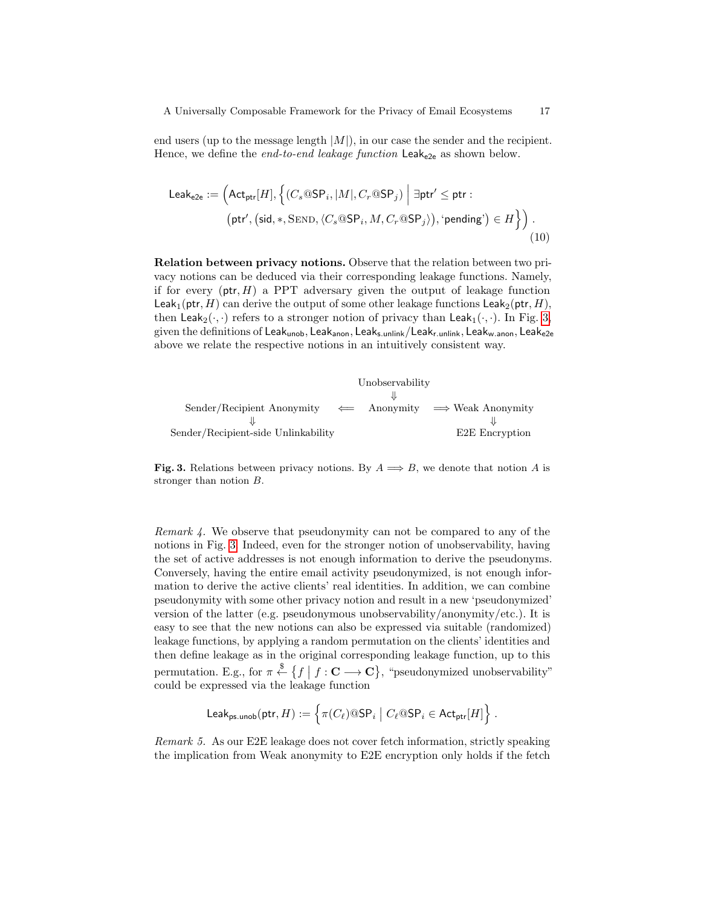end users (up to the message length $|M|$), in our case the sender and the recipient. Hence, we define the *end-to-end leakage function* $\mathsf{Leak}_{\mathsf{e2e}}$ as shown below.

$$\mathsf{Leak}_{\mathsf{e2e}} := \Big(\mathsf{Act}_{\mathsf{ptr}}[H], \Big\{(C_s@\mathsf{SP}_i, |M|, C_r@\mathsf{SP}_j) \;\Big|\; \exists \mathsf{ptr}' \leq \mathsf{ptr} : \\ \big(\mathsf{ptr}', \big(\mathsf{sid}, *, \textsc{Send}, \langle C_s@\mathsf{SP}_i, M, C_r@\mathsf{SP}_j\rangle\big), \text{'pending'}\big) \in H\Big\}\Big) . \tag{10}$$

**Relation between privacy notions.** Observe that the relation between two privacy notions can be deduced via their corresponding leakage functions. Namely, if for every $(\mathsf{ptr}, H)$ a PPT adversary given the output of leakage function $\mathsf{Leak}_1(\mathsf{ptr}, H)$ can derive the output of some other leakage functions $\mathsf{Leak}_2(\mathsf{ptr}, H)$, then $\mathsf{Leak}_2(\cdot,\cdot)$ refers to a stronger notion of privacy than $\mathsf{Leak}_1(\cdot,\cdot)$. In Fig. 3, given the definitions of $\mathsf{Leak}_{\mathsf{unob}}, \mathsf{Leak}_{\mathsf{anon}}, \mathsf{Leak}_{\mathsf{s.unlink}}/\mathsf{Leak}_{\mathsf{r.unlink}}, \mathsf{Leak}_{\mathsf{w.anon}}, \mathsf{Leak}_{\mathsf{e2e}}$ above we relate the respective notions in an intuitively consistent way.

```
                                        Unobservability
                                              ⇓
  Sender/Recipient Anonymity      ⇐      Anonymity      ⇒  Weak Anonymity
              ⇓                                                   ⇓
Sender/Recipient-side Unlinkability                         E2E Encryption
```

**Fig. 3.** Relations between privacy notions. By $A \Longrightarrow B$, we denote that notion $A$ is stronger than notion $B$.

*Remark 4.* We observe that pseudonymity can not be compared to any of the notions in Fig. 3. Indeed, even for the stronger notion of unobservability, having the set of active addresses is not enough information to derive the pseudonyms. Conversely, having the entire email activity pseudonymized, is not enough information to derive the active clients' real identities. In addition, we can combine pseudonymity with some other privacy notion and result in a new 'pseudonymized' version of the latter (e.g. pseudonymous unobservability/anonymity/etc.). It is easy to see that the new notions can also be expressed via suitable (randomized) leakage functions, by applying a random permutation on the clients' identities and then define leakage as in the original corresponding leakage function, up to this permutation. E.g., for $\pi \xleftarrow{\$} \{f \mid f : \mathbf{C} \longrightarrow \mathbf{C}\}$, "pseudonymized unobservability" could be expressed via the leakage function

$$\mathsf{Leak}_{\mathsf{ps.unob}}(\mathsf{ptr}, H) := \Big\{\pi(C_\ell)@\mathsf{SP}_i \;\Big|\; C_\ell@\mathsf{SP}_i \in \mathsf{Act}_{\mathsf{ptr}}[H]\Big\} .$$

*Remark 5.* As our E2E leakage does not cover fetch information, strictly speaking the implication from Weak anonymity to E2E encryption only holds if the fetch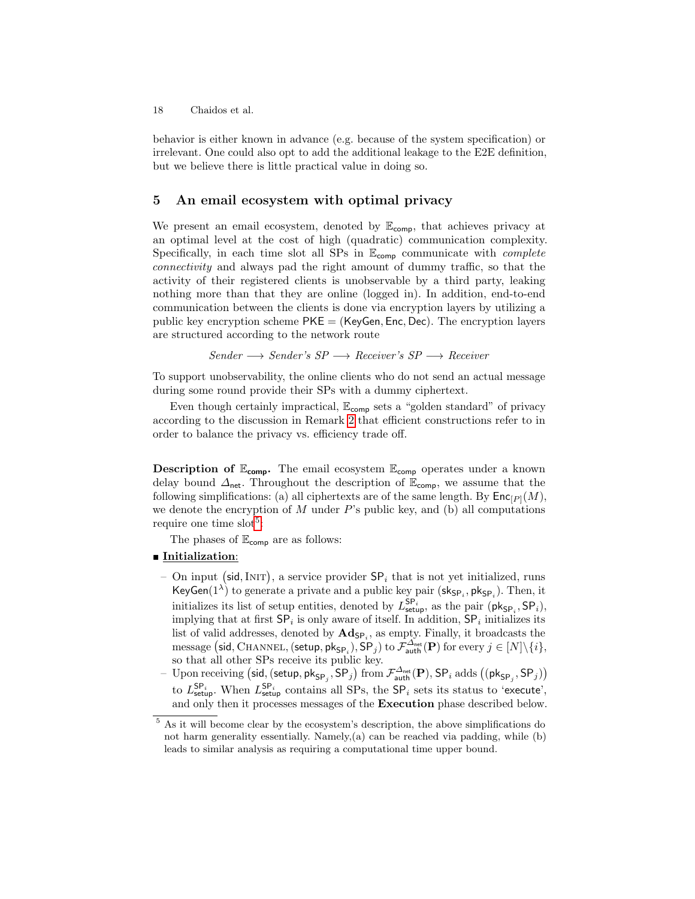behavior is either known in advance (e.g. because of the system specification) or irrelevant. One could also opt to add the additional leakage to the E2E definition, but we believe there is little practical value in doing so.

## 5 An email ecosystem with optimal privacy

We present an email ecosystem, denoted by $\mathbb{E}_{\mathsf{comp}}$, that achieves privacy at an optimal level at the cost of high (quadratic) communication complexity. Specifically, in each time slot all SPs in $\mathbb{E}_{\mathsf{comp}}$ communicate with *complete connectivity* and always pad the right amount of dummy traffic, so that the activity of their registered clients is unobservable by a third party, leaking nothing more than that they are online (logged in). In addition, end-to-end communication between the clients is done via encryption layers by utilizing a public key encryption scheme $\mathsf{PKE} = (\mathsf{KeyGen}, \mathsf{Enc}, \mathsf{Dec})$. The encryption layers are structured according to the network route

$$\textit{Sender} \longrightarrow \textit{Sender's SP} \longrightarrow \textit{Receiver's SP} \longrightarrow \textit{Receiver}$$

To support unobservability, the online clients who do not send an actual message during some round provide their SPs with a dummy ciphertext.

Even though certainly impractical, $\mathbb{E}_{\mathsf{comp}}$ sets a "golden standard" of privacy according to the discussion in Remark 2 that efficient constructions refer to in order to balance the privacy vs. efficiency trade off.

**Description of $\mathbb{E}_{\mathsf{comp}}$.** The email ecosystem $\mathbb{E}_{\mathsf{comp}}$ operates under a known delay bound $\Delta_{\mathsf{net}}$. Throughout the description of $\mathbb{E}_{\mathsf{comp}}$, we assume that the following simplifications: (a) all ciphertexts are of the same length. By $\mathsf{Enc}_{[P]}(M)$, we denote the encryption of $M$ under $P$'s public key, and (b) all computations require one time slot[5].

The phases of $\mathbb{E}_{\mathsf{comp}}$ are as follows:

- **Initialization**:
  - On input $(\mathsf{sid}, \textsc{Init})$, a service provider $\mathsf{SP}_i$ that is not yet initialized, runs $\mathsf{KeyGen}(1^\lambda)$ to generate a private and a public key pair $(\mathsf{sk}_{\mathsf{SP}_i}, \mathsf{pk}_{\mathsf{SP}_i})$. Then, it initializes its list of setup entities, denoted by $L^{\mathsf{SP}_i}_{\mathsf{setup}}$, as the pair $(\mathsf{pk}_{\mathsf{SP}_i}, \mathsf{SP}_i)$, implying that at first $\mathsf{SP}_i$ is only aware of itself. In addition, $\mathsf{SP}_i$ initializes its list of valid addresses, denoted by $\mathbf{Ad}_{\mathsf{SP}_i}$, as empty. Finally, it broadcasts the message $(\mathsf{sid}, \textsc{Channel}, (\mathsf{setup}, \mathsf{pk}_{\mathsf{SP}_i}), \mathsf{SP}_j)$ to $\mathcal{F}^{\Delta_{\mathsf{net}}}_{\mathsf{auth}}(\mathbf{P})$ for every $j \in [N] \backslash \{i\}$, so that all other SPs receive its public key.
  - Upon receiving $(\mathsf{sid}, (\mathsf{setup}, \mathsf{pk}_{\mathsf{SP}_j}, \mathsf{SP}_j)$ from $\mathcal{F}^{\Delta_{\mathsf{net}}}_{\mathsf{auth}}(\mathbf{P})$, $\mathsf{SP}_i$ adds $((\mathsf{pk}_{\mathsf{SP}_j}, \mathsf{SP}_j))$ to $L^{\mathsf{SP}_i}_{\mathsf{setup}}$. When $L^{\mathsf{SP}_i}_{\mathsf{setup}}$ contains all SPs, the $\mathsf{SP}_i$ sets its status to '$\mathsf{execute}$', and only then it processes messages of the **Execution** phase described below.

[5] As it will become clear by the ecosystem's description, the above simplifications do not harm generality essentially. Namely,(a) can be reached via padding, while (b) leads to similar analysis as requiring a computational time upper bound.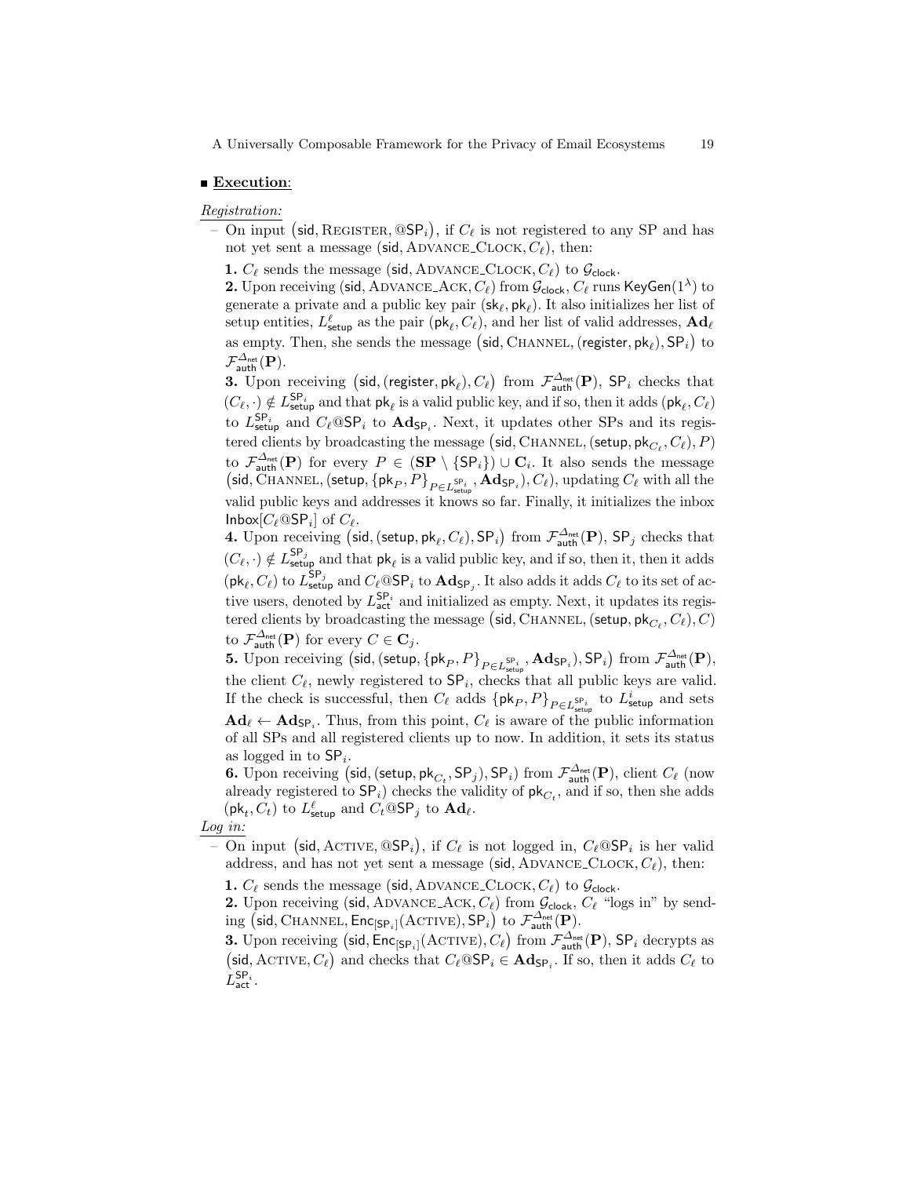■ **Execution**:

*Registration:*

– On input $(\mathsf{sid}, \text{REGISTER}, @\mathsf{SP}_i)$, if $C_\ell$ is not registered to any SP and has not yet sent a message $(\mathsf{sid}, \text{ADVANCE\_CLOCK}, C_\ell)$, then:

**1.** $C_\ell$ sends the message $(\mathsf{sid}, \text{ADVANCE\_CLOCK}, C_\ell)$ to $\mathcal{G}_{\mathsf{clock}}$.

**2.** Upon receiving $(\mathsf{sid}, \text{ADVANCE\_ACK}, C_\ell)$ from $\mathcal{G}_{\mathsf{clock}}$, $C_\ell$ runs $\mathsf{KeyGen}(1^\lambda)$ to generate a private and a public key pair $(\mathsf{sk}_\ell, \mathsf{pk}_\ell)$. It also initializes her list of setup entities, $L^\ell_{\mathsf{setup}}$ as the pair $(\mathsf{pk}_\ell, C_\ell)$, and her list of valid addresses, $\mathbf{Ad}_\ell$ as empty. Then, she sends the message $(\mathsf{sid}, \text{CHANNEL}, (\mathsf{register}, \mathsf{pk}_\ell), \mathsf{SP}_i)$ to $\mathcal{F}^{\Delta_{\mathsf{net}}}_{\mathsf{auth}}(\mathbf{P})$.

**3.** Upon receiving $(\mathsf{sid}, (\mathsf{register}, \mathsf{pk}_\ell), C_\ell)$ from $\mathcal{F}^{\Delta_{\mathsf{net}}}_{\mathsf{auth}}(\mathbf{P})$, $\mathsf{SP}_i$ checks that $(C_\ell, \cdot) \notin L^{\mathsf{SP}_i}_{\mathsf{setup}}$ and that $\mathsf{pk}_\ell$ is a valid public key, and if so, then it adds $(\mathsf{pk}_\ell, C_\ell)$ to $L^{\mathsf{SP}_i}_{\mathsf{setup}}$ and $C_\ell@\mathsf{SP}_i$ to $\mathbf{Ad}_{\mathsf{SP}_i}$. Next, it updates other SPs and its registered clients by broadcasting the message $(\mathsf{sid}, \text{CHANNEL}, (\mathsf{setup}, \mathsf{pk}_{C_\ell}, C_\ell), P)$ to $\mathcal{F}^{\Delta_{\mathsf{net}}}_{\mathsf{auth}}(\mathbf{P})$ for every $P \in (\mathbf{SP} \setminus \{\mathsf{SP}_i\}) \cup \mathbf{C}_i$. It also sends the message $(\mathsf{sid}, \text{CHANNEL}, (\mathsf{setup}, \{\mathsf{pk}_P, P\}_{P \in L^{\mathsf{SP}_i}_{\mathsf{setup}}}, \mathbf{Ad}_{\mathsf{SP}_i}), C_\ell)$, updating $C_\ell$ with all the valid public keys and addresses it knows so far. Finally, it initializes the inbox $\mathsf{Inbox}[C_\ell@\mathsf{SP}_i]$ of $C_\ell$.

**4.** Upon receiving $(\mathsf{sid}, (\mathsf{setup}, \mathsf{pk}_\ell, C_\ell), \mathsf{SP}_i)$ from $\mathcal{F}^{\Delta_{\mathsf{net}}}_{\mathsf{auth}}(\mathbf{P})$, $\mathsf{SP}_j$ checks that $(C_\ell, \cdot) \notin L^{\mathsf{SP}_j}_{\mathsf{setup}}$ and that $\mathsf{pk}_\ell$ is a valid public key, and if so, then it, then it adds $(\mathsf{pk}_\ell, C_\ell)$ to $L^{\mathsf{SP}_j}_{\mathsf{setup}}$ and $C_\ell@\mathsf{SP}_i$ to $\mathbf{Ad}_{\mathsf{SP}_j}$. It also adds it adds $C_\ell$ to its set of active users, denoted by $L^{\mathsf{SP}_i}_{\mathsf{act}}$ and initialized as empty. Next, it updates its registered clients by broadcasting the message $(\mathsf{sid}, \text{CHANNEL}, (\mathsf{setup}, \mathsf{pk}_{C_\ell}, C_\ell), C)$ to $\mathcal{F}^{\Delta_{\mathsf{net}}}_{\mathsf{auth}}(\mathbf{P})$ for every $C \in \mathbf{C}_j$.

**5.** Upon receiving $(\mathsf{sid}, (\mathsf{setup}, \{\mathsf{pk}_P, P\}_{P \in L^{\mathsf{SP}_i}_{\mathsf{setup}}}, \mathbf{Ad}_{\mathsf{SP}_i}), \mathsf{SP}_i)$ from $\mathcal{F}^{\Delta_{\mathsf{net}}}_{\mathsf{auth}}(\mathbf{P})$, the client $C_\ell$, newly registered to $\mathsf{SP}_i$, checks that all public keys are valid. If the check is successful, then $C_\ell$ adds $\{\mathsf{pk}_P, P\}_{P \in L^{\mathsf{SP}_i}_{\mathsf{setup}}}$ to $L^i_{\mathsf{setup}}$ and sets $\mathbf{Ad}_\ell \leftarrow \mathbf{Ad}_{\mathsf{SP}_i}$. Thus, from this point, $C_\ell$ is aware of the public information of all SPs and all registered clients up to now. In addition, it sets its status as logged in to $\mathsf{SP}_i$.

**6.** Upon receiving $(\mathsf{sid}, (\mathsf{setup}, \mathsf{pk}_{C_t}, \mathsf{SP}_j), \mathsf{SP}_i)$ from $\mathcal{F}^{\Delta_{\mathsf{net}}}_{\mathsf{auth}}(\mathbf{P})$, client $C_\ell$ (now already registered to $\mathsf{SP}_i$) checks the validity of $\mathsf{pk}_{C_t}$, and if so, then she adds $(\mathsf{pk}_t, C_t)$ to $L^\ell_{\mathsf{setup}}$ and $C_t@\mathsf{SP}_j$ to $\mathbf{Ad}_\ell$.

*Log in:*

– On input $(\mathsf{sid}, \text{ACTIVE}, @\mathsf{SP}_i)$, if $C_\ell$ is not logged in, $C_\ell@\mathsf{SP}_i$ is her valid address, and has not yet sent a message $(\mathsf{sid}, \text{ADVANCE\_CLOCK}, C_\ell)$, then:

**1.** $C_\ell$ sends the message $(\mathsf{sid}, \text{ADVANCE\_CLOCK}, C_\ell)$ to $\mathcal{G}_{\mathsf{clock}}$.

**2.** Upon receiving $(\mathsf{sid}, \text{ADVANCE\_ACK}, C_\ell)$ from $\mathcal{G}_{\mathsf{clock}}$, $C_\ell$ "logs in" by sending $(\mathsf{sid}, \text{CHANNEL}, \mathsf{Enc}_{[\mathsf{SP}_i]}(\text{ACTIVE}), \mathsf{SP}_i)$ to $\mathcal{F}^{\Delta_{\mathsf{net}}}_{\mathsf{auth}}(\mathbf{P})$.

**3.** Upon receiving $(\mathsf{sid}, \mathsf{Enc}_{[\mathsf{SP}_i]}(\text{ACTIVE}), C_\ell)$ from $\mathcal{F}^{\Delta_{\mathsf{net}}}_{\mathsf{auth}}(\mathbf{P})$, $\mathsf{SP}_i$ decrypts as $(\mathsf{sid}, \text{ACTIVE}, C_\ell)$ and checks that $C_\ell@\mathsf{SP}_i \in \mathbf{Ad}_{\mathsf{SP}_i}$. If so, then it adds $C_\ell$ to $L^{\mathsf{SP}_i}_{\mathsf{act}}$.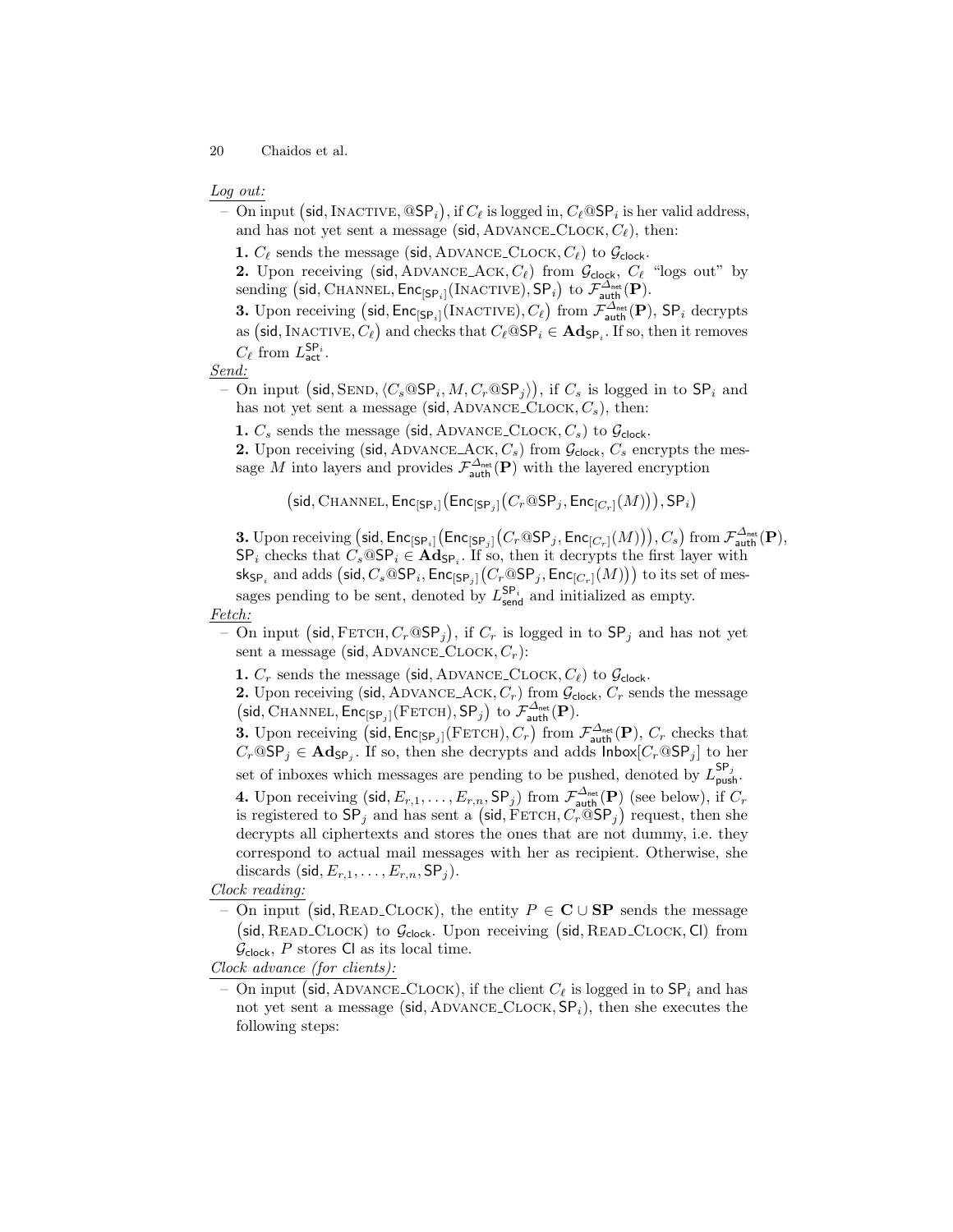*Log out:*

– On input $(\mathsf{sid}, \text{INACTIVE}, @\mathsf{SP}_i)$, if $C_\ell$ is logged in, $C_\ell@\mathsf{SP}_i$ is her valid address, and has not yet sent a message $(\mathsf{sid}, \text{ADVANCE\_CLOCK}, C_\ell)$, then:

**1.** $C_\ell$ sends the message $(\mathsf{sid}, \text{ADVANCE\_CLOCK}, C_\ell)$ to $\mathcal{G}_{\mathsf{clock}}$.

**2.** Upon receiving $(\mathsf{sid}, \text{ADVANCE\_ACK}, C_\ell)$ from $\mathcal{G}_{\mathsf{clock}}$, $C_\ell$ "logs out" by sending $\big(\mathsf{sid}, \text{CHANNEL}, \mathsf{Enc}_{[\mathsf{SP}_i]}(\text{INACTIVE}), \mathsf{SP}_i\big)$ to $\mathcal{F}^{\Delta_{\mathsf{net}}}_{\mathsf{auth}}(\mathbf{P})$.

**3.** Upon receiving $\big(\mathsf{sid}, \mathsf{Enc}_{[\mathsf{SP}_i]}(\text{INACTIVE}), C_\ell\big)$ from $\mathcal{F}^{\Delta_{\mathsf{net}}}_{\mathsf{auth}}(\mathbf{P})$, $\mathsf{SP}_i$ decrypts as $\big(\mathsf{sid}, \text{INACTIVE}, C_\ell\big)$ and checks that $C_\ell@\mathsf{SP}_i \in \mathbf{Ad}_{\mathsf{SP}_i}$. If so, then it removes $C_\ell$ from $L^{\mathsf{SP}_i}_{\mathsf{act}}$.

*Send:*

– On input $\big(\mathsf{sid}, \text{SEND}, \langle C_s@\mathsf{SP}_i, M, C_r@\mathsf{SP}_j\rangle\big)$, if $C_s$ is logged in to $\mathsf{SP}_i$ and has not yet sent a message $(\mathsf{sid}, \text{ADVANCE\_CLOCK}, C_s)$, then:

**1.** $C_s$ sends the message $(\mathsf{sid}, \text{ADVANCE\_CLOCK}, C_s)$ to $\mathcal{G}_{\mathsf{clock}}$.

**2.** Upon receiving $(\mathsf{sid}, \text{ADVANCE\_ACK}, C_s)$ from $\mathcal{G}_{\mathsf{clock}}$, $C_s$ encrypts the message $M$ into layers and provides $\mathcal{F}^{\Delta_{\mathsf{net}}}_{\mathsf{auth}}(\mathbf{P})$ with the layered encryption

$$\big(\mathsf{sid}, \text{CHANNEL}, \mathsf{Enc}_{[\mathsf{SP}_i]}\big(\mathsf{Enc}_{[\mathsf{SP}_j]}\big(C_r@\mathsf{SP}_j, \mathsf{Enc}_{[C_r]}(M)\big)\big), \mathsf{SP}_i\big)$$

**3.** Upon receiving $\big(\mathsf{sid}, \mathsf{Enc}_{[\mathsf{SP}_i]}\big(\mathsf{Enc}_{[\mathsf{SP}_j]}\big(C_r@\mathsf{SP}_j, \mathsf{Enc}_{[C_r]}(M)\big)\big), C_s\big)$ from $\mathcal{F}^{\Delta_{\mathsf{net}}}_{\mathsf{auth}}(\mathbf{P})$, $\mathsf{SP}_i$ checks that $C_s@\mathsf{SP}_i \in \mathbf{Ad}_{\mathsf{SP}_i}$. If so, then it decrypts the first layer with $\mathsf{sk}_{\mathsf{SP}_i}$ and adds $\big(\mathsf{sid}, C_s@\mathsf{SP}_i, \mathsf{Enc}_{[\mathsf{SP}_j]}\big(C_r@\mathsf{SP}_j, \mathsf{Enc}_{[C_r]}(M)\big)\big)$ to its set of messages pending to be sent, denoted by $L^{\mathsf{SP}_i}_{\mathsf{send}}$ and initialized as empty.

*Fetch:*

– On input $\big(\mathsf{sid}, \text{FETCH}, C_r@\mathsf{SP}_j\big)$, if $C_r$ is logged in to $\mathsf{SP}_j$ and has not yet sent a message $(\mathsf{sid}, \text{ADVANCE\_CLOCK}, C_r)$:

**1.** $C_r$ sends the message $(\mathsf{sid}, \text{ADVANCE\_CLOCK}, C_\ell)$ to $\mathcal{G}_{\mathsf{clock}}$.

**2.** Upon receiving $(\mathsf{sid}, \text{ADVANCE\_ACK}, C_r)$ from $\mathcal{G}_{\mathsf{clock}}$, $C_r$ sends the message $\big(\mathsf{sid}, \text{CHANNEL}, \mathsf{Enc}_{[\mathsf{SP}_j]}(\text{FETCH}), \mathsf{SP}_j\big)$ to $\mathcal{F}^{\Delta_{\mathsf{net}}}_{\mathsf{auth}}(\mathbf{P})$.

**3.** Upon receiving $\big(\mathsf{sid}, \mathsf{Enc}_{[\mathsf{SP}_j]}(\text{FETCH}), C_r\big)$ from $\mathcal{F}^{\Delta_{\mathsf{net}}}_{\mathsf{auth}}(\mathbf{P})$, $C_r$ checks that $C_r@\mathsf{SP}_j \in \mathbf{Ad}_{\mathsf{SP}_j}$. If so, then she decrypts and adds $\mathsf{Inbox}[C_r@\mathsf{SP}_j]$ to her set of inboxes which messages are pending to be pushed, denoted by $L^{\mathsf{SP}_j}_{\mathsf{push}}$.

**4.** Upon receiving $(\mathsf{sid}, E_{r,1}, \dots, E_{r,n}, \mathsf{SP}_j)$ from $\mathcal{F}^{\Delta_{\mathsf{net}}}_{\mathsf{auth}}(\mathbf{P})$ (see below), if $C_r$ is registered to $\mathsf{SP}_j$ and has sent a $\big(\mathsf{sid}, \text{FETCH}, C_r@\mathsf{SP}_j\big)$ request, then she decrypts all ciphertexts and stores the ones that are not dummy, i.e. they correspond to actual mail messages with her as recipient. Otherwise, she discards $(\mathsf{sid}, E_{r,1}, \dots, E_{r,n}, \mathsf{SP}_j)$.

*Clock reading:*

– On input $\big(\mathsf{sid}, \text{READ\_CLOCK}\big)$, the entity $P \in \mathbf{C} \cup \mathbf{SP}$ sends the message $\big(\mathsf{sid}, \text{READ\_CLOCK}\big)$ to $\mathcal{G}_{\mathsf{clock}}$. Upon receiving $\big(\mathsf{sid}, \text{READ\_CLOCK}, \mathsf{Cl}\big)$ from $\mathcal{G}_{\mathsf{clock}}$, $P$ stores $\mathsf{Cl}$ as its local time.

*Clock advance (for clients):*

– On input $\big(\mathsf{sid}, \text{ADVANCE\_CLOCK}\big)$, if the client $C_\ell$ is logged in to $\mathsf{SP}_i$ and has not yet sent a message $(\mathsf{sid}, \text{ADVANCE\_CLOCK}, \mathsf{SP}_i)$, then she executes the following steps: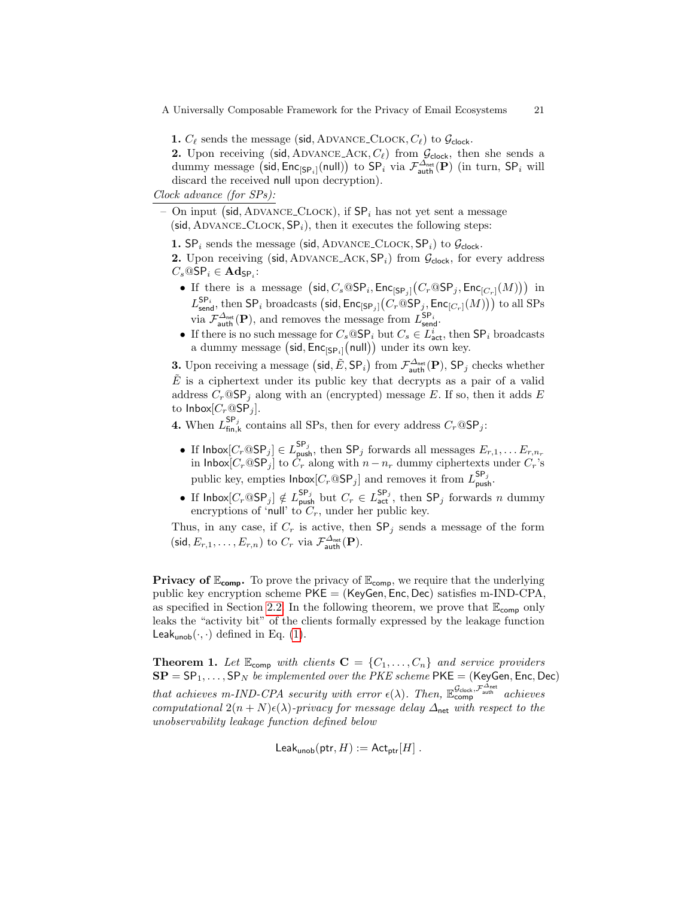**1.** $C_\ell$ sends the message $(\mathsf{sid}, \text{ADVANCE\_CLOCK}, C_\ell)$ to $\mathcal{G}_{\mathsf{clock}}$.

**2.** Upon receiving $(\mathsf{sid}, \text{ADVANCE\_ACK}, C_\ell)$ from $\mathcal{G}_{\mathsf{clock}}$, then she sends a dummy message $\big(\mathsf{sid}, \mathsf{Enc}_{[\mathsf{SP}_i]}(\mathsf{null})\big)$ to $\mathsf{SP}_i$ via $\mathcal{F}_{\mathsf{auth}}^{\Delta_{\mathsf{net}}}(\mathbf{P})$ (in turn, $\mathsf{SP}_i$ will discard the received $\mathsf{null}$ upon decryption).

*Clock advance (for SPs):*

– On input $(\mathsf{sid}, \text{ADVANCE\_CLOCK})$, if $\mathsf{SP}_i$ has not yet sent a message $(\mathsf{sid}, \text{ADVANCE\_CLOCK}, \mathsf{SP}_i)$, then it executes the following steps:

**1.** $\mathsf{SP}_i$ sends the message $(\mathsf{sid}, \text{ADVANCE\_CLOCK}, \mathsf{SP}_i)$ to $\mathcal{G}_{\mathsf{clock}}$.

**2.** Upon receiving $(\mathsf{sid}, \text{ADVANCE\_ACK}, \mathsf{SP}_i)$ from $\mathcal{G}_{\mathsf{clock}}$, for every address $C_s@\mathsf{SP}_i \in \mathbf{Ad}_{\mathsf{SP}_i}$:

- If there is a message $\big(\mathsf{sid}, C_s@\mathsf{SP}_i, \mathsf{Enc}_{[\mathsf{SP}_j]}\big(C_r@\mathsf{SP}_j, \mathsf{Enc}_{[C_r]}(M)\big)\big)$ in $L^{\mathsf{SP}_i}_{\mathsf{send}}$, then $\mathsf{SP}_i$ broadcasts $\big(\mathsf{sid}, \mathsf{Enc}_{[\mathsf{SP}_j]}\big(C_r@\mathsf{SP}_j, \mathsf{Enc}_{[C_r]}(M)\big)\big)$ to all SPs via $\mathcal{F}_{\mathsf{auth}}^{\Delta_{\mathsf{net}}}(\mathbf{P})$, and removes the message from $L^{\mathsf{SP}_i}_{\mathsf{send}}$.
- If there is no such message for $C_s@\mathsf{SP}_i$ but $C_s \in L^i_{\mathsf{act}}$, then $\mathsf{SP}_i$ broadcasts a dummy message $\big(\mathsf{sid}, \mathsf{Enc}_{[\mathsf{SP}_i]}(\mathsf{null})\big)$ under its own key.

**3.** Upon receiving a message $\big(\mathsf{sid}, \tilde{E}, \mathsf{SP}_i\big)$ from $\mathcal{F}_{\mathsf{auth}}^{\Delta_{\mathsf{net}}}(\mathbf{P})$, $\mathsf{SP}_j$ checks whether $\tilde{E}$ is a ciphertext under its public key that decrypts as a pair of a valid address $C_r@\mathsf{SP}_j$ along with an (encrypted) message $E$. If so, then it adds $E$ to $\mathsf{Inbox}[C_r@\mathsf{SP}_j]$.

**4.** When $L^{\mathsf{SP}_j}_{\mathsf{fin},k}$ contains all SPs, then for every address $C_r@\mathsf{SP}_j$:

- If $\mathsf{Inbox}[C_r@\mathsf{SP}_j] \in L^{\mathsf{SP}_j}_{\mathsf{push}}$, then $\mathsf{SP}_j$ forwards all messages $E_{r,1}, \dots E_{r,n_r}$ in $\mathsf{Inbox}[C_r@\mathsf{SP}_j]$ to $C_r$ along with $n - n_r$ dummy ciphertexts under $C_r$'s public key, empties $\mathsf{Inbox}[C_r@\mathsf{SP}_j]$ and removes it from $L^{\mathsf{SP}_j}_{\mathsf{push}}$.
- If $\mathsf{Inbox}[C_r@\mathsf{SP}_j] \notin L^{\mathsf{SP}_j}_{\mathsf{push}}$ but $C_r \in L^{\mathsf{SP}_j}_{\mathsf{act}}$, then $\mathsf{SP}_j$ forwards $n$ dummy encryptions of 'null' to $C_r$, under her public key.

Thus, in any case, if $C_r$ is active, then $\mathsf{SP}_j$ sends a message of the form $(\mathsf{sid}, E_{r,1}, \dots, E_{r,n})$ to $C_r$ via $\mathcal{F}_{\mathsf{auth}}^{\Delta_{\mathsf{net}}}(\mathbf{P})$.

**Privacy of $\mathbb{E}_{\mathsf{comp}}$.** To prove the privacy of $\mathbb{E}_{\mathsf{comp}}$, we require that the underlying public key encryption scheme $\mathsf{PKE} = (\mathsf{KeyGen}, \mathsf{Enc}, \mathsf{Dec})$ satisfies m-IND-CPA, as specified in Section 2.2. In the following theorem, we prove that $\mathbb{E}_{\mathsf{comp}}$ only leaks the "activity bit" of the clients formally expressed by the leakage function $\mathsf{Leak}_{\mathsf{unob}}(\cdot,\cdot)$ defined in Eq. (1).

**Theorem 1.** *Let $\mathbb{E}_{\mathsf{comp}}$ with clients $\mathbf{C} = \{C_1, \dots, C_n\}$ and service providers $\mathbf{SP} = \mathsf{SP}_1, \dots, \mathsf{SP}_N$ be implemented over the PKE scheme $\mathsf{PKE} = (\mathsf{KeyGen}, \mathsf{Enc}, \mathsf{Dec})$ that achieves m-IND-CPA security with error $\epsilon(\lambda)$. Then, $\mathbb{E}_{\mathsf{comp}}^{\mathcal{G}_{\mathsf{clock}}, \mathcal{F}_{\mathsf{auth}}^{\Delta_{\mathsf{net}}}}$ achieves computational $2(n+N)\epsilon(\lambda)$-privacy for message delay $\Delta_{\mathsf{net}}$ with respect to the unobservability leakage function defined below*

$$\mathsf{Leak}_{\mathsf{unob}}(\mathsf{ptr}, H) := \mathsf{Act}_{\mathsf{ptr}}[H]\ .$$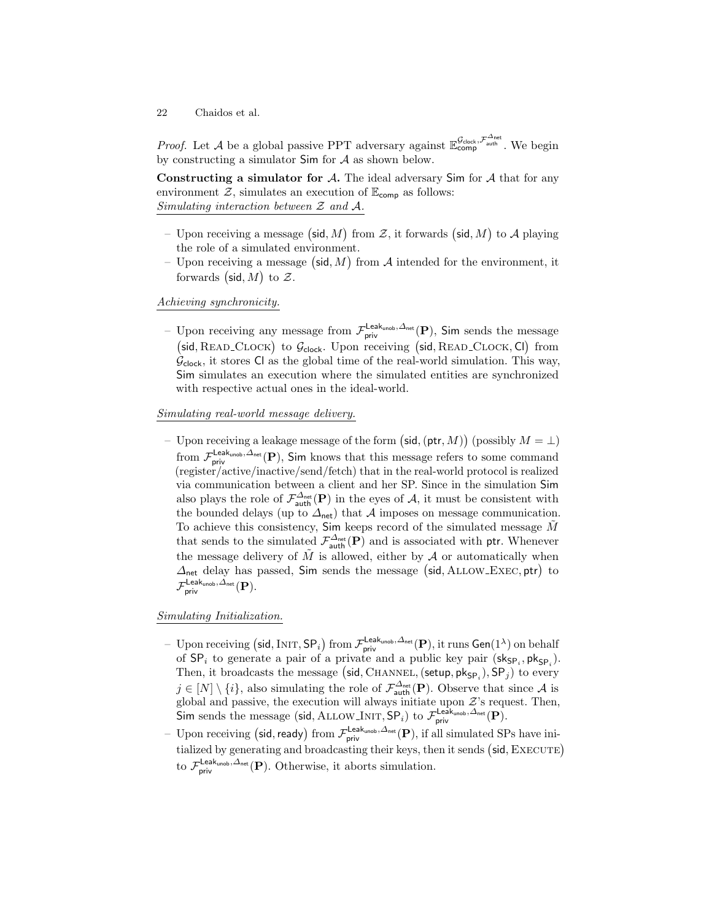*Proof.* Let $\mathcal{A}$ be a global passive PPT adversary against $\mathbb{E}_{\mathsf{comp}}^{\mathcal{G}_{\mathsf{clock}},\mathcal{F}_{\mathsf{auth}}^{\Delta_{\mathsf{net}}}}$. We begin by constructing a simulator $\mathsf{Sim}$ for $\mathcal{A}$ as shown below.

**Constructing a simulator for $\mathcal{A}$.** The ideal adversary $\mathsf{Sim}$ for $\mathcal{A}$ that for any environment $\mathcal{Z}$, simulates an execution of $\mathbb{E}_{\mathsf{comp}}$ as follows:
*Simulating interaction between $\mathcal{Z}$ and $\mathcal{A}$.*

- Upon receiving a message $(\mathsf{sid}, M)$ from $\mathcal{Z}$, it forwards $(\mathsf{sid}, M)$ to $\mathcal{A}$ playing the role of a simulated environment.
- Upon receiving a message $(\mathsf{sid}, M)$ from $\mathcal{A}$ intended for the environment, it forwards $(\mathsf{sid}, M)$ to $\mathcal{Z}$.

*Achieving synchronicity.*

- Upon receiving any message from $\mathcal{F}_{\mathsf{priv}}^{\mathsf{Leak}_{\mathsf{unob}},\Delta_{\mathsf{net}}}(\mathbf{P})$, $\mathsf{Sim}$ sends the message $(\mathsf{sid}, \text{READ\_CLOCK})$ to $\mathcal{G}_{\mathsf{clock}}$. Upon receiving $(\mathsf{sid}, \text{READ\_CLOCK}, \mathsf{Cl})$ from $\mathcal{G}_{\mathsf{clock}}$, it stores $\mathsf{Cl}$ as the global time of the real-world simulation. This way, $\mathsf{Sim}$ simulates an execution where the simulated entities are synchronized with respective actual ones in the ideal-world.

*Simulating real-world message delivery.*

- Upon receiving a leakage message of the form $(\mathsf{sid}, (\mathsf{ptr}, M))$ (possibly $M = \bot$) from $\mathcal{F}_{\mathsf{priv}}^{\mathsf{Leak}_{\mathsf{unob}},\Delta_{\mathsf{net}}}(\mathbf{P})$, $\mathsf{Sim}$ knows that this message refers to some command (register/active/inactive/send/fetch) that in the real-world protocol is realized via communication between a client and her SP. Since in the simulation $\mathsf{Sim}$ also plays the role of $\mathcal{F}_{\mathsf{auth}}^{\Delta_{\mathsf{net}}}(\mathbf{P})$ in the eyes of $\mathcal{A}$, it must be consistent with the bounded delays (up to $\Delta_{\mathsf{net}}$) that $\mathcal{A}$ imposes on message communication. To achieve this consistency, $\mathsf{Sim}$ keeps record of the simulated message $\tilde{M}$ that sends to the simulated $\mathcal{F}_{\mathsf{auth}}^{\Delta_{\mathsf{net}}}(\mathbf{P})$ and is associated with $\mathsf{ptr}$. Whenever the message delivery of $\tilde{M}$ is allowed, either by $\mathcal{A}$ or automatically when $\Delta_{\mathsf{net}}$ delay has passed, $\mathsf{Sim}$ sends the message $(\mathsf{sid}, \text{ALLOW\_EXEC}, \mathsf{ptr})$ to $\mathcal{F}_{\mathsf{priv}}^{\mathsf{Leak}_{\mathsf{unob}},\Delta_{\mathsf{net}}}(\mathbf{P})$.

*Simulating Initialization.*

- Upon receiving $(\mathsf{sid}, \text{INIT}, \mathsf{SP}_i)$ from $\mathcal{F}_{\mathsf{priv}}^{\mathsf{Leak}_{\mathsf{unob}},\Delta_{\mathsf{net}}}(\mathbf{P})$, it runs $\mathsf{Gen}(1^\lambda)$ on behalf of $\mathsf{SP}_i$ to generate a pair of a private and a public key pair $(\mathsf{sk}_{\mathsf{SP}_i}, \mathsf{pk}_{\mathsf{SP}_i})$. Then, it broadcasts the message $(\mathsf{sid}, \text{CHANNEL}, (\mathsf{setup}, \mathsf{pk}_{\mathsf{SP}_i}), \mathsf{SP}_j)$ to every $j \in [N] \setminus \{i\}$, also simulating the role of $\mathcal{F}_{\mathsf{auth}}^{\Delta_{\mathsf{net}}}(\mathbf{P})$. Observe that since $\mathcal{A}$ is global and passive, the execution will always initiate upon $\mathcal{Z}$'s request. Then, $\mathsf{Sim}$ sends the message $(\mathsf{sid}, \text{ALLOW\_INIT}, \mathsf{SP}_i)$ to $\mathcal{F}_{\mathsf{priv}}^{\mathsf{Leak}_{\mathsf{unob}},\Delta_{\mathsf{net}}}(\mathbf{P})$.
- Upon receiving $(\mathsf{sid}, \mathsf{ready})$ from $\mathcal{F}_{\mathsf{priv}}^{\mathsf{Leak}_{\mathsf{unob}},\Delta_{\mathsf{net}}}(\mathbf{P})$, if all simulated SPs have initialized by generating and broadcasting their keys, then it sends $(\mathsf{sid}, \text{EXECUTE})$ to $\mathcal{F}_{\mathsf{priv}}^{\mathsf{Leak}_{\mathsf{unob}},\Delta_{\mathsf{net}}}(\mathbf{P})$. Otherwise, it aborts simulation.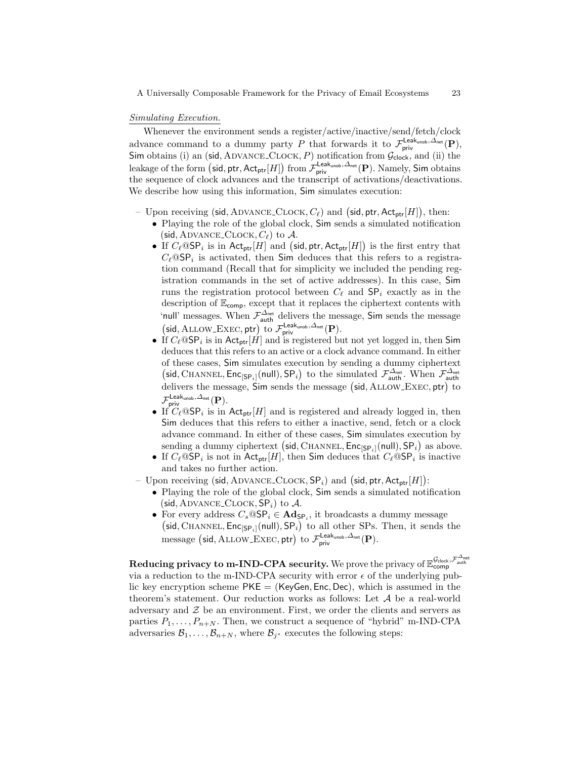*Simulating Execution.*

Whenever the environment sends a register/active/inactive/send/fetch/clock advance command to a dummy party $P$ that forwards it to $\mathcal{F}_{\mathsf{priv}}^{\mathsf{Leak}_{\mathsf{unob}},\Delta_{\mathsf{net}}}(\mathbf{P})$, $\mathsf{Sim}$ obtains (i) an $(\mathsf{sid}, \text{ADVANCE\_CLOCK}, P)$ notification from $\mathcal{G}_{\mathsf{clock}}$, and (ii) the leakage of the form $\big(\mathsf{sid}, \mathsf{ptr}, \mathsf{Act}_{\mathsf{ptr}}[H]\big)$ from $\mathcal{F}_{\mathsf{priv}}^{\mathsf{Leak}_{\mathsf{unob}},\Delta_{\mathsf{net}}}(\mathbf{P})$. Namely, $\mathsf{Sim}$ obtains the sequence of clock advances and the transcript of activations/deactivations. We describe how using this information, $\mathsf{Sim}$ simulates execution:

- Upon receiving $(\mathsf{sid}, \text{ADVANCE\_CLOCK}, C_\ell)$ and $\big(\mathsf{sid}, \mathsf{ptr}, \mathsf{Act}_{\mathsf{ptr}}[H]\big)$, then:
  - Playing the role of the global clock, $\mathsf{Sim}$ sends a simulated notification $(\mathsf{sid}, \text{ADVANCE\_CLOCK}, C_\ell)$ to $\mathcal{A}$.
  - If $C_\ell@\mathsf{SP}_i$ is in $\mathsf{Act}_{\mathsf{ptr}}[H]$ and $\big(\mathsf{sid}, \mathsf{ptr}, \mathsf{Act}_{\mathsf{ptr}}[H]\big)$ is the first entry that $C_\ell@\mathsf{SP}_i$ is activated, then $\mathsf{Sim}$ deduces that this refers to a registration command (Recall that for simplicity we included the pending registration commands in the set of active addresses). In this case, $\mathsf{Sim}$ runs the registration protocol between $C_\ell$ and $\mathsf{SP}_i$ exactly as in the description of $\mathbb{E}_{\mathsf{comp}}$, except that it replaces the ciphertext contents with 'null' messages. When $\mathcal{F}_{\mathsf{auth}}^{\Delta_{\mathsf{net}}}$ delivers the message, $\mathsf{Sim}$ sends the message $\big(\mathsf{sid}, \text{ALLOW\_EXEC}, \mathsf{ptr}\big)$ to $\mathcal{F}_{\mathsf{priv}}^{\mathsf{Leak}_{\mathsf{unob}},\Delta_{\mathsf{net}}}(\mathbf{P})$.
  - If $C_\ell@\mathsf{SP}_i$ is in $\mathsf{Act}_{\mathsf{ptr}}[H]$ and is registered but not yet logged in, then $\mathsf{Sim}$ deduces that this refers to an active or a clock advance command. In either of these cases, $\mathsf{Sim}$ simulates execution by sending a dummy ciphertext $\big(\mathsf{sid}, \text{CHANNEL}, \mathsf{Enc}_{[\mathsf{SP}_i]}(\mathsf{null}), \mathsf{SP}_i\big)$ to the simulated $\mathcal{F}_{\mathsf{auth}}^{\Delta_{\mathsf{net}}}$. When $\mathcal{F}_{\mathsf{auth}}^{\Delta_{\mathsf{net}}}$ delivers the message, $\mathsf{Sim}$ sends the message $\big(\mathsf{sid}, \text{ALLOW\_EXEC}, \mathsf{ptr}\big)$ to $\mathcal{F}_{\mathsf{priv}}^{\mathsf{Leak}_{\mathsf{unob}},\Delta_{\mathsf{net}}}(\mathbf{P})$.
  - If $C_\ell@\mathsf{SP}_i$ is in $\mathsf{Act}_{\mathsf{ptr}}[H]$ and is registered and already logged in, then $\mathsf{Sim}$ deduces that this refers to either a inactive, send, fetch or a clock advance command. In either of these cases, $\mathsf{Sim}$ simulates execution by sending a dummy ciphertext $\big(\mathsf{sid}, \text{CHANNEL}, \mathsf{Enc}_{[\mathsf{SP}_i]}(\mathsf{null}), \mathsf{SP}_i\big)$ as above.
  - If $C_\ell@\mathsf{SP}_i$ is not in $\mathsf{Act}_{\mathsf{ptr}}[H]$, then $\mathsf{Sim}$ deduces that $C_\ell@\mathsf{SP}_i$ is inactive and takes no further action.
- Upon receiving $(\mathsf{sid}, \text{ADVANCE\_CLOCK}, \mathsf{SP}_i)$ and $\big(\mathsf{sid}, \mathsf{ptr}, \mathsf{Act}_{\mathsf{ptr}}[H]\big)$:
  - Playing the role of the global clock, $\mathsf{Sim}$ sends a simulated notification $(\mathsf{sid}, \text{ADVANCE\_CLOCK}, \mathsf{SP}_i)$ to $\mathcal{A}$.
  - For every address $C_s@\mathsf{SP}_i \in \mathbf{Ad}_{\mathsf{SP}_i}$, it broadcasts a dummy message $\big(\mathsf{sid}, \text{CHANNEL}, \mathsf{Enc}_{[\mathsf{SP}_i]}(\mathsf{null}), \mathsf{SP}_i\big)$ to all other SPs. Then, it sends the message $\big(\mathsf{sid}, \text{ALLOW\_EXEC}, \mathsf{ptr}\big)$ to $\mathcal{F}_{\mathsf{priv}}^{\mathsf{Leak}_{\mathsf{unob}},\Delta_{\mathsf{net}}}(\mathbf{P})$.

**Reducing privacy to m-IND-CPA security.** We prove the privacy of $\mathbb{E}_{\mathsf{comp}}^{\mathcal{G}_{\mathsf{clock}},\mathcal{F}_{\mathsf{auth}}^{\Delta_{\mathsf{net}}}}$ via a reduction to the m-IND-CPA security with error $\epsilon$ of the underlying public key encryption scheme $\mathsf{PKE} = (\mathsf{KeyGen}, \mathsf{Enc}, \mathsf{Dec})$, which is assumed in the theorem's statement. Our reduction works as follows: Let $\mathcal{A}$ be a real-world adversary and $\mathcal{Z}$ be an environment. First, we order the clients and servers as parties $P_1, \ldots, P_{n+N}$. Then, we construct a sequence of "hybrid" m-IND-CPA adversaries $\mathcal{B}_1, \ldots, \mathcal{B}_{n+N}$, where $\mathcal{B}_{j^*}$ executes the following steps: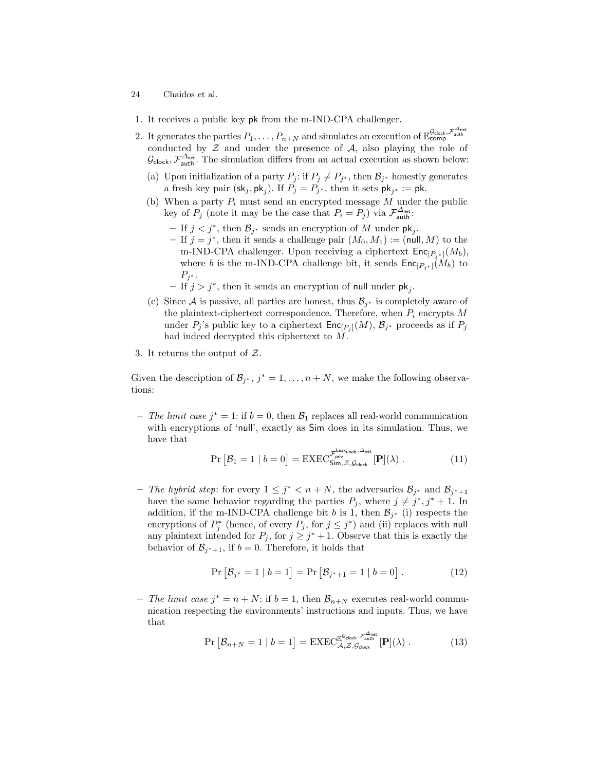1. It receives a public key $\mathsf{pk}$ from the m-IND-CPA challenger.
2. It generates the parties $P_1, \ldots, P_{n+N}$ and simulates an execution of $\mathbb{E}_{\mathsf{comp}}^{\mathcal{G}_{\mathsf{clock}}, \mathcal{F}_{\mathsf{auth}}^{\Delta_{\mathsf{net}}}}$ conducted by $\mathcal{Z}$ and under the presence of $\mathcal{A}$, also playing the role of $\mathcal{G}_{\mathsf{clock}}, \mathcal{F}_{\mathsf{auth}}^{\Delta_{\mathsf{net}}}$. The simulation differs from an actual execution as shown below:
   (a) Upon initialization of a party $P_j$: if $P_j \neq P_{j^*}$, then $\mathcal{B}_{j^*}$ honestly generates a fresh key pair $(\mathsf{sk}_j, \mathsf{pk}_j)$. If $P_j = P_{j^*}$, then it sets $\mathsf{pk}_{j^*} := \mathsf{pk}$.
   (b) When a party $P_i$ must send an encrypted message $M$ under the public key of $P_j$ (note it may be the case that $P_i = P_j$) via $\mathcal{F}_{\mathsf{auth}}^{\Delta_{\mathsf{net}}}$:
      - If $j < j^*$, then $\mathcal{B}_{j^*}$ sends an encryption of $M$ under $\mathsf{pk}_j$.
      - If $j = j^*$, then it sends a challenge pair $(M_0, M_1) := (\mathsf{null}, M)$ to the m-IND-CPA challenger. Upon receiving a ciphertext $\mathsf{Enc}_{[P_{j^*}]}(M_b)$, where $b$ is the m-IND-CPA challenge bit, it sends $\mathsf{Enc}_{[P_{j^*}]}(M_b)$ to $P_{j^*}$.
      - If $j > j^*$, then it sends an encryption of $\mathsf{null}$ under $\mathsf{pk}_j$.
   (c) Since $\mathcal{A}$ is passive, all parties are honest, thus $\mathcal{B}_{j^*}$ is completely aware of the plaintext-ciphertext correspondence. Therefore, when $P_i$ encrypts $M$ under $P_j$'s public key to a ciphertext $\mathsf{Enc}_{[P_j]}(M)$, $\mathcal{B}_{j^*}$ proceeds as if $P_j$ had indeed decrypted this ciphertext to $M$.
3. It returns the output of $\mathcal{Z}$.

Given the description of $\mathcal{B}_{j^*}$, $j^* = 1, \ldots, n+N$, we make the following observations:

- *The limit case* $j^* = 1$: if $b = 0$, then $\mathcal{B}_1$ replaces all real-world communication with encryptions of '$\mathsf{null}$', exactly as $\mathsf{Sim}$ does in its simulation. Thus, we have that

$$\Pr\left[\mathcal{B}_1 = 1 \mid b = 0\right] = \mathrm{EXEC}_{\mathsf{Sim}, \mathcal{Z}, \mathcal{G}_{\mathsf{clock}}}^{\mathcal{F}_{\mathsf{priv}}^{\mathsf{Leak}_{\mathsf{unob}}, \Delta_{\mathsf{net}}}}[\mathbf{P}](\lambda)\,. \tag{11}$$

- *The hybrid step*: for every $1 \leq j^* < n+N$, the adversaries $\mathcal{B}_{j^*}$ and $\mathcal{B}_{j^*+1}$ have the same behavior regarding the parties $P_j$, where $j \neq j^*, j^*+1$. In addition, if the m-IND-CPA challenge bit $b$ is 1, then $\mathcal{B}_{j^*}$ (i) respects the encryptions of $P_j^*$ (hence, of every $P_j$, for $j \leq j^*$) and (ii) replaces with $\mathsf{null}$ any plaintext intended for $P_j$, for $j \geq j^*+1$. Observe that this is exactly the behavior of $\mathcal{B}_{j^*+1}$, if $b = 0$. Therefore, it holds that

$$\Pr\left[\mathcal{B}_{j^*} = 1 \mid b = 1\right] = \Pr\left[\mathcal{B}_{j^*+1} = 1 \mid b = 0\right]. \tag{12}$$

- *The limit case* $j^* = n+N$: if $b = 1$, then $\mathcal{B}_{n+N}$ executes real-world communication respecting the environments' instructions and inputs. Thus, we have that

$$\Pr\left[\mathcal{B}_{n+N} = 1 \mid b = 1\right] = \mathrm{EXEC}_{\mathcal{A}, \mathcal{Z}, \mathcal{G}_{\mathsf{clock}}}^{\mathbb{E}^{\mathcal{G}_{\mathsf{clock}}, \mathcal{F}_{\mathsf{auth}}^{\Delta_{\mathsf{net}}}}}[\mathbf{P}](\lambda)\,. \tag{13}$$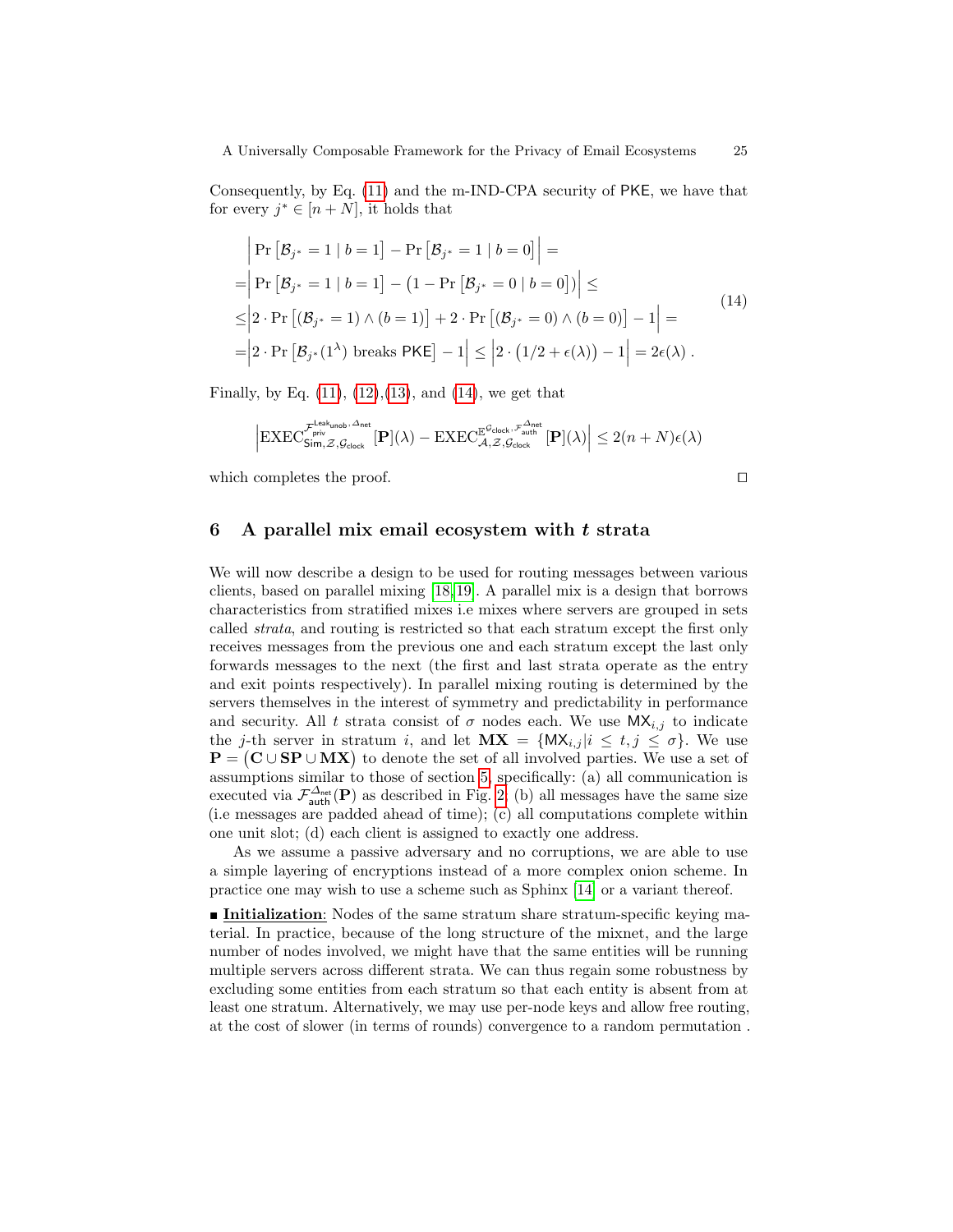Consequently, by Eq. (11) and the m-IND-CPA security of $\mathsf{PKE}$, we have that for every $j^* \in [n+N]$, it holds that

$$
\begin{aligned}
&\Big|\Pr\left[\mathcal{B}_{j^*} = 1 \mid b = 1\right] - \Pr\left[\mathcal{B}_{j^*} = 1 \mid b = 0\right]\Big| = \\
=&\Big|\Pr\left[\mathcal{B}_{j^*} = 1 \mid b = 1\right] - \big(1 - \Pr\left[\mathcal{B}_{j^*} = 0 \mid b = 0\right]\big)\Big| \leq \\
\leq&\Big|2 \cdot \Pr\left[(\mathcal{B}_{j^*} = 1) \wedge (b = 1)\right] + 2 \cdot \Pr\left[(\mathcal{B}_{j^*} = 0) \wedge (b = 0)\right] - 1\Big| = \\
=&\Big|2 \cdot \Pr\left[\mathcal{B}_{j^*}(1^\lambda) \text{ breaks } \mathsf{PKE}\right] - 1\Big| \leq \Big|2 \cdot \big(1/2 + \epsilon(\lambda)\big) - 1\Big| = 2\epsilon(\lambda)\,.
\end{aligned}
\tag{14}
$$

Finally, by Eq. (11), (12),(13), and (14), we get that

$$
\Big|\mathrm{EXEC}^{\mathcal{F}_{\mathsf{priv}}^{\mathsf{Leak}_{\mathsf{unob}}, \Delta_{\mathsf{net}}}}_{\mathsf{Sim}, \mathcal{Z}, \mathcal{G}_{\mathsf{clock}}}[\mathbf{P}](\lambda) - \mathrm{EXEC}^{\mathbb{E}^{\mathcal{G}_{\mathsf{clock}}, \mathcal{F}_{\mathsf{auth}}^{\Delta_{\mathsf{net}}}}}_{\mathcal{A}, \mathcal{Z}, \mathcal{G}_{\mathsf{clock}}}[\mathbf{P}](\lambda)\Big| \leq 2(n+N)\epsilon(\lambda)
$$

which completes the proof. □

## 6 A parallel mix email ecosystem with $t$ strata

We will now describe a design to be used for routing messages between various clients, based on parallel mixing [18,19]. A parallel mix is a design that borrows characteristics from stratified mixes i.e mixes where servers are grouped in sets called *strata*, and routing is restricted so that each stratum except the first only receives messages from the previous one and each stratum except the last only forwards messages to the next (the first and last strata operate as the entry and exit points respectively). In parallel mixing routing is determined by the servers themselves in the interest of symmetry and predictability in performance and security. All $t$ strata consist of $\sigma$ nodes each. We use $\mathsf{MX}_{i,j}$ to indicate the $j$-th server in stratum $i$, and let $\mathbf{MX} = \{\mathsf{MX}_{i,j} | i \leq t, j \leq \sigma\}$. We use $\mathbf{P} = \big(\mathbf{C} \cup \mathbf{SP} \cup \mathbf{MX}\big)$ to denote the set of all involved parties. We use a set of assumptions similar to those of section 5, specifically: (a) all communication is executed via $\mathcal{F}_{\mathsf{auth}}^{\Delta_{\mathsf{net}}}(\mathbf{P})$ as described in Fig. 2; (b) all messages have the same size (i.e messages are padded ahead of time); (c) all computations complete within one unit slot; (d) each client is assigned to exactly one address.

As we assume a passive adversary and no corruptions, we are able to use a simple layering of encryptions instead of a more complex onion scheme. In practice one may wish to use a scheme such as Sphinx [14] or a variant thereof.

■ **Initialization**: Nodes of the same stratum share stratum-specific keying material. In practice, because of the long structure of the mixnet, and the large number of nodes involved, we might have that the same entities will be running multiple servers across different strata. We can thus regain some robustness by excluding some entities from each stratum so that each entity is absent from at least one stratum. Alternatively, we may use per-node keys and allow free routing, at the cost of slower (in terms of rounds) convergence to a random permutation .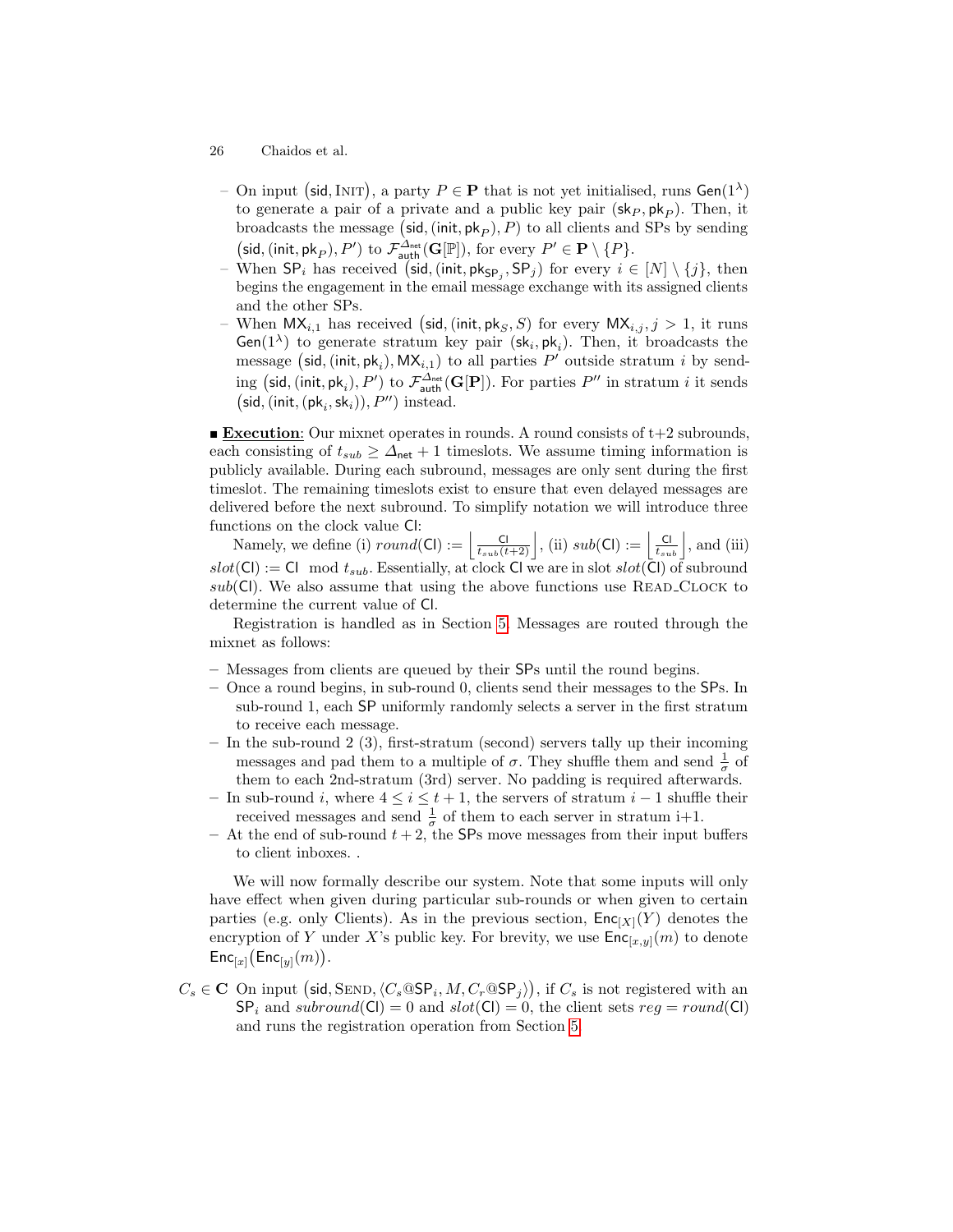– On input $(\mathsf{sid}, \text{INIT})$, a party $P \in \mathbf{P}$ that is not yet initialised, runs $\mathsf{Gen}(1^\lambda)$ to generate a pair of a private and a public key pair $(\mathsf{sk}_P, \mathsf{pk}_P)$. Then, it broadcasts the message $(\mathsf{sid}, (\mathsf{init}, \mathsf{pk}_P), P)$ to all clients and SPs by sending $(\mathsf{sid}, (\mathsf{init}, \mathsf{pk}_P), P')$ to $\mathcal{F}_{\mathsf{auth}}^{\Delta_{\mathsf{net}}}(\mathbf{G}[\mathbb{P}])$, for every $P' \in \mathbf{P} \setminus \{P\}$.

– When $\mathsf{SP}_i$ has received $(\mathsf{sid}, (\mathsf{init}, \mathsf{pk}_{\mathsf{SP}_j}, \mathsf{SP}_j)$ for every $i \in [N] \setminus \{j\}$, then begins the engagement in the email message exchange with its assigned clients and the other SPs.

– When $\mathsf{MX}_{i,1}$ has received $(\mathsf{sid}, (\mathsf{init}, \mathsf{pk}_S, S)$ for every $\mathsf{MX}_{i,j}, j > 1$, it runs $\mathsf{Gen}(1^\lambda)$ to generate stratum key pair $(\mathsf{sk}_i, \mathsf{pk}_i)$. Then, it broadcasts the message $(\mathsf{sid}, (\mathsf{init}, \mathsf{pk}_i), \mathsf{MX}_{i,1})$ to all parties $P'$ outside stratum $i$ by sending $(\mathsf{sid}, (\mathsf{init}, \mathsf{pk}_i), P')$ to $\mathcal{F}_{\mathsf{auth}}^{\Delta_{\mathsf{net}}}(\mathbf{G}[\mathbf{P}])$. For parties $P''$ in stratum $i$ it sends $(\mathsf{sid}, (\mathsf{init}, (\mathsf{pk}_i, \mathsf{sk}_i)), P'')$ instead.

■ **Execution**: Our mixnet operates in rounds. A round consists of t+2 subrounds, each consisting of $t_{sub} \geq \Delta_{\mathsf{net}} + 1$ timeslots. We assume timing information is publicly available. During each subround, messages are only sent during the first timeslot. The remaining timeslots exist to ensure that even delayed messages are delivered before the next subround. To simplify notation we will introduce three functions on the clock value $\mathsf{Cl}$:

Namely, we define (i) $round(\mathsf{Cl}) := \left\lfloor \frac{\mathsf{Cl}}{t_{sub}(t+2)} \right\rfloor$, (ii) $sub(\mathsf{Cl}) := \left\lfloor \frac{\mathsf{Cl}}{t_{sub}} \right\rfloor$, and (iii) $slot(\mathsf{Cl}) := \mathsf{Cl} \mod t_{sub}$. Essentially, at clock $\mathsf{Cl}$ we are in slot $slot(\mathsf{Cl})$ of subround $sub(\mathsf{Cl})$. We also assume that using the above functions use READ_CLOCK to determine the current value of $\mathsf{Cl}$.

Registration is handled as in Section 5. Messages are routed through the mixnet as follows:

– Messages from clients are queued by their SPs until the round begins.
– Once a round begins, in sub-round 0, clients send their messages to the SPs. In sub-round 1, each SP uniformly randomly selects a server in the first stratum to receive each message.
– In the sub-round 2 (3), first-stratum (second) servers tally up their incoming messages and pad them to a multiple of $\sigma$. They shuffle them and send $\frac{1}{\sigma}$ of them to each 2nd-stratum (3rd) server. No padding is required afterwards.
– In sub-round $i$, where $4 \leq i \leq t+1$, the servers of stratum $i-1$ shuffle their received messages and send $\frac{1}{\sigma}$ of them to each server in stratum i+1.
– At the end of sub-round $t+2$, the SPs move messages from their input buffers to client inboxes. .

We will now formally describe our system. Note that some inputs will only have effect when given during particular sub-rounds or when given to certain parties (e.g. only Clients). As in the previous section, $\mathsf{Enc}_{[X]}(Y)$ denotes the encryption of $Y$ under $X$'s public key. For brevity, we use $\mathsf{Enc}_{[x,y]}(m)$ to denote $\mathsf{Enc}_{[x]}(\mathsf{Enc}_{[y]}(m))$.

$C_s \in \mathbf{C}$ On input $(\mathsf{sid}, \text{SEND}, \langle C_s@\mathsf{SP}_i, M, C_r@\mathsf{SP}_j \rangle)$, if $C_s$ is not registered with an $\mathsf{SP}_i$ and $subround(\mathsf{Cl}) = 0$ and $slot(\mathsf{Cl}) = 0$, the client sets $reg = round(\mathsf{Cl})$ and runs the registration operation from Section 5.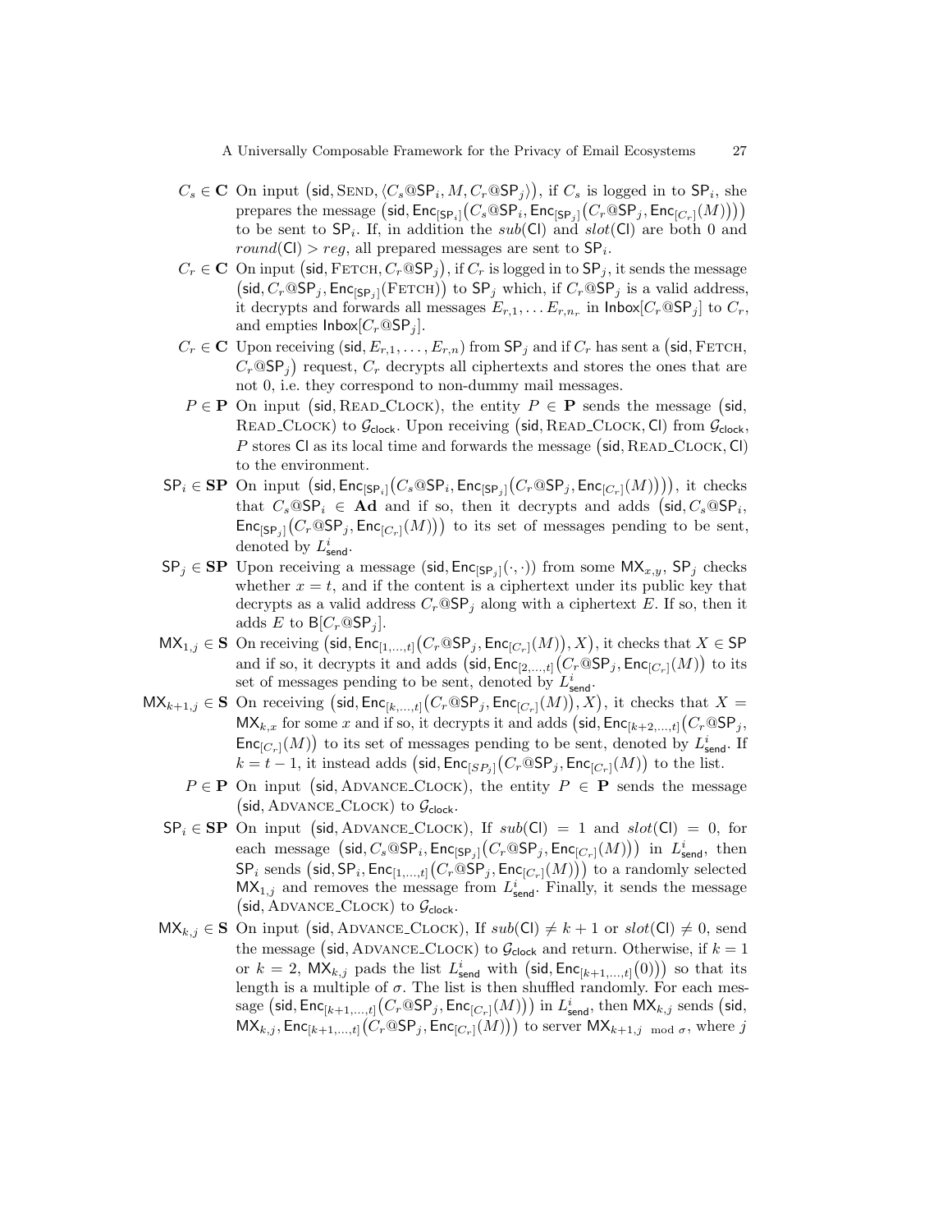- $C_s \in \mathbf{C}$ On input $(\mathsf{sid}, \text{SEND}, \langle C_s@\mathsf{SP}_i, M, C_r@\mathsf{SP}_j\rangle)$, if $C_s$ is logged in to $\mathsf{SP}_i$, she prepares the message $(\mathsf{sid}, \mathsf{Enc}_{[\mathsf{SP}_i]}(C_s@\mathsf{SP}_i, \mathsf{Enc}_{[\mathsf{SP}_j]}(C_r@\mathsf{SP}_j, \mathsf{Enc}_{[C_r]}(M))))$ to be sent to $\mathsf{SP}_i$. If, in addition the $sub(\mathsf{Cl})$ and $slot(\mathsf{Cl})$ are both 0 and $round(\mathsf{Cl}) > reg$, all prepared messages are sent to $\mathsf{SP}_i$.
- $C_r \in \mathbf{C}$ On input $(\mathsf{sid}, \text{FETCH}, C_r@\mathsf{SP}_j)$, if $C_r$ is logged in to $\mathsf{SP}_j$, it sends the message $(\mathsf{sid}, C_r@\mathsf{SP}_j, \mathsf{Enc}_{[\mathsf{SP}_j]}(\text{FETCH}))$ to $\mathsf{SP}_j$ which, if $C_r@\mathsf{SP}_j$ is a valid address, it decrypts and forwards all messages $E_{r,1}, \ldots E_{r,n_r}$ in $\mathsf{Inbox}[C_r@\mathsf{SP}_j]$ to $C_r$, and empties $\mathsf{Inbox}[C_r@\mathsf{SP}_j]$.
- $C_r \in \mathbf{C}$ Upon receiving $(\mathsf{sid}, E_{r,1}, \ldots, E_{r,n})$ from $\mathsf{SP}_j$ and if $C_r$ has sent a $(\mathsf{sid}, \text{FETCH}, C_r@\mathsf{SP}_j)$ request, $C_r$ decrypts all ciphertexts and stores the ones that are not 0, i.e. they correspond to non-dummy mail messages.
- $P \in \mathbf{P}$ On input $(\mathsf{sid}, \text{READ\_CLOCK})$, the entity $P \in \mathbf{P}$ sends the message $(\mathsf{sid}, \text{READ\_CLOCK})$ to $\mathcal{G}_{\mathsf{clock}}$. Upon receiving $(\mathsf{sid}, \text{READ\_CLOCK}, \mathsf{Cl})$ from $\mathcal{G}_{\mathsf{clock}}$, $P$ stores $\mathsf{Cl}$ as its local time and forwards the message $(\mathsf{sid}, \text{READ\_CLOCK}, \mathsf{Cl})$ to the environment.
- $\mathsf{SP}_i \in \mathbf{SP}$ On input $(\mathsf{sid}, \mathsf{Enc}_{[\mathsf{SP}_i]}(C_s@\mathsf{SP}_i, \mathsf{Enc}_{[\mathsf{SP}_j]}(C_r@\mathsf{SP}_j, \mathsf{Enc}_{[C_r]}(M))))$, it checks that $C_s@\mathsf{SP}_i \in \mathbf{Ad}$ and if so, then it decrypts and adds $(\mathsf{sid}, C_s@\mathsf{SP}_i, \mathsf{Enc}_{[\mathsf{SP}_j]}(C_r@\mathsf{SP}_j, \mathsf{Enc}_{[C_r]}(M)))$ to its set of messages pending to be sent, denoted by $L^i_{\mathsf{send}}$.
- $\mathsf{SP}_j \in \mathbf{SP}$ Upon receiving a message $(\mathsf{sid}, \mathsf{Enc}_{[\mathsf{SP}_j]}(\cdot,\cdot))$ from some $\mathsf{MX}_{x,y}$, $\mathsf{SP}_j$ checks whether $x = t$, and if the content is a ciphertext under its public key that decrypts as a valid address $C_r@\mathsf{SP}_j$ along with a ciphertext $E$. If so, then it adds $E$ to $\mathsf{B}[C_r@\mathsf{SP}_j]$.
- $\mathsf{MX}_{1,j} \in \mathbf{S}$ On receiving $(\mathsf{sid}, \mathsf{Enc}_{[1,\ldots,t]}(C_r@\mathsf{SP}_j, \mathsf{Enc}_{[C_r]}(M)), X)$, it checks that $X \in \mathsf{SP}$ and if so, it decrypts it and adds $(\mathsf{sid}, \mathsf{Enc}_{[2,\ldots,t]}(C_r@\mathsf{SP}_j, \mathsf{Enc}_{[C_r]}(M))$ to its set of messages pending to be sent, denoted by $L^i_{\mathsf{send}}$.
- $\mathsf{MX}_{k+1,j} \in \mathbf{S}$ On receiving $(\mathsf{sid}, \mathsf{Enc}_{[k,\ldots,t]}(C_r@\mathsf{SP}_j, \mathsf{Enc}_{[C_r]}(M)), X)$, it checks that $X = \mathsf{MX}_{k,x}$ for some $x$ and if so, it decrypts it and adds $(\mathsf{sid}, \mathsf{Enc}_{[k+2,\ldots,t]}(C_r@\mathsf{SP}_j, \mathsf{Enc}_{[C_r]}(M))$ to its set of messages pending to be sent, denoted by $L^i_{\mathsf{send}}$. If $k = t-1$, it instead adds $(\mathsf{sid}, \mathsf{Enc}_{[SP_j]}(C_r@\mathsf{SP}_j, \mathsf{Enc}_{[C_r]}(M))$ to the list.
- $P \in \mathbf{P}$ On input $(\mathsf{sid}, \text{ADVANCE\_CLOCK})$, the entity $P \in \mathbf{P}$ sends the message $(\mathsf{sid}, \text{ADVANCE\_CLOCK})$ to $\mathcal{G}_{\mathsf{clock}}$.
- $\mathsf{SP}_i \in \mathbf{SP}$ On input $(\mathsf{sid}, \text{ADVANCE\_CLOCK})$, If $sub(\mathsf{Cl}) = 1$ and $slot(\mathsf{Cl}) = 0$, for each message $(\mathsf{sid}, C_s@\mathsf{SP}_i, \mathsf{Enc}_{[\mathsf{SP}_j]}(C_r@\mathsf{SP}_j, \mathsf{Enc}_{[C_r]}(M)))$ in $L^i_{\mathsf{send}}$, then $\mathsf{SP}_i$ sends $(\mathsf{sid}, \mathsf{SP}_i, \mathsf{Enc}_{[1,\ldots,t]}(C_r@\mathsf{SP}_j, \mathsf{Enc}_{[C_r]}(M)))$ to a randomly selected $\mathsf{MX}_{1,j}$ and removes the message from $L^i_{\mathsf{send}}$. Finally, it sends the message $(\mathsf{sid}, \text{ADVANCE\_CLOCK})$ to $\mathcal{G}_{\mathsf{clock}}$.
- $\mathsf{MX}_{k,j} \in \mathbf{S}$ On input $(\mathsf{sid}, \text{ADVANCE\_CLOCK})$, If $sub(\mathsf{Cl}) \neq k+1$ or $slot(\mathsf{Cl}) \neq 0$, send the message $(\mathsf{sid}, \text{ADVANCE\_CLOCK})$ to $\mathcal{G}_{\mathsf{clock}}$ and return. Otherwise, if $k = 1$ or $k = 2$, $\mathsf{MX}_{k,j}$ pads the list $L^i_{\mathsf{send}}$ with $(\mathsf{sid}, \mathsf{Enc}_{[k+1,\ldots,t]}(0)))$ so that its length is a multiple of $\sigma$. The list is then shuffled randomly. For each message $(\mathsf{sid}, \mathsf{Enc}_{[k+1,\ldots,t]}(C_r@\mathsf{SP}_j, \mathsf{Enc}_{[C_r]}(M)))$ in $L^i_{\mathsf{send}}$, then $\mathsf{MX}_{k,j}$ sends $(\mathsf{sid}, \mathsf{MX}_{k,j}, \mathsf{Enc}_{[k+1,\ldots,t]}(C_r@\mathsf{SP}_j, \mathsf{Enc}_{[C_r]}(M)))$ to server $\mathsf{MX}_{k+1,j \mod \sigma}$, where $j$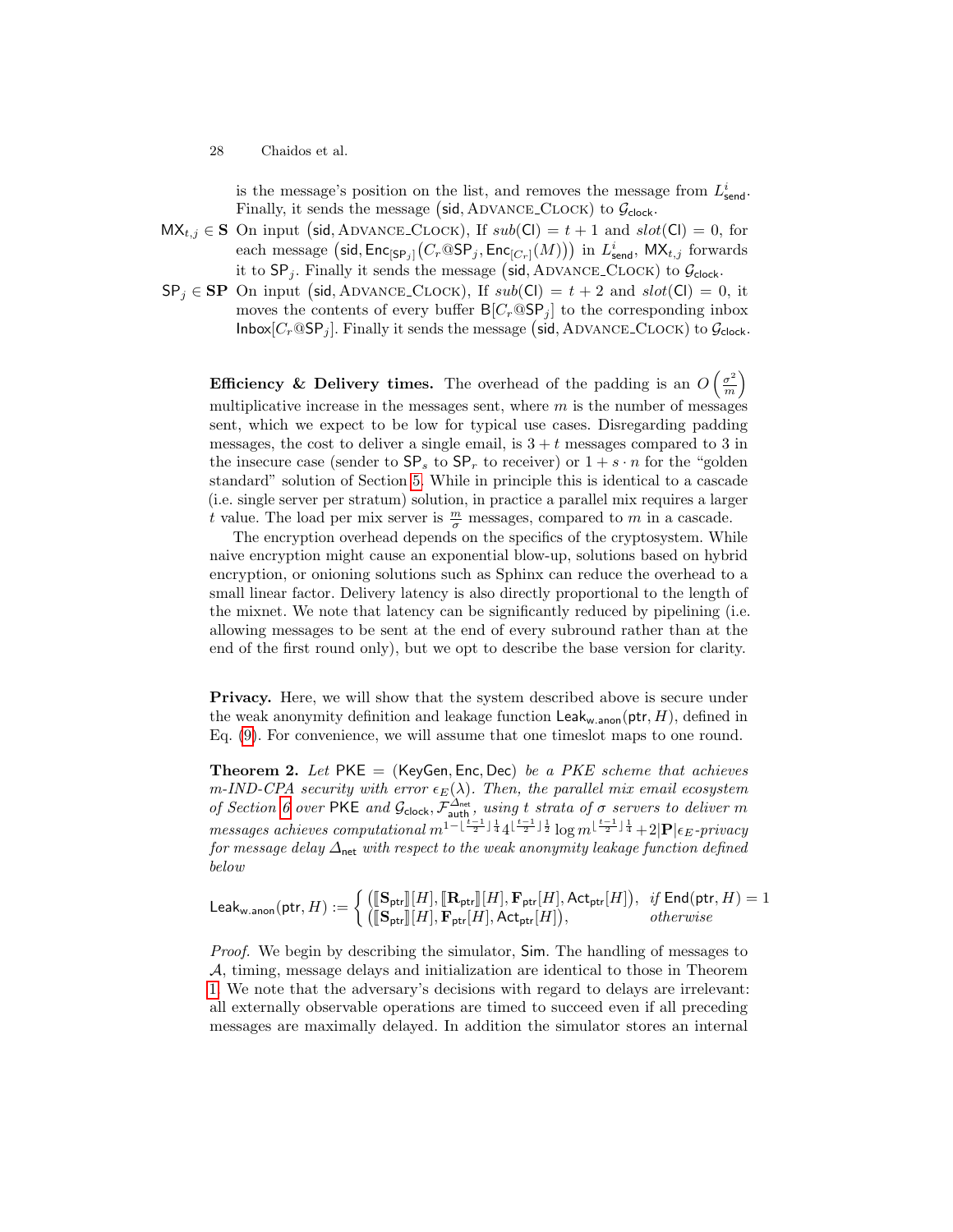is the message's position on the list, and removes the message from $L^i_{\mathsf{send}}$. Finally, it sends the message $(\mathsf{sid}, \text{ADVANCE\_CLOCK})$ to $\mathcal{G}_{\mathsf{clock}}$.

$\mathsf{MX}_{t,j} \in \mathbf{S}$ On input $(\mathsf{sid}, \text{ADVANCE\_CLOCK})$, If $sub(\mathsf{Cl}) = t+1$ and $slot(\mathsf{Cl}) = 0$, for each message $(\mathsf{sid}, \mathsf{Enc}_{[\mathsf{SP}_j]}(C_r@\mathsf{SP}_j, \mathsf{Enc}_{[C_r]}(M)))$ in $L^i_{\mathsf{send}}$, $\mathsf{MX}_{t,j}$ forwards it to $\mathsf{SP}_j$. Finally it sends the message $(\mathsf{sid}, \text{ADVANCE\_CLOCK})$ to $\mathcal{G}_{\mathsf{clock}}$.

$\mathsf{SP}_j \in \mathbf{SP}$ On input $(\mathsf{sid}, \text{ADVANCE\_CLOCK})$, If $sub(\mathsf{Cl}) = t+2$ and $slot(\mathsf{Cl}) = 0$, it moves the contents of every buffer $\mathsf{B}[C_r@\mathsf{SP}_j]$ to the corresponding inbox $\mathsf{Inbox}[C_r@\mathsf{SP}_j]$. Finally it sends the message $(\mathsf{sid}, \text{ADVANCE\_CLOCK})$ to $\mathcal{G}_{\mathsf{clock}}$.

**Efficiency & Delivery times.** The overhead of the padding is an $O\left(\frac{\sigma^2}{m}\right)$ multiplicative increase in the messages sent, where $m$ is the number of messages sent, which we expect to be low for typical use cases. Disregarding padding messages, the cost to deliver a single email, is $3+t$ messages compared to 3 in the insecure case (sender to $\mathsf{SP}_s$ to $\mathsf{SP}_r$ to receiver) or $1 + s \cdot n$ for the "golden standard" solution of Section 5. While in principle this is identical to a cascade (i.e. single server per stratum) solution, in practice a parallel mix requires a larger $t$ value. The load per mix server is $\frac{m}{\sigma}$ messages, compared to $m$ in a cascade.

The encryption overhead depends on the specifics of the cryptosystem. While naive encryption might cause an exponential blow-up, solutions based on hybrid encryption, or onioning solutions such as Sphinx can reduce the overhead to a small linear factor. Delivery latency is also directly proportional to the length of the mixnet. We note that latency can be significantly reduced by pipelining (i.e. allowing messages to be sent at the end of every subround rather than at the end of the first round only), but we opt to describe the base version for clarity.

**Privacy.** Here, we will show that the system described above is secure under the weak anonymity definition and leakage function $\mathsf{Leak}_{\mathsf{w.anon}}(\mathsf{ptr}, H)$, defined in Eq. (9). For convenience, we will assume that one timeslot maps to one round.

**Theorem 2.** *Let* $\mathsf{PKE} = (\mathsf{KeyGen}, \mathsf{Enc}, \mathsf{Dec})$ *be a PKE scheme that achieves m-IND-CPA security with error* $\epsilon_E(\lambda)$*. Then, the parallel mix email ecosystem of Section 6 over* $\mathsf{PKE}$ *and* $\mathcal{G}_{\mathsf{clock}}, \mathcal{F}^{\Delta_{\mathsf{net}}}_{\mathsf{auth}}$*, using $t$ strata of $\sigma$ servers to deliver $m$ messages achieves computational* $m^{1-\lfloor\frac{t-1}{2}\rfloor\frac{1}{4}}4^{\lfloor\frac{t-1}{2}\rfloor\frac{1}{2}}\log m^{\lfloor\frac{t-1}{2}\rfloor\frac{1}{4}} + 2|\mathbf{P}|\epsilon_E$*-privacy for message delay* $\Delta_{\mathsf{net}}$ *with respect to the weak anonymity leakage function defined below*

$$\mathsf{Leak}_{\mathsf{w.anon}}(\mathsf{ptr}, H) := \begin{cases} \left(\llbracket \mathbf{S}_{\mathsf{ptr}} \rrbracket[H], \llbracket \mathbf{R}_{\mathsf{ptr}} \rrbracket[H], \mathbf{F}_{\mathsf{ptr}}[H], \mathsf{Act}_{\mathsf{ptr}}[H]\right), & \text{if } \mathsf{End}(\mathsf{ptr}, H) = 1 \\ \left(\llbracket \mathbf{S}_{\mathsf{ptr}} \rrbracket[H], \mathbf{F}_{\mathsf{ptr}}[H], \mathsf{Act}_{\mathsf{ptr}}[H]\right), & \text{otherwise} \end{cases}$$

*Proof.* We begin by describing the simulator, $\mathsf{Sim}$. The handling of messages to $\mathcal{A}$, timing, message delays and initialization are identical to those in Theorem 1. We note that the adversary's decisions with regard to delays are irrelevant: all externally observable operations are timed to succeed even if all preceding messages are maximally delayed. In addition the simulator stores an internal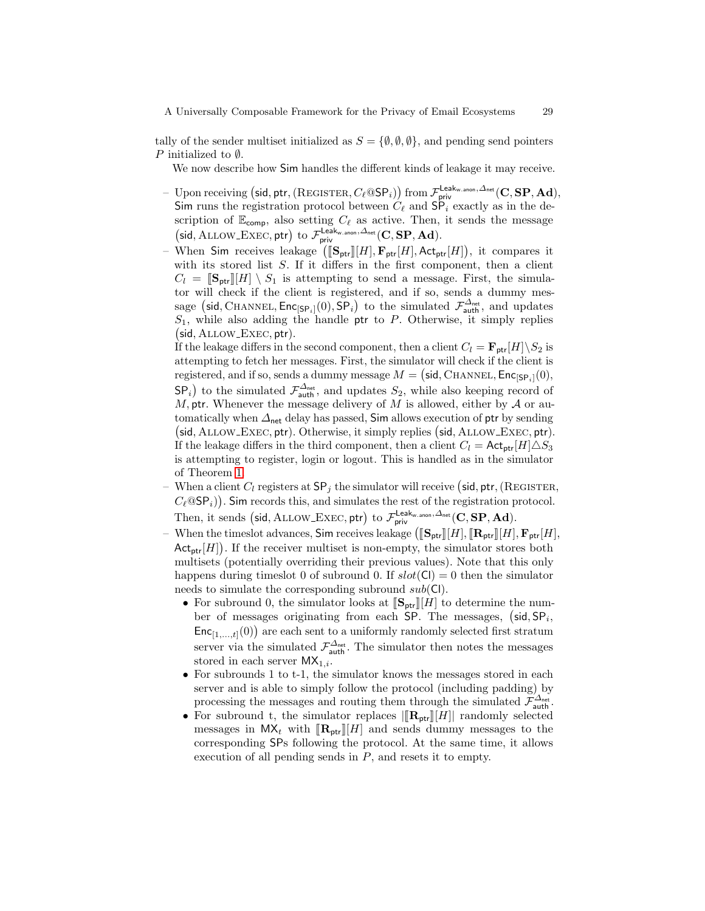tally of the sender multiset initialized as $S = \{\emptyset, \emptyset, \emptyset\}$, and pending send pointers $P$ initialized to $\emptyset$.

We now describe how Sim handles the different kinds of leakage it may receive.

- Upon receiving $(\mathsf{sid}, \mathsf{ptr}, (\text{REGISTER}, C_\ell@\mathsf{SP}_i))$ from $\mathcal{F}_{\mathsf{priv}}^{\mathsf{Leak}_{\mathsf{w.anon}}, \Delta_{\mathsf{net}}}(\mathbf{C}, \mathbf{SP}, \mathbf{Ad})$, Sim runs the registration protocol between $C_\ell$ and $\mathsf{SP}_i$ exactly as in the description of $\mathbb{E}_{\mathsf{comp}}$, also setting $C_\ell$ as active. Then, it sends the message $(\mathsf{sid}, \text{ALLOW\_EXEC}, \mathsf{ptr})$ to $\mathcal{F}_{\mathsf{priv}}^{\mathsf{Leak}_{\mathsf{w.anon}}, \Delta_{\mathsf{net}}}(\mathbf{C}, \mathbf{SP}, \mathbf{Ad})$.
- When Sim receives leakage $(\llbracket \mathbf{S}_{\mathsf{ptr}} \rrbracket[H], \mathbf{F}_{\mathsf{ptr}}[H], \mathsf{Act}_{\mathsf{ptr}}[H])$, it compares it with its stored list $S$. If it differs in the first component, then a client $C_l = \llbracket \mathbf{S}_{\mathsf{ptr}} \rrbracket[H] \setminus S_1$ is attempting to send a message. First, the simulator will check if the client is registered, and if so, sends a dummy message $(\mathsf{sid}, \text{CHANNEL}, \mathsf{Enc}_{[\mathsf{SP}_i]}(0), \mathsf{SP}_i)$ to the simulated $\mathcal{F}_{\mathsf{auth}}^{\Delta_{\mathsf{net}}}$, and updates $S_1$, while also adding the handle $\mathsf{ptr}$ to $P$. Otherwise, it simply replies $(\mathsf{sid}, \text{ALLOW\_EXEC}, \mathsf{ptr})$.
  If the leakage differs in the second component, then a client $C_l = \mathbf{F}_{\mathsf{ptr}}[H] \setminus S_2$ is attempting to fetch her messages. First, the simulator will check if the client is registered, and if so, sends a dummy message $M = (\mathsf{sid}, \text{CHANNEL}, \mathsf{Enc}_{[\mathsf{SP}_i]}(0), \mathsf{SP}_i)$ to the simulated $\mathcal{F}_{\mathsf{auth}}^{\Delta_{\mathsf{net}}}$, and updates $S_2$, while also keeping record of $M, \mathsf{ptr}$. Whenever the message delivery of $M$ is allowed, either by $\mathcal{A}$ or automatically when $\Delta_{\mathsf{net}}$ delay has passed, Sim allows execution of $\mathsf{ptr}$ by sending $(\mathsf{sid}, \text{ALLOW\_EXEC}, \mathsf{ptr})$. Otherwise, it simply replies $(\mathsf{sid}, \text{ALLOW\_EXEC}, \mathsf{ptr})$.
  If the leakage differs in the third component, then a client $C_l = \mathsf{Act}_{\mathsf{ptr}}[H] \triangle S_3$ is attempting to register, login or logout. This is handled as in the simulator of Theorem 1.
- When a client $C_l$ registers at $\mathsf{SP}_j$ the simulator will receive $(\mathsf{sid}, \mathsf{ptr}, (\text{REGISTER}, C_\ell@\mathsf{SP}_i))$. Sim records this, and simulates the rest of the registration protocol. Then, it sends $(\mathsf{sid}, \text{ALLOW\_EXEC}, \mathsf{ptr})$ to $\mathcal{F}_{\mathsf{priv}}^{\mathsf{Leak}_{\mathsf{w.anon}}, \Delta_{\mathsf{net}}}(\mathbf{C}, \mathbf{SP}, \mathbf{Ad})$.
- When the timeslot advances, Sim receives leakage $(\llbracket \mathbf{S}_{\mathsf{ptr}} \rrbracket[H], \llbracket \mathbf{R}_{\mathsf{ptr}} \rrbracket[H], \mathbf{F}_{\mathsf{ptr}}[H], \mathsf{Act}_{\mathsf{ptr}}[H])$. If the receiver multiset is non-empty, the simulator stores both multisets (potentially overriding their previous values). Note that this only happens during timeslot 0 of subround 0. If $slot(\mathsf{Cl}) = 0$ then the simulator needs to simulate the corresponding subround $sub(\mathsf{Cl})$.
  - For subround 0, the simulator looks at $\llbracket \mathbf{S}_{\mathsf{ptr}} \rrbracket[H]$ to determine the number of messages originating from each SP. The messages, $(\mathsf{sid}, \mathsf{SP}_i, \mathsf{Enc}_{[1,\ldots,t]}(0))$ are each sent to a uniformly randomly selected first stratum server via the simulated $\mathcal{F}_{\mathsf{auth}}^{\Delta_{\mathsf{net}}}$. The simulator then notes the messages stored in each server $\mathsf{MX}_{1,i}$.
  - For subrounds 1 to t-1, the simulator knows the messages stored in each server and is able to simply follow the protocol (including padding) by processing the messages and routing them through the simulated $\mathcal{F}_{\mathsf{auth}}^{\Delta_{\mathsf{net}}}$.
  - For subround t, the simulator replaces $|\llbracket \mathbf{R}_{\mathsf{ptr}} \rrbracket[H]|$ randomly selected messages in $\mathsf{MX}_t$ with $\llbracket \mathbf{R}_{\mathsf{ptr}} \rrbracket[H]$ and sends dummy messages to the corresponding SPs following the protocol. At the same time, it allows execution of all pending sends in $P$, and resets it to empty.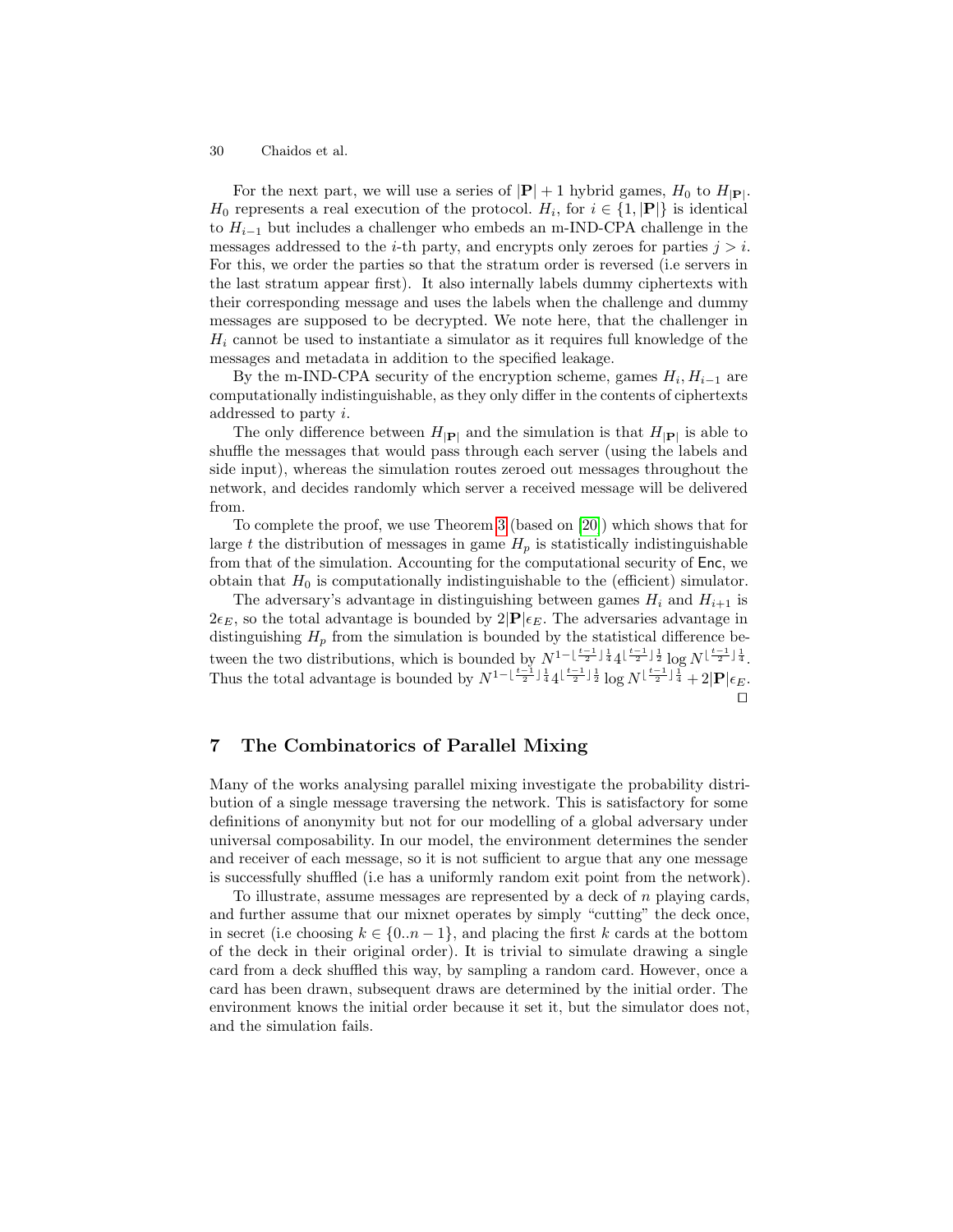For the next part, we will use a series of $|\mathbf{P}|+1$ hybrid games, $H_0$ to $H_{|\mathbf{P}|}$. $H_0$ represents a real execution of the protocol. $H_i$, for $i \in \{1, |\mathbf{P}|\}$ is identical to $H_{i-1}$ but includes a challenger who embeds an m-IND-CPA challenge in the messages addressed to the $i$-th party, and encrypts only zeroes for parties $j > i$. For this, we order the parties so that the stratum order is reversed (i.e servers in the last stratum appear first). It also internally labels dummy ciphertexts with their corresponding message and uses the labels when the challenge and dummy messages are supposed to be decrypted. We note here, that the challenger in $H_i$ cannot be used to instantiate a simulator as it requires full knowledge of the messages and metadata in addition to the specified leakage.

By the m-IND-CPA security of the encryption scheme, games $H_i, H_{i-1}$ are computationally indistinguishable, as they only differ in the contents of ciphertexts addressed to party $i$.

The only difference between $H_{|\mathbf{P}|}$ and the simulation is that $H_{|\mathbf{P}|}$ is able to shuffle the messages that would pass through each server (using the labels and side input), whereas the simulation routes zeroed out messages throughout the network, and decides randomly which server a received message will be delivered from.

To complete the proof, we use Theorem 3 (based on [20]) which shows that for large $t$ the distribution of messages in game $H_p$ is statistically indistinguishable from that of the simulation. Accounting for the computational security of $\mathsf{Enc}$, we obtain that $H_0$ is computationally indistinguishable to the (efficient) simulator.

The adversary's advantage in distinguishing between games $H_i$ and $H_{i+1}$ is $2\epsilon_E$, so the total advantage is bounded by $2|\mathbf{P}|\epsilon_E$. The adversaries advantage in distinguishing $H_p$ from the simulation is bounded by the statistical difference between the two distributions, which is bounded by $N^{1-\lfloor\frac{t-1}{2}\rfloor\frac{1}{4}} 4^{\lfloor\frac{t-1}{2}\rfloor\frac{1}{2}} \log N^{\lfloor\frac{t-1}{2}\rfloor\frac{1}{4}}$. Thus the total advantage is bounded by $N^{1-\lfloor\frac{t-1}{2}\rfloor\frac{1}{4}} 4^{\lfloor\frac{t-1}{2}\rfloor\frac{1}{2}} \log N^{\lfloor\frac{t-1}{2}\rfloor\frac{1}{4}} + 2|\mathbf{P}|\epsilon_E$. □

## 7 The Combinatorics of Parallel Mixing

Many of the works analysing parallel mixing investigate the probability distribution of a single message traversing the network. This is satisfactory for some definitions of anonymity but not for our modelling of a global adversary under universal composability. In our model, the environment determines the sender and receiver of each message, so it is not sufficient to argue that any one message is successfully shuffled (i.e has a uniformly random exit point from the network).

To illustrate, assume messages are represented by a deck of $n$ playing cards, and further assume that our mixnet operates by simply "cutting" the deck once, in secret (i.e choosing $k \in \{0..n-1\}$, and placing the first $k$ cards at the bottom of the deck in their original order). It is trivial to simulate drawing a single card from a deck shuffled this way, by sampling a random card. However, once a card has been drawn, subsequent draws are determined by the initial order. The environment knows the initial order because it set it, but the simulator does not, and the simulation fails.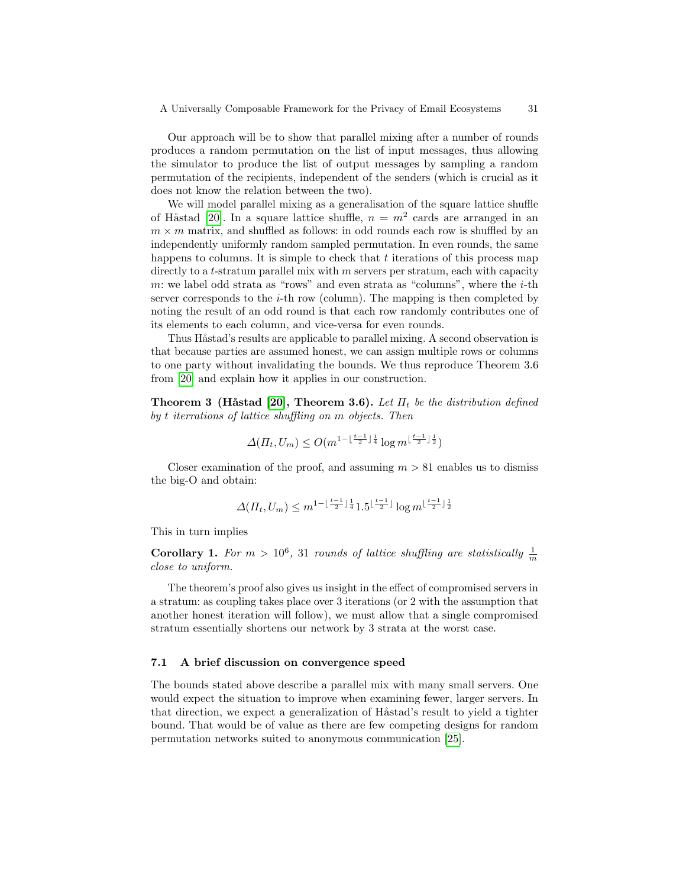Our approach will be to show that parallel mixing after a number of rounds produces a random permutation on the list of input messages, thus allowing the simulator to produce the list of output messages by sampling a random permutation of the recipients, independent of the senders (which is crucial as it does not know the relation between the two).

We will model parallel mixing as a generalisation of the square lattice shuffle of Håstad [20]. In a square lattice shuffle, $n = m^2$ cards are arranged in an $m \times m$ matrix, and shuffled as follows: in odd rounds each row is shuffled by an independently uniformly random sampled permutation. In even rounds, the same happens to columns. It is simple to check that $t$ iterations of this process map directly to a $t$-stratum parallel mix with $m$ servers per stratum, each with capacity $m$: we label odd strata as "rows" and even strata as "columns", where the $i$-th server corresponds to the $i$-th row (column). The mapping is then completed by noting the result of an odd round is that each row randomly contributes one of its elements to each column, and vice-versa for even rounds.

Thus Håstad's results are applicable to parallel mixing. A second observation is that because parties are assumed honest, we can assign multiple rows or columns to one party without invalidating the bounds. We thus reproduce Theorem 3.6 from [20] and explain how it applies in our construction.

**Theorem 3 (Håstad [20], Theorem 3.6).** *Let $\Pi_t$ be the distribution defined by $t$ iterrations of lattice shuffling on $m$ objects. Then*

$$\Delta(\Pi_t, U_m) \leq O(m^{1-\lfloor \frac{t-1}{2} \rfloor \frac{1}{4}} \log m^{\lfloor \frac{t-1}{2} \rfloor \frac{1}{2}})$$

Closer examination of the proof, and assuming $m > 81$ enables us to dismiss the big-O and obtain:

$$\Delta(\Pi_t, U_m) \leq m^{1-\lfloor \frac{t-1}{2} \rfloor \frac{1}{4}} 1.5^{\lfloor \frac{t-1}{2} \rfloor} \log m^{\lfloor \frac{t-1}{2} \rfloor \frac{1}{2}}$$

This in turn implies

**Corollary 1.** *For $m > 10^6$, 31 rounds of lattice shuffling are statistically $\frac{1}{m}$ close to uniform.*

The theorem's proof also gives us insight in the effect of compromised servers in a stratum: as coupling takes place over 3 iterations (or 2 with the assumption that another honest iteration will follow), we must allow that a single compromised stratum essentially shortens our network by 3 strata at the worst case.

### 7.1 A brief discussion on convergence speed

The bounds stated above describe a parallel mix with many small servers. One would expect the situation to improve when examining fewer, larger servers. In that direction, we expect a generalization of Håstad's result to yield a tighter bound. That would be of value as there are few competing designs for random permutation networks suited to anonymous communication [25].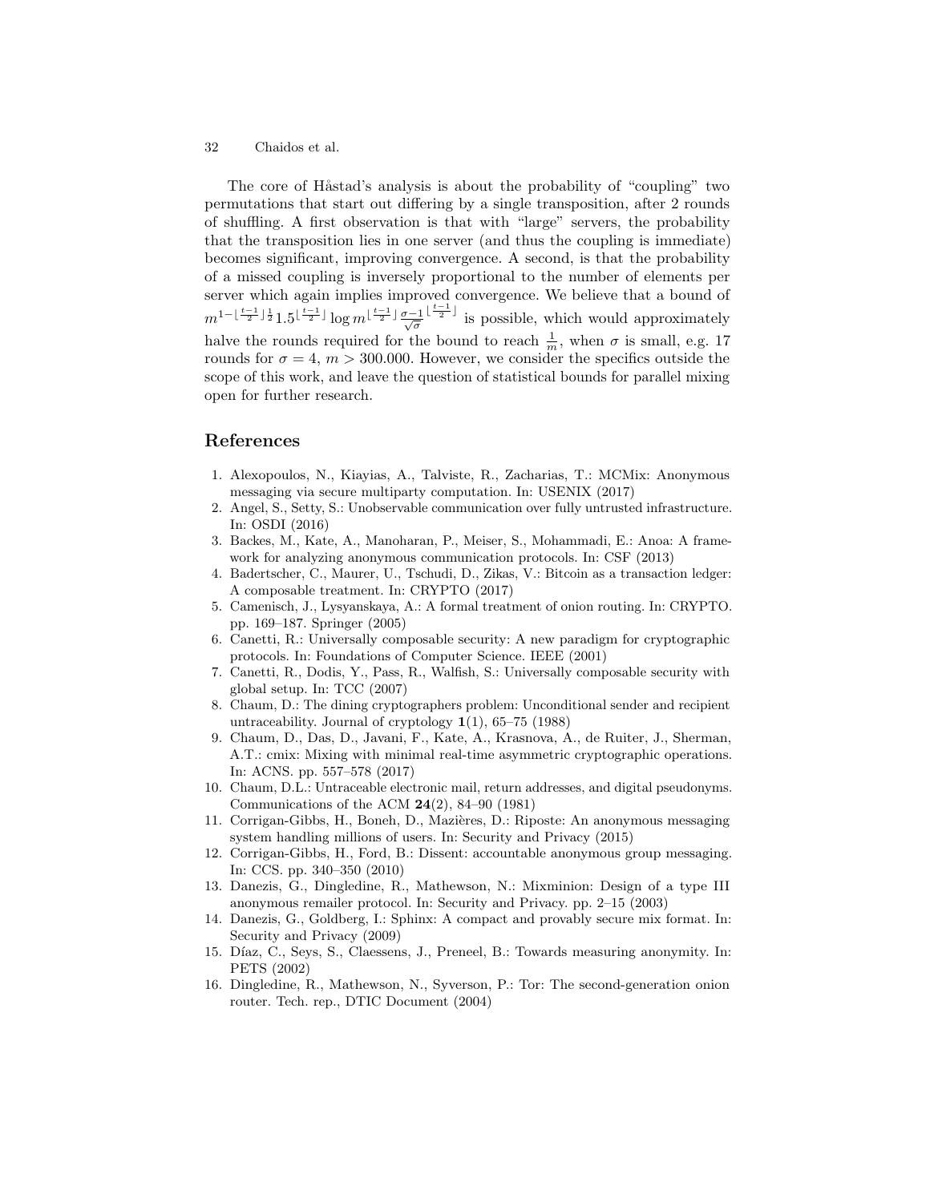The core of Håstad's analysis is about the probability of "coupling" two permutations that start out differing by a single transposition, after 2 rounds of shuffling. A first observation is that with "large" servers, the probability that the transposition lies in one server (and thus the coupling is immediate) becomes significant, improving convergence. A second, is that the probability of a missed coupling is inversely proportional to the number of elements per server which again implies improved convergence. We believe that a bound of $m^{1-\lfloor\frac{t-1}{2}\rfloor\frac{1}{2}}1.5^{\lfloor\frac{t-1}{2}\rfloor}\log m^{\lfloor\frac{t-1}{2}\rfloor}\frac{\sigma-1}{\sqrt{\sigma}}^{\lfloor\frac{t-1}{2}\rfloor}$ is possible, which would approximately halve the rounds required for the bound to reach $\frac{1}{m}$, when $\sigma$ is small, e.g. 17 rounds for $\sigma = 4$, $m > 300.000$. However, we consider the specifics outside the scope of this work, and leave the question of statistical bounds for parallel mixing open for further research.

## References

1. Alexopoulos, N., Kiayias, A., Talviste, R., Zacharias, T.: MCMix: Anonymous messaging via secure multiparty computation. In: USENIX (2017)
2. Angel, S., Setty, S.: Unobservable communication over fully untrusted infrastructure. In: OSDI (2016)
3. Backes, M., Kate, A., Manoharan, P., Meiser, S., Mohammadi, E.: Anoa: A framework for analyzing anonymous communication protocols. In: CSF (2013)
4. Badertscher, C., Maurer, U., Tschudi, D., Zikas, V.: Bitcoin as a transaction ledger: A composable treatment. In: CRYPTO (2017)
5. Camenisch, J., Lysyanskaya, A.: A formal treatment of onion routing. In: CRYPTO. pp. 169–187. Springer (2005)
6. Canetti, R.: Universally composable security: A new paradigm for cryptographic protocols. In: Foundations of Computer Science. IEEE (2001)
7. Canetti, R., Dodis, Y., Pass, R., Walfish, S.: Universally composable security with global setup. In: TCC (2007)
8. Chaum, D.: The dining cryptographers problem: Unconditional sender and recipient untraceability. Journal of cryptology **1**(1), 65–75 (1988)
9. Chaum, D., Das, D., Javani, F., Kate, A., Krasnova, A., de Ruiter, J., Sherman, A.T.: cmix: Mixing with minimal real-time asymmetric cryptographic operations. In: ACNS. pp. 557–578 (2017)
10. Chaum, D.L.: Untraceable electronic mail, return addresses, and digital pseudonyms. Communications of the ACM **24**(2), 84–90 (1981)
11. Corrigan-Gibbs, H., Boneh, D., Mazières, D.: Riposte: An anonymous messaging system handling millions of users. In: Security and Privacy (2015)
12. Corrigan-Gibbs, H., Ford, B.: Dissent: accountable anonymous group messaging. In: CCS. pp. 340–350 (2010)
13. Danezis, G., Dingledine, R., Mathewson, N.: Mixminion: Design of a type III anonymous remailer protocol. In: Security and Privacy. pp. 2–15 (2003)
14. Danezis, G., Goldberg, I.: Sphinx: A compact and provably secure mix format. In: Security and Privacy (2009)
15. Díaz, C., Seys, S., Claessens, J., Preneel, B.: Towards measuring anonymity. In: PETS (2002)
16. Dingledine, R., Mathewson, N., Syverson, P.: Tor: The second-generation onion router. Tech. rep., DTIC Document (2004)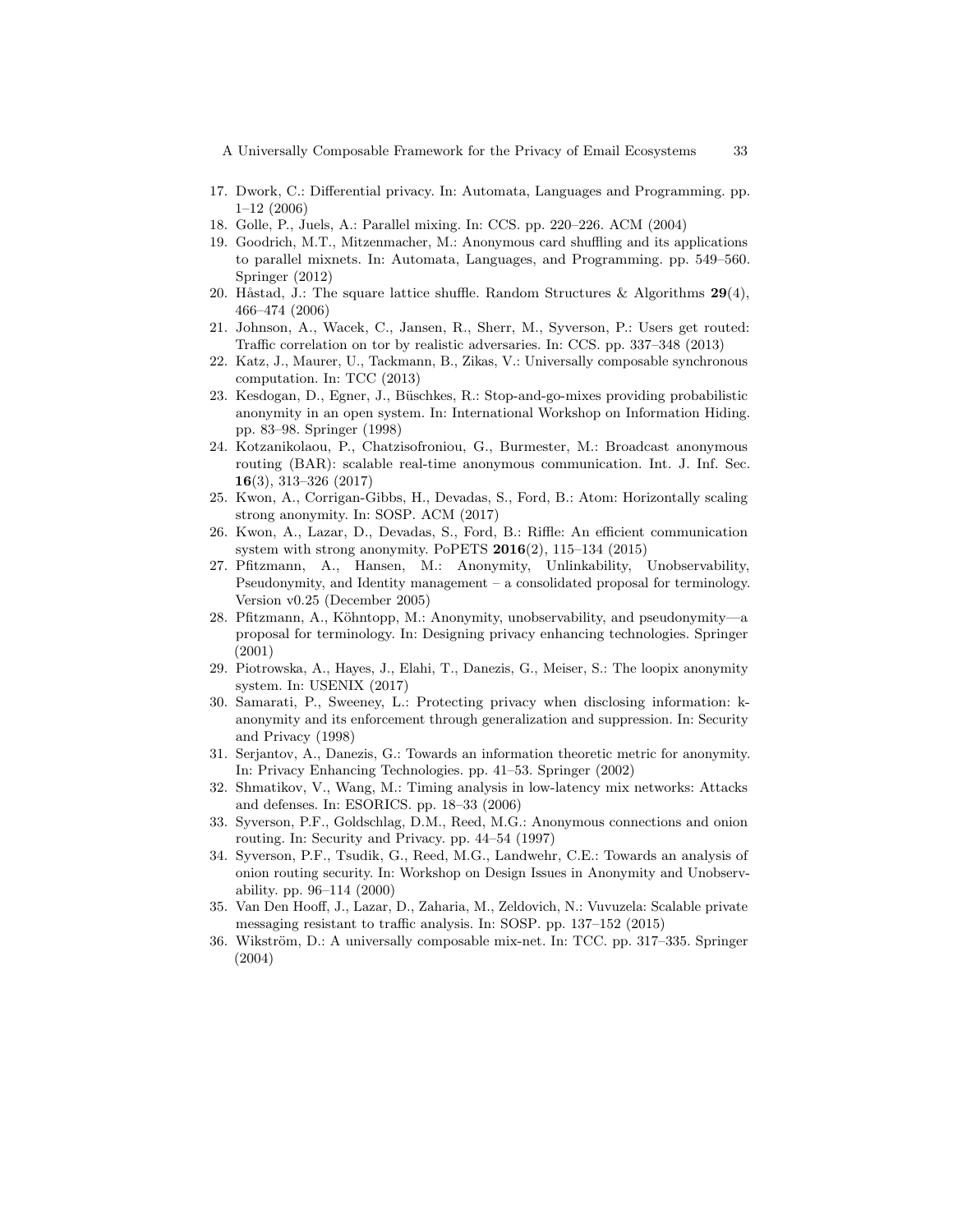17. Dwork, C.: Differential privacy. In: Automata, Languages and Programming. pp. 1–12 (2006)
18. Golle, P., Juels, A.: Parallel mixing. In: CCS. pp. 220–226. ACM (2004)
19. Goodrich, M.T., Mitzenmacher, M.: Anonymous card shuffling and its applications to parallel mixnets. In: Automata, Languages, and Programming. pp. 549–560. Springer (2012)
20. Håstad, J.: The square lattice shuffle. Random Structures & Algorithms **29**(4), 466–474 (2006)
21. Johnson, A., Wacek, C., Jansen, R., Sherr, M., Syverson, P.: Users get routed: Traffic correlation on tor by realistic adversaries. In: CCS. pp. 337–348 (2013)
22. Katz, J., Maurer, U., Tackmann, B., Zikas, V.: Universally composable synchronous computation. In: TCC (2013)
23. Kesdogan, D., Egner, J., Büschkes, R.: Stop-and-go-mixes providing probabilistic anonymity in an open system. In: International Workshop on Information Hiding. pp. 83–98. Springer (1998)
24. Kotzanikolaou, P., Chatzisofroniou, G., Burmester, M.: Broadcast anonymous routing (BAR): scalable real-time anonymous communication. Int. J. Inf. Sec. **16**(3), 313–326 (2017)
25. Kwon, A., Corrigan-Gibbs, H., Devadas, S., Ford, B.: Atom: Horizontally scaling strong anonymity. In: SOSP. ACM (2017)
26. Kwon, A., Lazar, D., Devadas, S., Ford, B.: Riffle: An efficient communication system with strong anonymity. PoPETS **2016**(2), 115–134 (2015)
27. Pfitzmann, A., Hansen, M.: Anonymity, Unlinkability, Unobservability, Pseudonymity, and Identity management – a consolidated proposal for terminology. Version v0.25 (December 2005)
28. Pfitzmann, A., Köhntopp, M.: Anonymity, unobservability, and pseudonymity—a proposal for terminology. In: Designing privacy enhancing technologies. Springer (2001)
29. Piotrowska, A., Hayes, J., Elahi, T., Danezis, G., Meiser, S.: The loopix anonymity system. In: USENIX (2017)
30. Samarati, P., Sweeney, L.: Protecting privacy when disclosing information: k-anonymity and its enforcement through generalization and suppression. In: Security and Privacy (1998)
31. Serjantov, A., Danezis, G.: Towards an information theoretic metric for anonymity. In: Privacy Enhancing Technologies. pp. 41–53. Springer (2002)
32. Shmatikov, V., Wang, M.: Timing analysis in low-latency mix networks: Attacks and defenses. In: ESORICS. pp. 18–33 (2006)
33. Syverson, P.F., Goldschlag, D.M., Reed, M.G.: Anonymous connections and onion routing. In: Security and Privacy. pp. 44–54 (1997)
34. Syverson, P.F., Tsudik, G., Reed, M.G., Landwehr, C.E.: Towards an analysis of onion routing security. In: Workshop on Design Issues in Anonymity and Unobservability. pp. 96–114 (2000)
35. Van Den Hooff, J., Lazar, D., Zaharia, M., Zeldovich, N.: Vuvuzela: Scalable private messaging resistant to traffic analysis. In: SOSP. pp. 137–152 (2015)
36. Wikström, D.: A universally composable mix-net. In: TCC. pp. 317–335. Springer (2004)